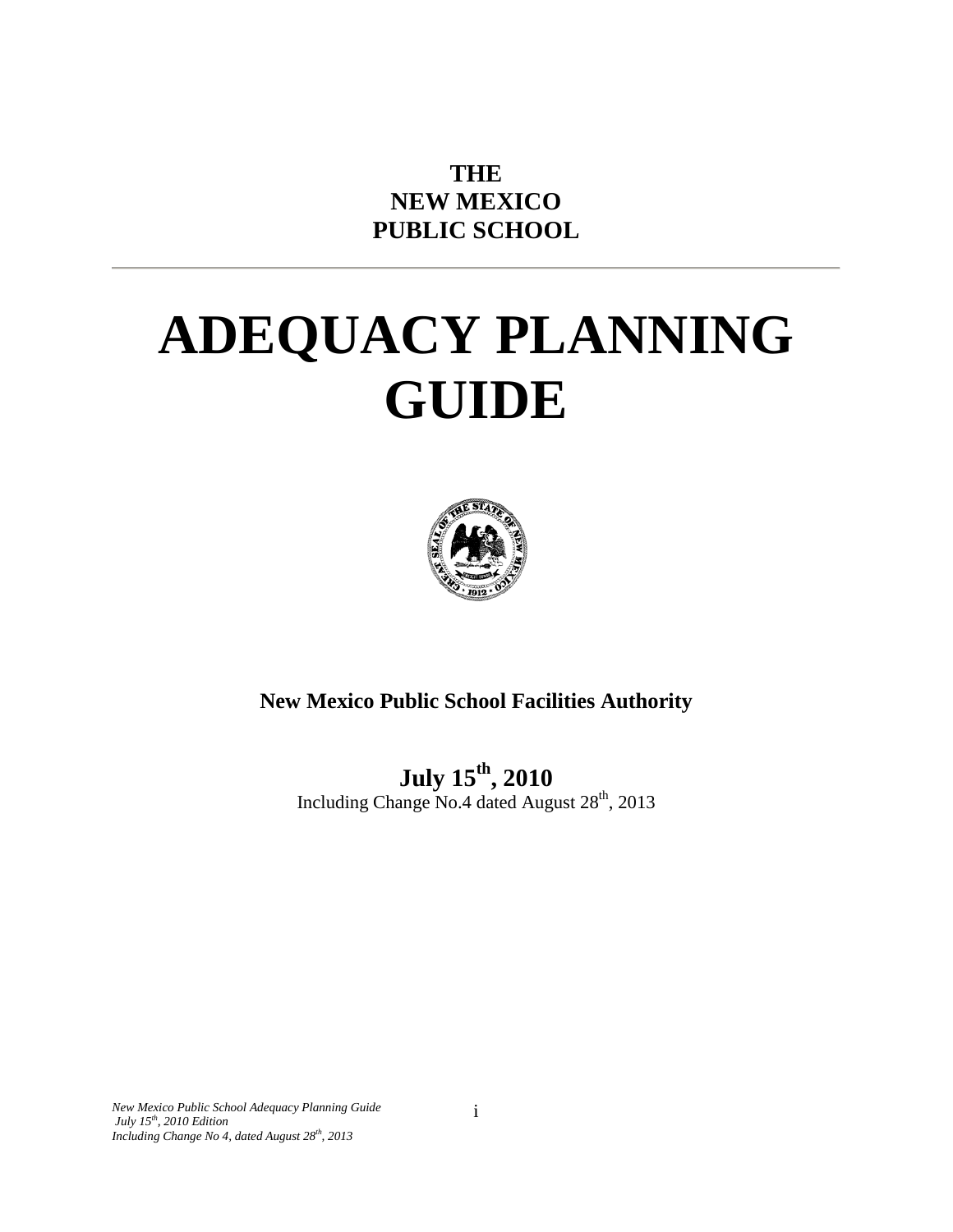**THE**
**NEW MEXICO**
**PUBLIC SCHOOL**

---

# ADEQUACY PLANNING GUIDE

**New Mexico Public School Facilities Authority**

**July 15th, 2010**

Including Change No.4 dated August 28th, 2013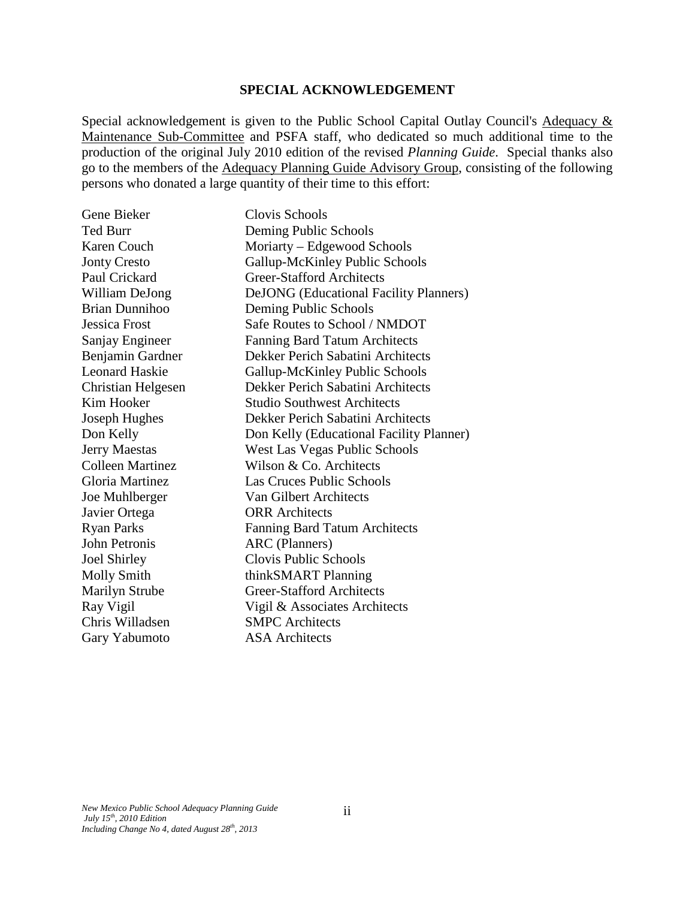## SPECIAL ACKNOWLEDGEMENT

Special acknowledgement is given to the Public School Capital Outlay Council's Adequacy & Maintenance Sub-Committee and PSFA staff, who dedicated so much additional time to the production of the original July 2010 edition of the revised *Planning Guide*. Special thanks also go to the members of the Adequacy Planning Guide Advisory Group, consisting of the following persons who donated a large quantity of their time to this effort:

| | |
|---|---|
| Gene Bieker | Clovis Schools |
| Ted Burr | Deming Public Schools |
| Karen Couch | Moriarty – Edgewood Schools |
| Jonty Cresto | Gallup-McKinley Public Schools |
| Paul Crickard | Greer-Stafford Architects |
| William DeJong | DeJONG (Educational Facility Planners) |
| Brian Dunnihoo | Deming Public Schools |
| Jessica Frost | Safe Routes to School / NMDOT |
| Sanjay Engineer | Fanning Bard Tatum Architects |
| Benjamin Gardner | Dekker Perich Sabatini Architects |
| Leonard Haskie | Gallup-McKinley Public Schools |
| Christian Helgesen | Dekker Perich Sabatini Architects |
| Kim Hooker | Studio Southwest Architects |
| Joseph Hughes | Dekker Perich Sabatini Architects |
| Don Kelly | Don Kelly (Educational Facility Planner) |
| Jerry Maestas | West Las Vegas Public Schools |
| Colleen Martinez | Wilson & Co. Architects |
| Gloria Martinez | Las Cruces Public Schools |
| Joe Muhlberger | Van Gilbert Architects |
| Javier Ortega | ORR Architects |
| Ryan Parks | Fanning Bard Tatum Architects |
| John Petronis | ARC (Planners) |
| Joel Shirley | Clovis Public Schools |
| Molly Smith | thinkSMART Planning |
| Marilyn Strube | Greer-Stafford Architects |
| Ray Vigil | Vigil & Associates Architects |
| Chris Willadsen | SMPC Architects |
| Gary Yabumoto | ASA Architects |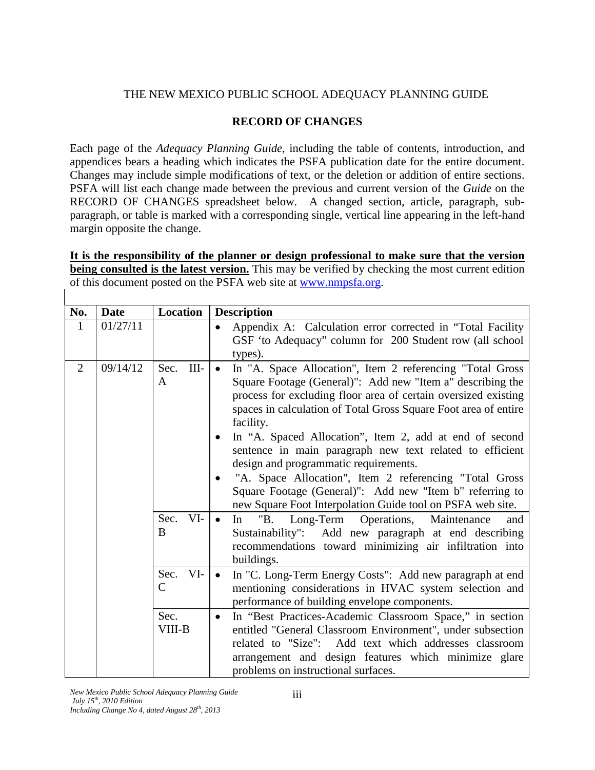THE NEW MEXICO PUBLIC SCHOOL ADEQUACY PLANNING GUIDE

## RECORD OF CHANGES

Each page of the *Adequacy Planning Guide*, including the table of contents, introduction, and appendices bears a heading which indicates the PSFA publication date for the entire document. Changes may include simple modifications of text, or the deletion or addition of entire sections. PSFA will list each change made between the previous and current version of the *Guide* on the RECORD OF CHANGES spreadsheet below. A changed section, article, paragraph, sub-paragraph, or table is marked with a corresponding single, vertical line appearing in the left-hand margin opposite the change.

**It is the responsibility of the planner or design professional to make sure that the version being consulted is the latest version.** This may be verified by checking the most current edition of this document posted on the PSFA web site at www.nmpsfa.org.

| No. | Date | Location | Description |
|---|---|---|---|
| 1 | 01/27/11 | | • Appendix A: Calculation error corrected in "Total Facility GSF 'to Adequacy" column for 200 Student row (all school types). |
| 2 | 09/14/12 | Sec. III-A | • In "A. Space Allocation", Item 2 referencing "Total Gross Square Footage (General)": Add new "Item a" describing the process for excluding floor area of certain oversized existing spaces in calculation of Total Gross Square Foot area of entire facility.<br>• In "A. Spaced Allocation", Item 2, add at end of second sentence in main paragraph new text related to efficient design and programmatic requirements.<br>• "A. Space Allocation", Item 2 referencing "Total Gross Square Footage (General)": Add new "Item b" referring to new Square Foot Interpolation Guide tool on PSFA web site. |
| | | Sec. VI-B | • In "B. Long-Term Operations, Maintenance and Sustainability": Add new paragraph at end describing recommendations toward minimizing air infiltration into buildings. |
| | | Sec. VI-C | • In "C. Long-Term Energy Costs": Add new paragraph at end mentioning considerations in HVAC system selection and performance of building envelope components. |
| | | Sec. VIII-B | • In "Best Practices-Academic Classroom Space," in section entitled "General Classroom Environment", under subsection related to "Size": Add text which addresses classroom arrangement and design features which minimize glare problems on instructional surfaces. |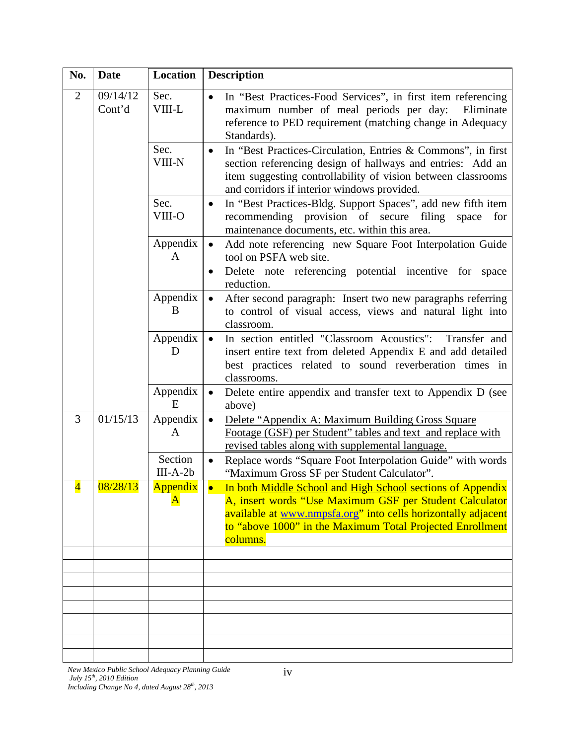| No. | Date | Location | Description |
|---|---|---|---|
| 2 | 09/14/12 Cont'd | Sec. VIII-L | • In "Best Practices-Food Services", in first item referencing maximum number of meal periods per day: Eliminate reference to PED requirement (matching change in Adequacy Standards). |
| | | Sec. VIII-N | • In "Best Practices-Circulation, Entries & Commons", in first section referencing design of hallways and entries: Add an item suggesting controllability of vision between classrooms and corridors if interior windows provided. |
| | | Sec. VIII-O | • In "Best Practices-Bldg. Support Spaces", add new fifth item recommending provision of secure filing space for maintenance documents, etc. within this area. |
| | | Appendix A | • Add note referencing new Square Foot Interpolation Guide tool on PSFA web site.<br>• Delete note referencing potential incentive for space reduction. |
| | | Appendix B | • After second paragraph: Insert two new paragraphs referring to control of visual access, views and natural light into classroom. |
| | | Appendix D | • In section entitled "Classroom Acoustics": Transfer and insert entire text from deleted Appendix E and add detailed best practices related to sound reverberation times in classrooms. |
| | | Appendix E | • Delete entire appendix and transfer text to Appendix D (see above) |
| 3 | 01/15/13 | Appendix A | • Delete "Appendix A: Maximum Building Gross Square Footage (GSF) per Student" tables and text and replace with revised tables along with supplemental language. |
| | | Section III-A-2b | • Replace words "Square Foot Interpolation Guide" with words "Maximum Gross SF per Student Calculator". |
| 4 | 08/28/13 | Appendix A | • In both Middle School and High School sections of Appendix A, insert words "Use Maximum GSF per Student Calculator available at www.nmpsfa.org" into cells horizontally adjacent to "above 1000" in the Maximum Total Projected Enrollment columns. |
| | | | |
| | | | |
| | | | |
| | | | |
| | | | |
| | | | |
| | | | |
| | | | |

*New Mexico Public School Adequacy Planning Guide*
*July 15th, 2010 Edition*
*Including Change No 4, dated August 28th, 2013*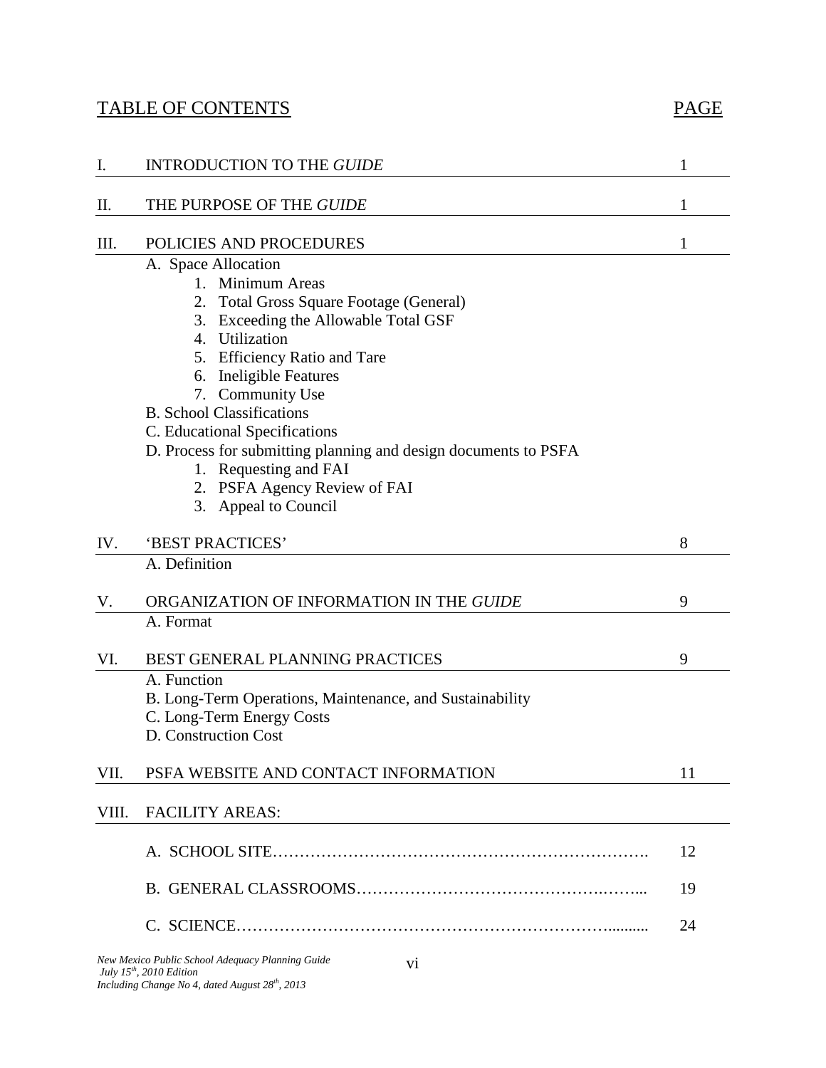# TABLE OF CONTENTS

| | | PAGE |
|---|---|---|
| I. | INTRODUCTION TO THE *GUIDE* | 1 |
| II. | THE PURPOSE OF THE *GUIDE* | 1 |
| III. | POLICIES AND PROCEDURES | 1 |
| | A. Space Allocation<br>1. Minimum Areas<br>2. Total Gross Square Footage (General)<br>3. Exceeding the Allowable Total GSF<br>4. Utilization<br>5. Efficiency Ratio and Tare<br>6. Ineligible Features<br>7. Community Use<br>B. School Classifications<br>C. Educational Specifications<br>D. Process for submitting planning and design documents to PSFA<br>1. Requesting and FAI<br>2. PSFA Agency Review of FAI<br>3. Appeal to Council | |
| IV. | 'BEST PRACTICES' | 8 |
| | A. Definition | |
| V. | ORGANIZATION OF INFORMATION IN THE *GUIDE* | 9 |
| | A. Format | |
| VI. | BEST GENERAL PLANNING PRACTICES | 9 |
| | A. Function<br>B. Long-Term Operations, Maintenance, and Sustainability<br>C. Long-Term Energy Costs<br>D. Construction Cost | |
| VII. | PSFA WEBSITE AND CONTACT INFORMATION | 11 |
| VIII. | FACILITY AREAS: | |
| | A. SCHOOL SITE | 12 |
| | B. GENERAL CLASSROOMS | 19 |
| | C. SCIENCE | 24 |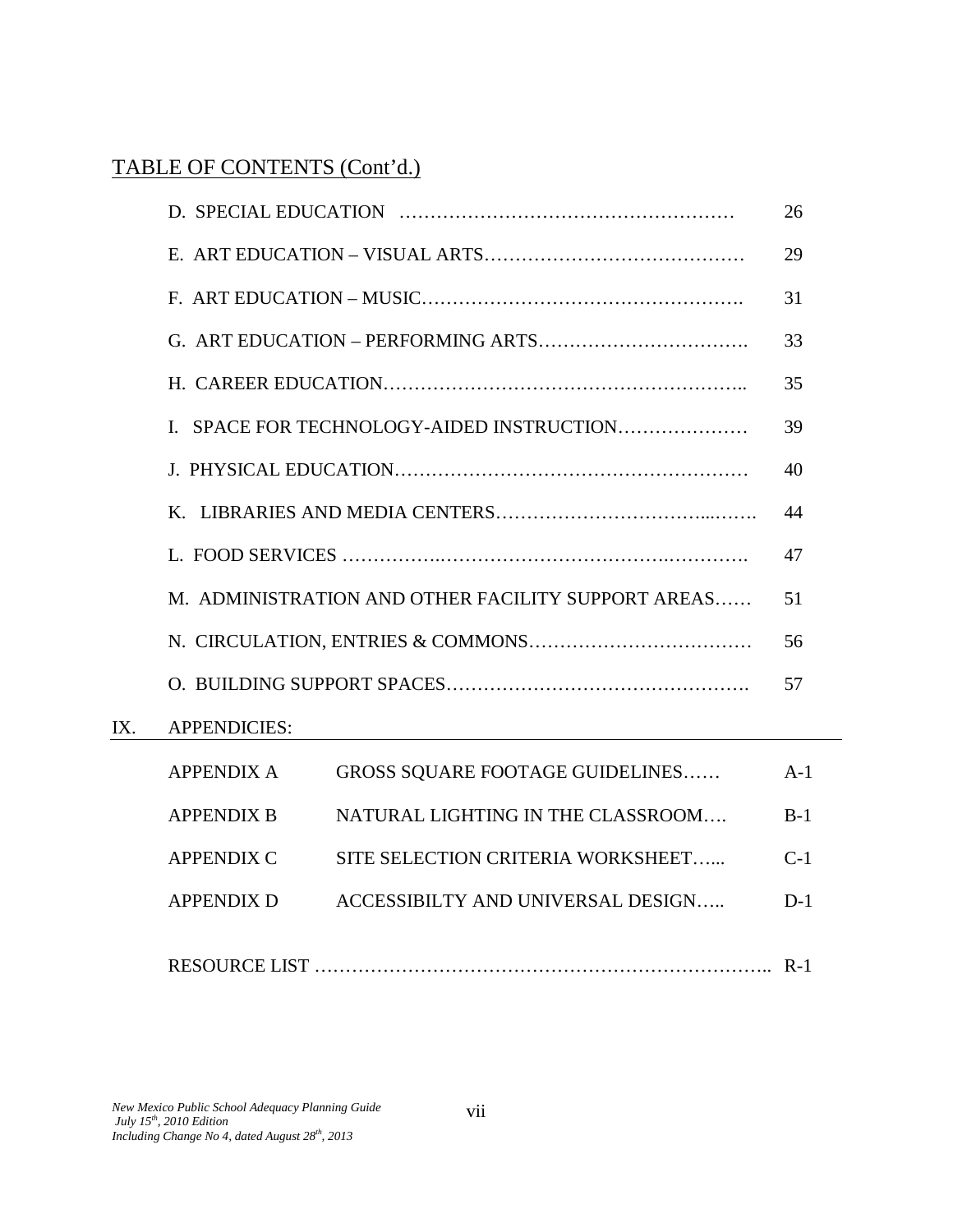## TABLE OF CONTENTS (Cont'd.)

| | | |
|---|---|---|
| | D. SPECIAL EDUCATION ……………………………………………… | 26 |
| | E. ART EDUCATION – VISUAL ARTS…………………………………… | 29 |
| | F. ART EDUCATION – MUSIC……………………………………………. | 31 |
| | G. ART EDUCATION – PERFORMING ARTS……………………………. | 33 |
| | H. CAREER EDUCATION……………………………………………….. | 35 |
| | I. SPACE FOR TECHNOLOGY-AIDED INSTRUCTION………………… | 39 |
| | J. PHYSICAL EDUCATION……………………………………………… | 40 |
| | K. LIBRARIES AND MEDIA CENTERS………………………………...……. | 44 |
| | L. FOOD SERVICES ……………..……………………………..…………. | 47 |
| | M. ADMINISTRATION AND OTHER FACILITY SUPPORT AREAS…… | 51 |
| | N. CIRCULATION, ENTRIES & COMMONS……………………………… | 56 |
| | O. BUILDING SUPPORT SPACES………………………………………. | 57 |

IX. APPENDICIES:

| | | |
|---|---|---|
| APPENDIX A | GROSS SQUARE FOOTAGE GUIDELINES…… | A-1 |
| APPENDIX B | NATURAL LIGHTING IN THE CLASSROOM…. | B-1 |
| APPENDIX C | SITE SELECTION CRITERIA WORKSHEET…... | C-1 |
| APPENDIX D | ACCESSIBILTY AND UNIVERSAL DESIGN….. | D-1 |

RESOURCE LIST ………………………………………………………………….. R-1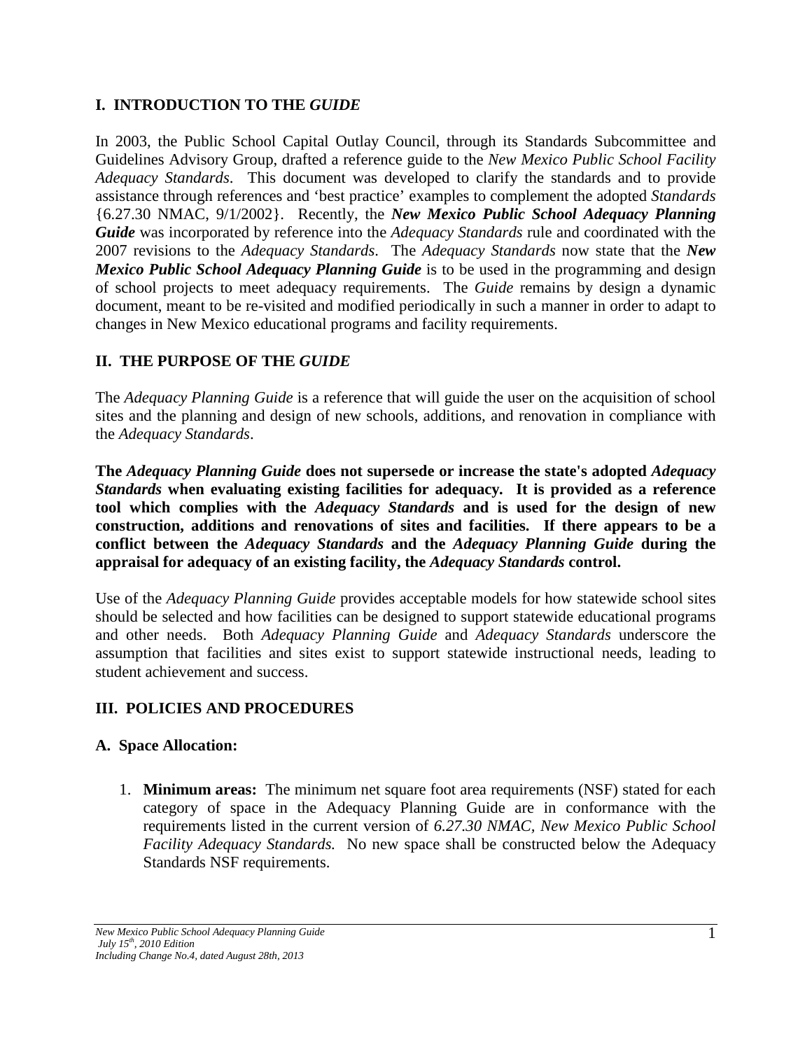## I. INTRODUCTION TO THE *GUIDE*

In 2003, the Public School Capital Outlay Council, through its Standards Subcommittee and Guidelines Advisory Group, drafted a reference guide to the *New Mexico Public School Facility Adequacy Standards*. This document was developed to clarify the standards and to provide assistance through references and 'best practice' examples to complement the adopted *Standards* {6.27.30 NMAC, 9/1/2002}. Recently, the ***New Mexico Public School Adequacy Planning Guide*** was incorporated by reference into the *Adequacy Standards* rule and coordinated with the 2007 revisions to the *Adequacy Standards*. The *Adequacy Standards* now state that the ***New Mexico Public School Adequacy Planning Guide*** is to be used in the programming and design of school projects to meet adequacy requirements. The *Guide* remains by design a dynamic document, meant to be re-visited and modified periodically in such a manner in order to adapt to changes in New Mexico educational programs and facility requirements.

## II. THE PURPOSE OF THE *GUIDE*

The *Adequacy Planning Guide* is a reference that will guide the user on the acquisition of school sites and the planning and design of new schools, additions, and renovation in compliance with the *Adequacy Standards*.

**The *Adequacy Planning Guide* does not supersede or increase the state's adopted *Adequacy Standards* when evaluating existing facilities for adequacy. It is provided as a reference tool which complies with the *Adequacy Standards* and is used for the design of new construction, additions and renovations of sites and facilities. If there appears to be a conflict between the *Adequacy Standards* and the *Adequacy Planning Guide* during the appraisal for adequacy of an existing facility, the *Adequacy Standards* control.**

Use of the *Adequacy Planning Guide* provides acceptable models for how statewide school sites should be selected and how facilities can be designed to support statewide educational programs and other needs. Both *Adequacy Planning Guide* and *Adequacy Standards* underscore the assumption that facilities and sites exist to support statewide instructional needs, leading to student achievement and success.

## III. POLICIES AND PROCEDURES

### A. Space Allocation:

1. **Minimum areas:** The minimum net square foot area requirements (NSF) stated for each category of space in the Adequacy Planning Guide are in conformance with the requirements listed in the current version of *6.27.30 NMAC, New Mexico Public School Facility Adequacy Standards.* No new space shall be constructed below the Adequacy Standards NSF requirements.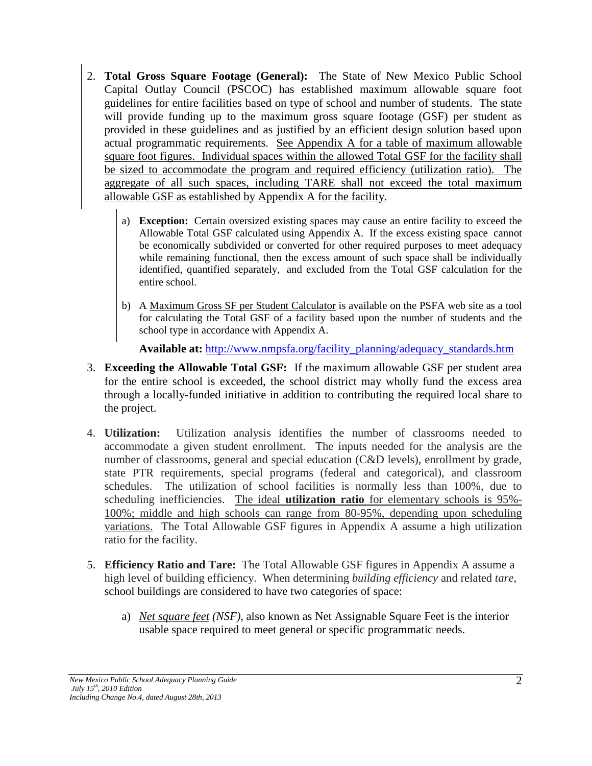2. **Total Gross Square Footage (General):** The State of New Mexico Public School Capital Outlay Council (PSCOC) has established maximum allowable square foot guidelines for entire facilities based on type of school and number of students. The state will provide funding up to the maximum gross square footage (GSF) per student as provided in these guidelines and as justified by an efficient design solution based upon actual programmatic requirements. See Appendix A for a table of maximum allowable square foot figures. Individual spaces within the allowed Total GSF for the facility shall be sized to accommodate the program and required efficiency (utilization ratio). The aggregate of all such spaces, including TARE shall not exceed the total maximum allowable GSF as established by Appendix A for the facility.

   a) **Exception:** Certain oversized existing spaces may cause an entire facility to exceed the Allowable Total GSF calculated using Appendix A. If the excess existing space cannot be economically subdivided or converted for other required purposes to meet adequacy while remaining functional, then the excess amount of such space shall be individually identified, quantified separately, and excluded from the Total GSF calculation for the entire school.

   b) A Maximum Gross SF per Student Calculator is available on the PSFA web site as a tool for calculating the Total GSF of a facility based upon the number of students and the school type in accordance with Appendix A.

   **Available at:** http://www.nmpsfa.org/facility_planning/adequacy_standards.htm

3. **Exceeding the Allowable Total GSF:** If the maximum allowable GSF per student area for the entire school is exceeded, the school district may wholly fund the excess area through a locally-funded initiative in addition to contributing the required local share to the project.

4. **Utilization:** Utilization analysis identifies the number of classrooms needed to accommodate a given student enrollment. The inputs needed for the analysis are the number of classrooms, general and special education (C&D levels), enrollment by grade, state PTR requirements, special programs (federal and categorical), and classroom schedules. The utilization of school facilities is normally less than 100%, due to scheduling inefficiencies. The ideal **utilization ratio** for elementary schools is 95%-100%; middle and high schools can range from 80-95%, depending upon scheduling variations. The Total Allowable GSF figures in Appendix A assume a high utilization ratio for the facility.

5. **Efficiency Ratio and Tare:** The Total Allowable GSF figures in Appendix A assume a high level of building efficiency. When determining *building efficiency* and related *tare*, school buildings are considered to have two categories of space:

   a) *Net square feet (NSF)*, also known as Net Assignable Square Feet is the interior usable space required to meet general or specific programmatic needs.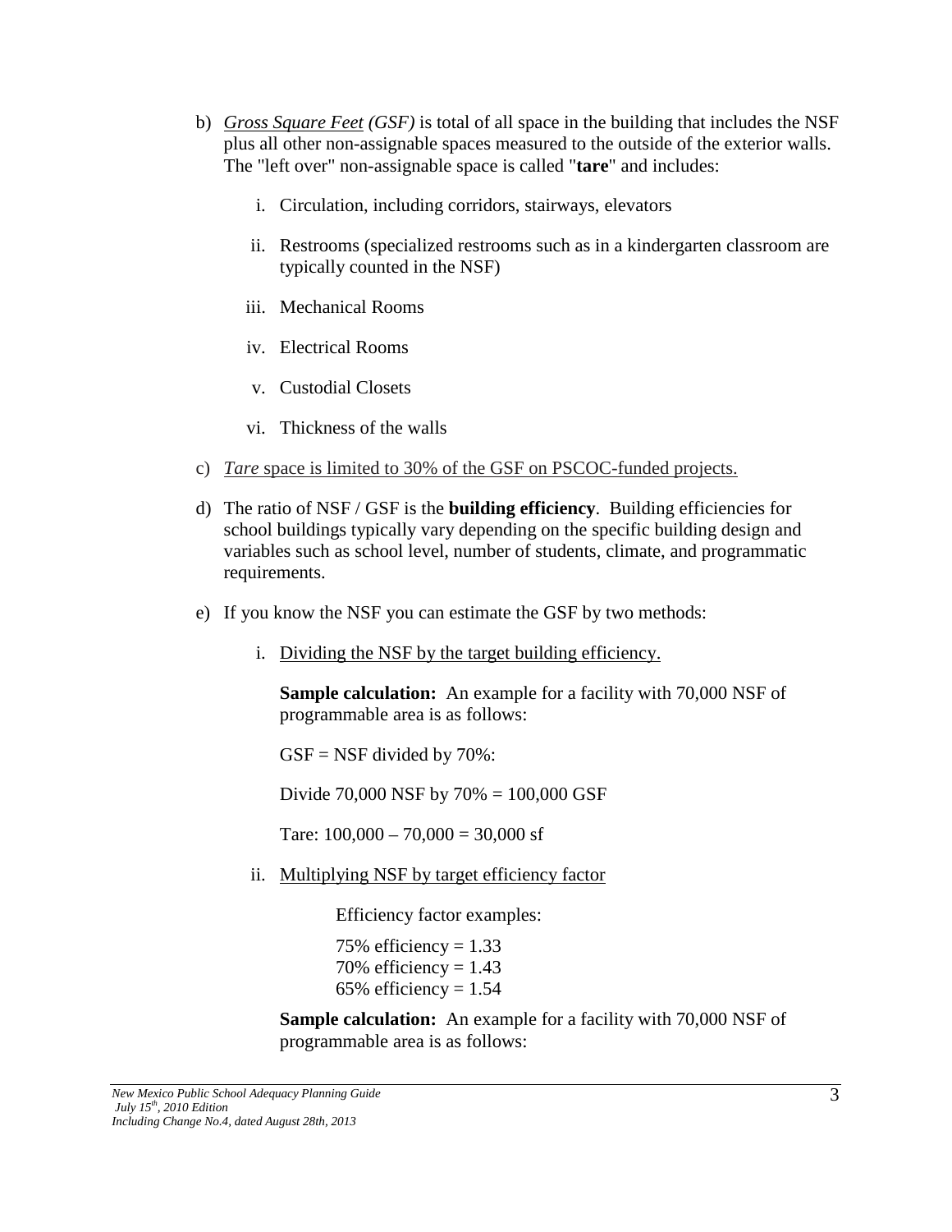b) *<u>Gross Square Feet</u> (GSF)* is total of all space in the building that includes the NSF plus all other non-assignable spaces measured to the outside of the exterior walls. The "left over" non-assignable space is called "**tare**" and includes:

   i. Circulation, including corridors, stairways, elevators

   ii. Restrooms (specialized restrooms such as in a kindergarten classroom are typically counted in the NSF)

   iii. Mechanical Rooms

   iv. Electrical Rooms

   v. Custodial Closets

   vi. Thickness of the walls

c) <u>*Tare* space is limited to 30% of the GSF on PSCOC-funded projects.</u>

d) The ratio of NSF / GSF is the **building efficiency**. Building efficiencies for school buildings typically vary depending on the specific building design and variables such as school level, number of students, climate, and programmatic requirements.

e) If you know the NSF you can estimate the GSF by two methods:

   i. <u>Dividing the NSF by the target building efficiency.</u>

   **Sample calculation:** An example for a facility with 70,000 NSF of programmable area is as follows:

   GSF = NSF divided by 70%:

   Divide 70,000 NSF by 70% = 100,000 GSF

   Tare: 100,000 – 70,000 = 30,000 sf

   ii. <u>Multiplying NSF by target efficiency factor</u>

   Efficiency factor examples:

   75% efficiency = 1.33
   70% efficiency = 1.43
   65% efficiency = 1.54

   **Sample calculation:** An example for a facility with 70,000 NSF of programmable area is as follows: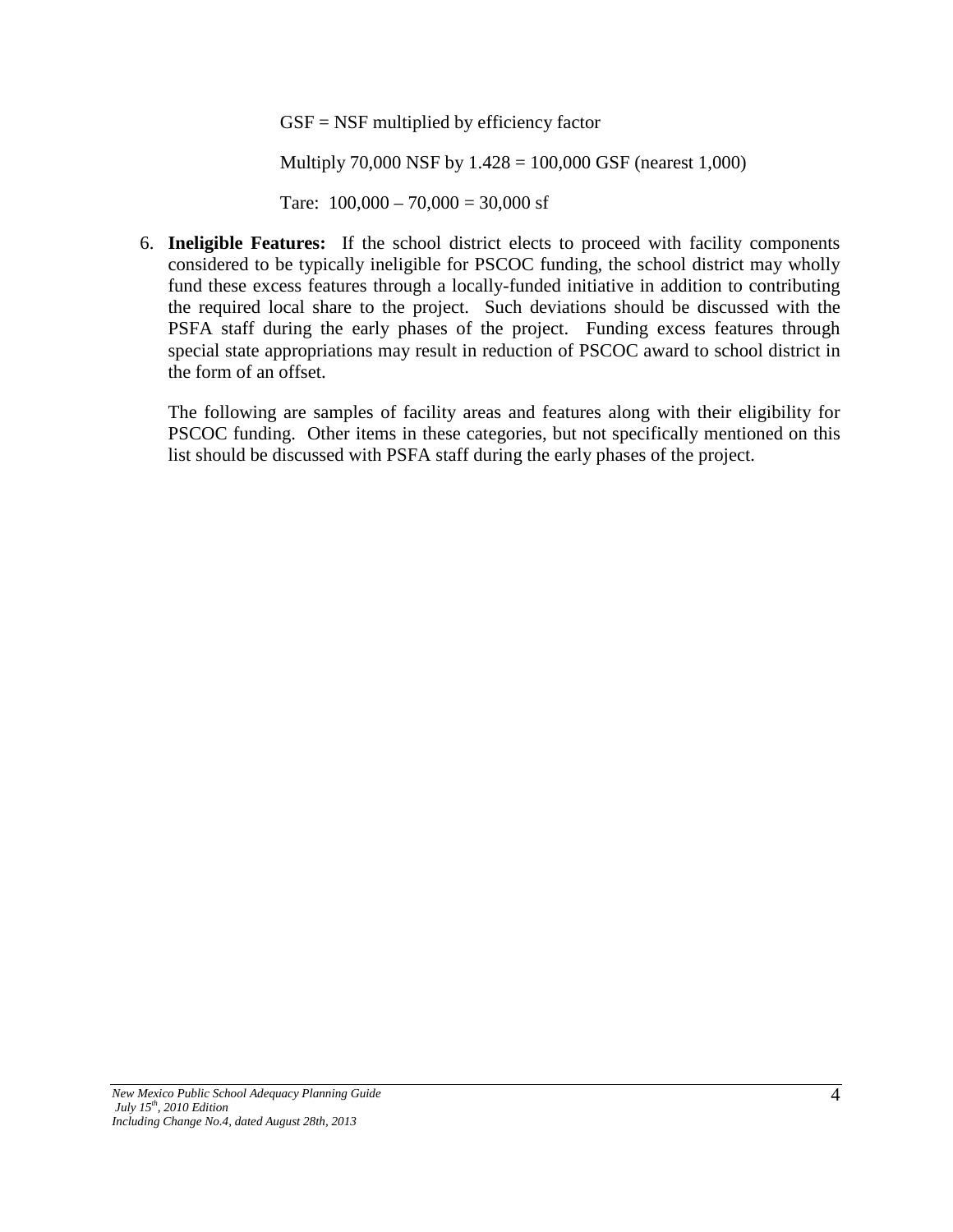GSF = NSF multiplied by efficiency factor

Multiply 70,000 NSF by 1.428 = 100,000 GSF (nearest 1,000)

Tare: 100,000 – 70,000 = 30,000 sf

6. **Ineligible Features:** If the school district elects to proceed with facility components considered to be typically ineligible for PSCOC funding, the school district may wholly fund these excess features through a locally-funded initiative in addition to contributing the required local share to the project. Such deviations should be discussed with the PSFA staff during the early phases of the project. Funding excess features through special state appropriations may result in reduction of PSCOC award to school district in the form of an offset.

   The following are samples of facility areas and features along with their eligibility for PSCOC funding. Other items in these categories, but not specifically mentioned on this list should be discussed with PSFA staff during the early phases of the project.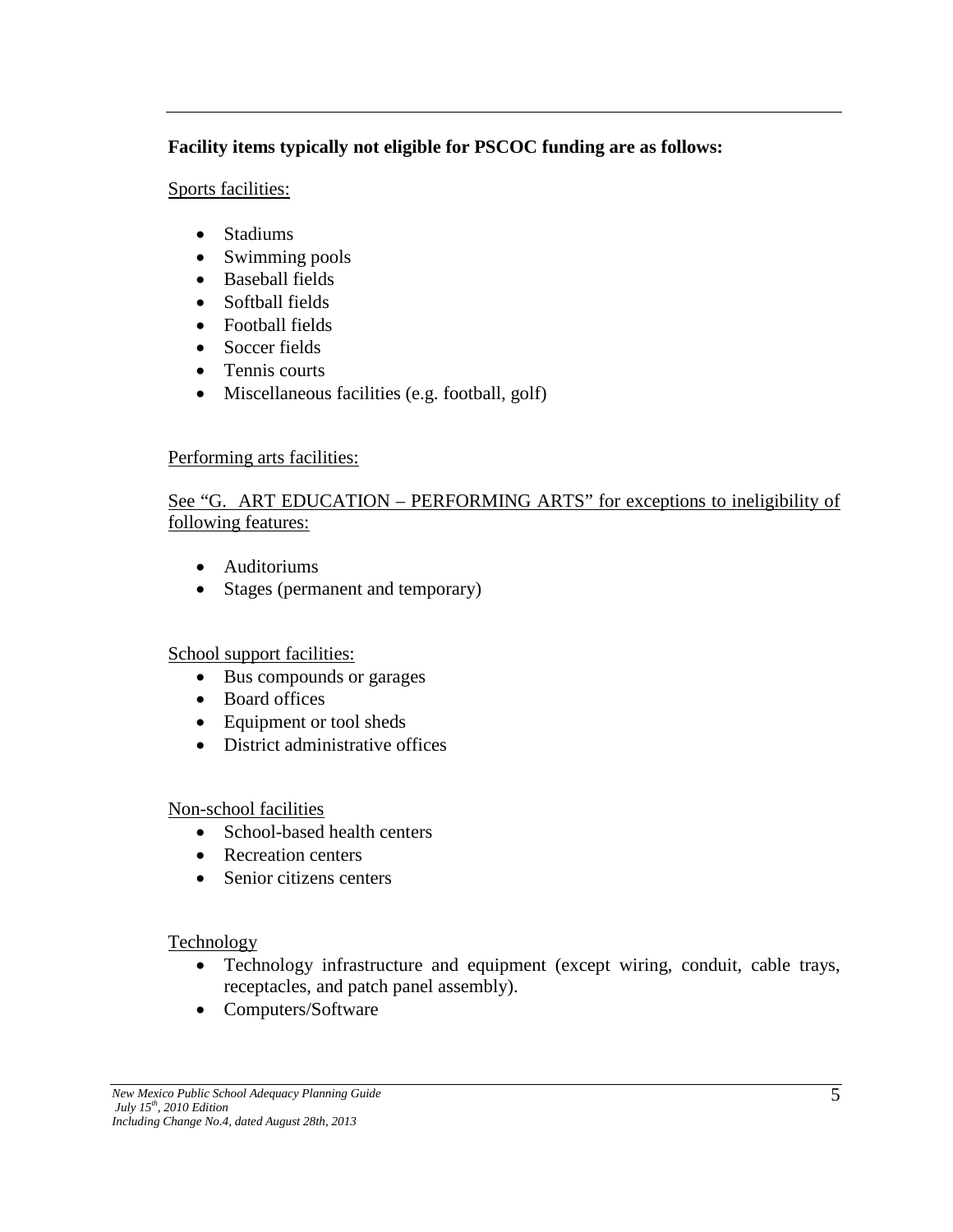**Facility items typically not eligible for PSCOC funding are as follows:**

Sports facilities:

- Stadiums
- Swimming pools
- Baseball fields
- Softball fields
- Football fields
- Soccer fields
- Tennis courts
- Miscellaneous facilities (e.g. football, golf)

Performing arts facilities:

See "G. ART EDUCATION – PERFORMING ARTS" for exceptions to ineligibility of following features:

- Auditoriums
- Stages (permanent and temporary)

School support facilities:

- Bus compounds or garages
- Board offices
- Equipment or tool sheds
- District administrative offices

Non-school facilities

- School-based health centers
- Recreation centers
- Senior citizens centers

Technology

- Technology infrastructure and equipment (except wiring, conduit, cable trays, receptacles, and patch panel assembly).
- Computers/Software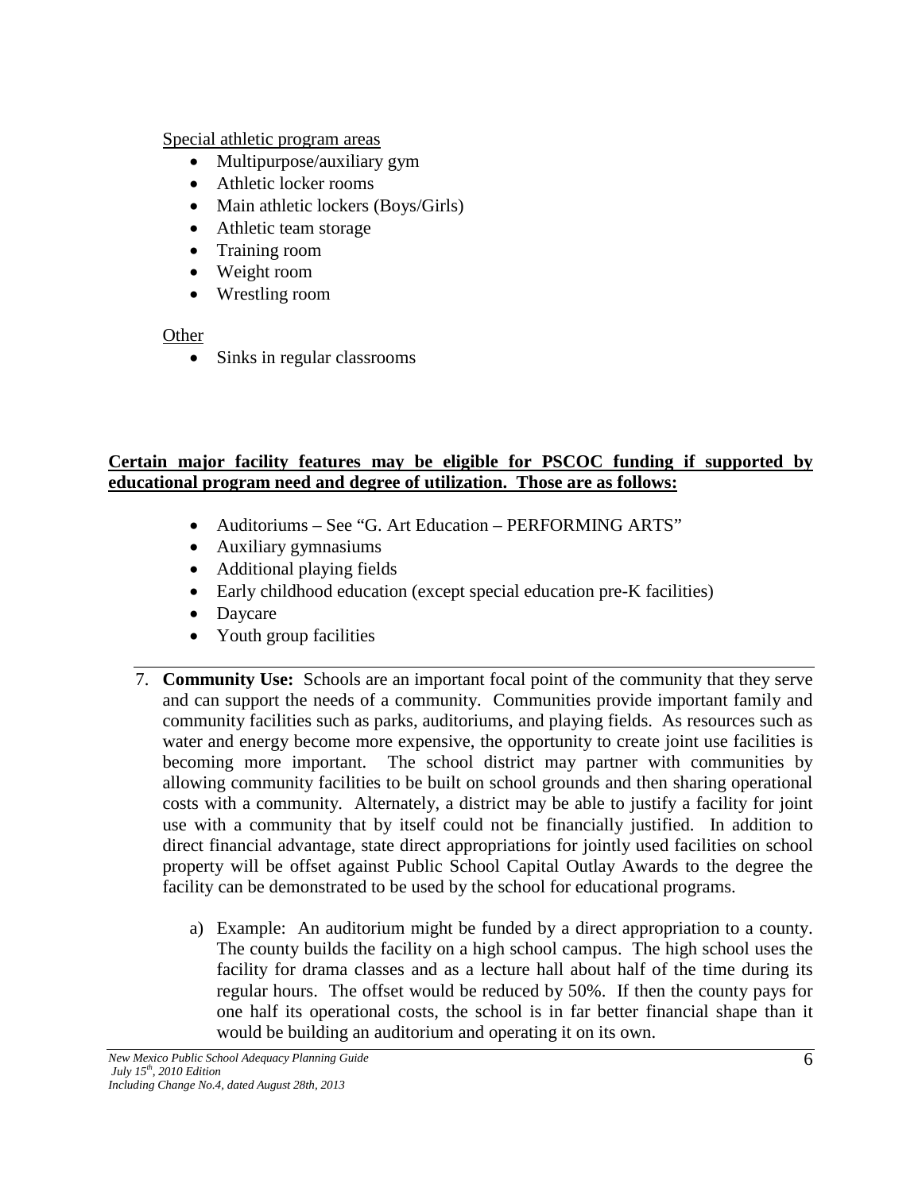Special athletic program areas

- Multipurpose/auxiliary gym
- Athletic locker rooms
- Main athletic lockers (Boys/Girls)
- Athletic team storage
- Training room
- Weight room
- Wrestling room

Other

- Sinks in regular classrooms

**Certain major facility features may be eligible for PSCOC funding if supported by educational program need and degree of utilization. Those are as follows:**

- Auditoriums – See "G. Art Education – PERFORMING ARTS"
- Auxiliary gymnasiums
- Additional playing fields
- Early childhood education (except special education pre-K facilities)
- Daycare
- Youth group facilities

---

7. **Community Use:** Schools are an important focal point of the community that they serve and can support the needs of a community. Communities provide important family and community facilities such as parks, auditoriums, and playing fields. As resources such as water and energy become more expensive, the opportunity to create joint use facilities is becoming more important. The school district may partner with communities by allowing community facilities to be built on school grounds and then sharing operational costs with a community. Alternately, a district may be able to justify a facility for joint use with a community that by itself could not be financially justified. In addition to direct financial advantage, state direct appropriations for jointly used facilities on school property will be offset against Public School Capital Outlay Awards to the degree the facility can be demonstrated to be used by the school for educational programs.

    a) Example: An auditorium might be funded by a direct appropriation to a county. The county builds the facility on a high school campus. The high school uses the facility for drama classes and as a lecture hall about half of the time during its regular hours. The offset would be reduced by 50%. If then the county pays for one half its operational costs, the school is in far better financial shape than it would be building an auditorium and operating it on its own.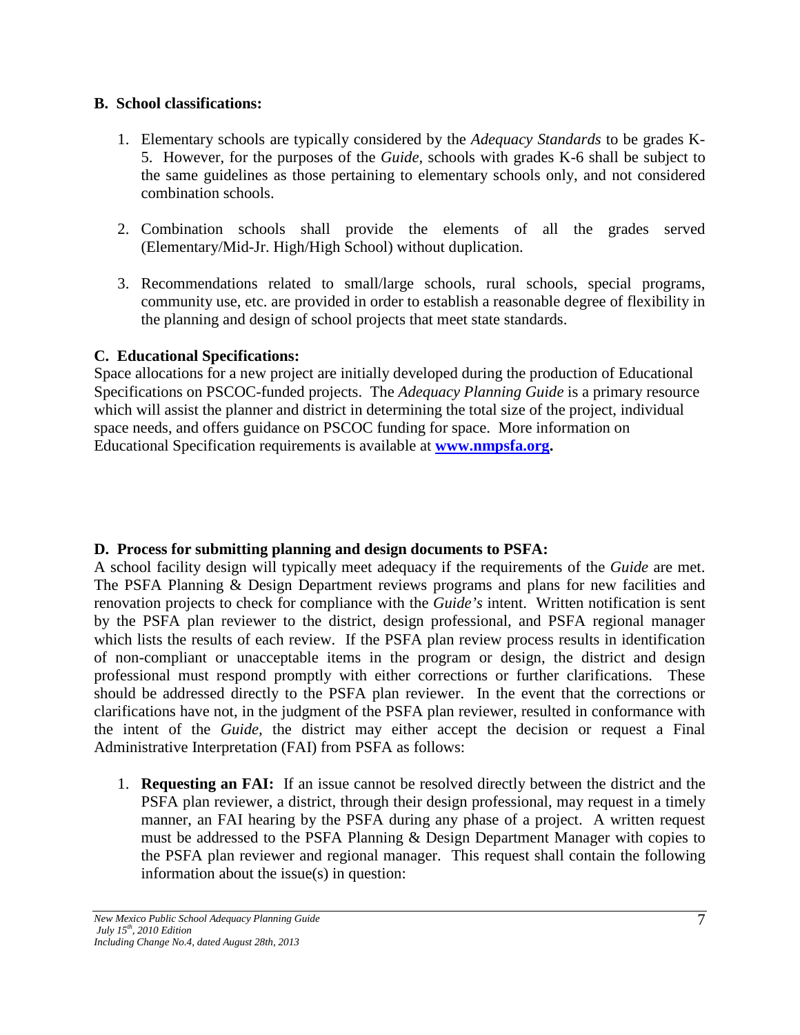### B. School classifications:

1. Elementary schools are typically considered by the *Adequacy Standards* to be grades K-5. However, for the purposes of the *Guide*, schools with grades K-6 shall be subject to the same guidelines as those pertaining to elementary schools only, and not considered combination schools.

2. Combination schools shall provide the elements of all the grades served (Elementary/Mid-Jr. High/High School) without duplication.

3. Recommendations related to small/large schools, rural schools, special programs, community use, etc. are provided in order to establish a reasonable degree of flexibility in the planning and design of school projects that meet state standards.

### C. Educational Specifications:

Space allocations for a new project are initially developed during the production of Educational Specifications on PSCOC-funded projects. The *Adequacy Planning Guide* is a primary resource which will assist the planner and district in determining the total size of the project, individual space needs, and offers guidance on PSCOC funding for space. More information on Educational Specification requirements is available at **www.nmpsfa.org.**

### D. Process for submitting planning and design documents to PSFA:

A school facility design will typically meet adequacy if the requirements of the *Guide* are met. The PSFA Planning & Design Department reviews programs and plans for new facilities and renovation projects to check for compliance with the *Guide's* intent. Written notification is sent by the PSFA plan reviewer to the district, design professional, and PSFA regional manager which lists the results of each review. If the PSFA plan review process results in identification of non-compliant or unacceptable items in the program or design, the district and design professional must respond promptly with either corrections or further clarifications. These should be addressed directly to the PSFA plan reviewer. In the event that the corrections or clarifications have not, in the judgment of the PSFA plan reviewer, resulted in conformance with the intent of the *Guide*, the district may either accept the decision or request a Final Administrative Interpretation (FAI) from PSFA as follows:

1. **Requesting an FAI:** If an issue cannot be resolved directly between the district and the PSFA plan reviewer, a district, through their design professional, may request in a timely manner, an FAI hearing by the PSFA during any phase of a project. A written request must be addressed to the PSFA Planning & Design Department Manager with copies to the PSFA plan reviewer and regional manager. This request shall contain the following information about the issue(s) in question: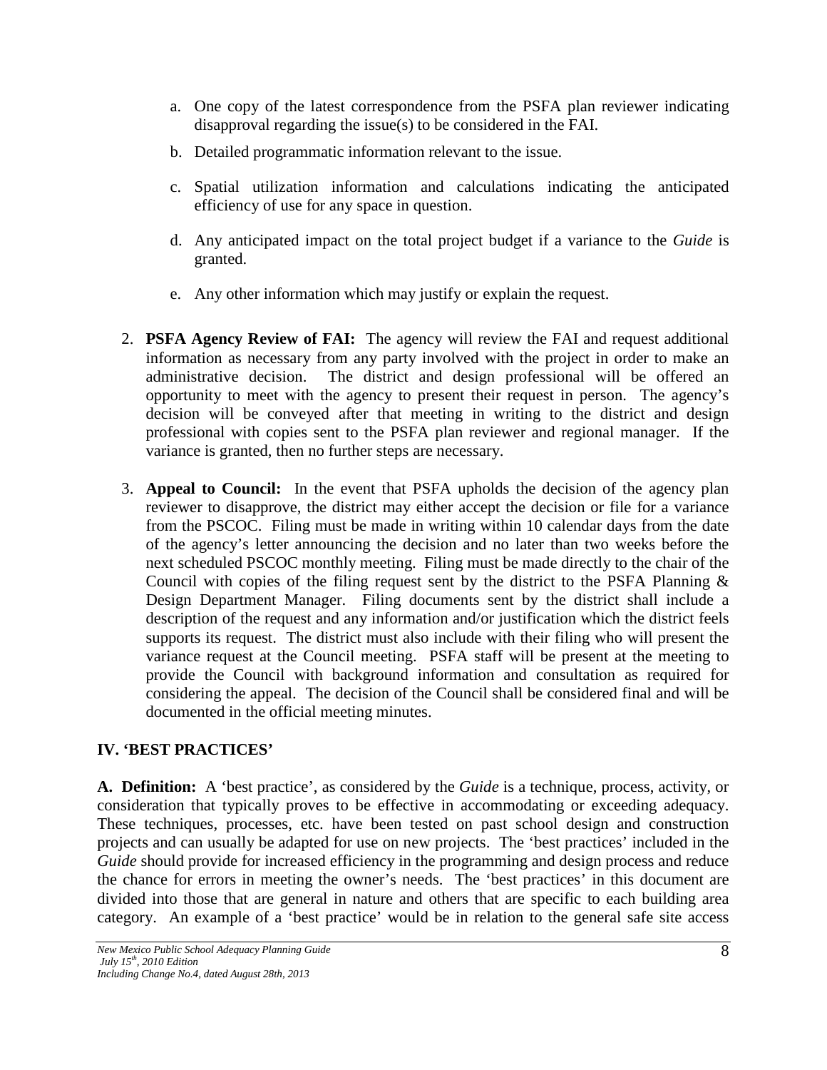a. One copy of the latest correspondence from the PSFA plan reviewer indicating disapproval regarding the issue(s) to be considered in the FAI.

b. Detailed programmatic information relevant to the issue.

c. Spatial utilization information and calculations indicating the anticipated efficiency of use for any space in question.

d. Any anticipated impact on the total project budget if a variance to the *Guide* is granted.

e. Any other information which may justify or explain the request.

2. **PSFA Agency Review of FAI:** The agency will review the FAI and request additional information as necessary from any party involved with the project in order to make an administrative decision. The district and design professional will be offered an opportunity to meet with the agency to present their request in person. The agency's decision will be conveyed after that meeting in writing to the district and design professional with copies sent to the PSFA plan reviewer and regional manager. If the variance is granted, then no further steps are necessary.

3. **Appeal to Council:** In the event that PSFA upholds the decision of the agency plan reviewer to disapprove, the district may either accept the decision or file for a variance from the PSCOC. Filing must be made in writing within 10 calendar days from the date of the agency's letter announcing the decision and no later than two weeks before the next scheduled PSCOC monthly meeting. Filing must be made directly to the chair of the Council with copies of the filing request sent by the district to the PSFA Planning & Design Department Manager. Filing documents sent by the district shall include a description of the request and any information and/or justification which the district feels supports its request. The district must also include with their filing who will present the variance request at the Council meeting. PSFA staff will be present at the meeting to provide the Council with background information and consultation as required for considering the appeal. The decision of the Council shall be considered final and will be documented in the official meeting minutes.

## IV. 'BEST PRACTICES'

**A. Definition:** A 'best practice', as considered by the *Guide* is a technique, process, activity, or consideration that typically proves to be effective in accommodating or exceeding adequacy. These techniques, processes, etc. have been tested on past school design and construction projects and can usually be adapted for use on new projects. The 'best practices' included in the *Guide* should provide for increased efficiency in the programming and design process and reduce the chance for errors in meeting the owner's needs. The 'best practices' in this document are divided into those that are general in nature and others that are specific to each building area category. An example of a 'best practice' would be in relation to the general safe site access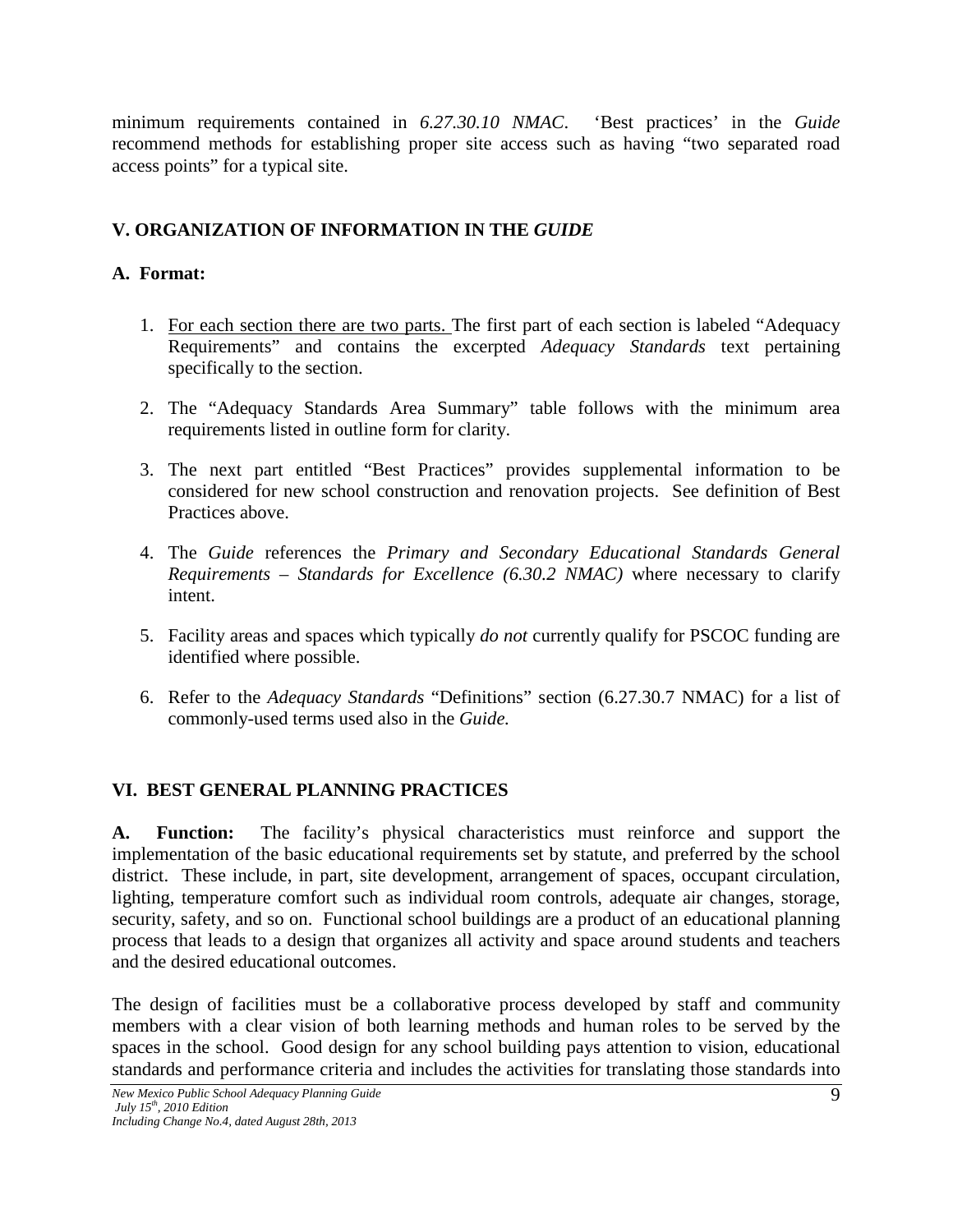minimum requirements contained in *6.27.30.10 NMAC*. 'Best practices' in the *Guide* recommend methods for establishing proper site access such as having "two separated road access points" for a typical site.

## V. ORGANIZATION OF INFORMATION IN THE *GUIDE*

### A. Format:

1. For each section there are two parts. The first part of each section is labeled "Adequacy Requirements" and contains the excerpted *Adequacy Standards* text pertaining specifically to the section.

2. The "Adequacy Standards Area Summary" table follows with the minimum area requirements listed in outline form for clarity.

3. The next part entitled "Best Practices" provides supplemental information to be considered for new school construction and renovation projects. See definition of Best Practices above.

4. The *Guide* references the *Primary and Secondary Educational Standards General Requirements – Standards for Excellence (6.30.2 NMAC)* where necessary to clarify intent.

5. Facility areas and spaces which typically *do not* currently qualify for PSCOC funding are identified where possible.

6. Refer to the *Adequacy Standards* "Definitions" section (6.27.30.7 NMAC) for a list of commonly-used terms used also in the *Guide.*

## VI. BEST GENERAL PLANNING PRACTICES

**A. Function:** The facility's physical characteristics must reinforce and support the implementation of the basic educational requirements set by statute, and preferred by the school district. These include, in part, site development, arrangement of spaces, occupant circulation, lighting, temperature comfort such as individual room controls, adequate air changes, storage, security, safety, and so on. Functional school buildings are a product of an educational planning process that leads to a design that organizes all activity and space around students and teachers and the desired educational outcomes.

The design of facilities must be a collaborative process developed by staff and community members with a clear vision of both learning methods and human roles to be served by the spaces in the school. Good design for any school building pays attention to vision, educational standards and performance criteria and includes the activities for translating those standards into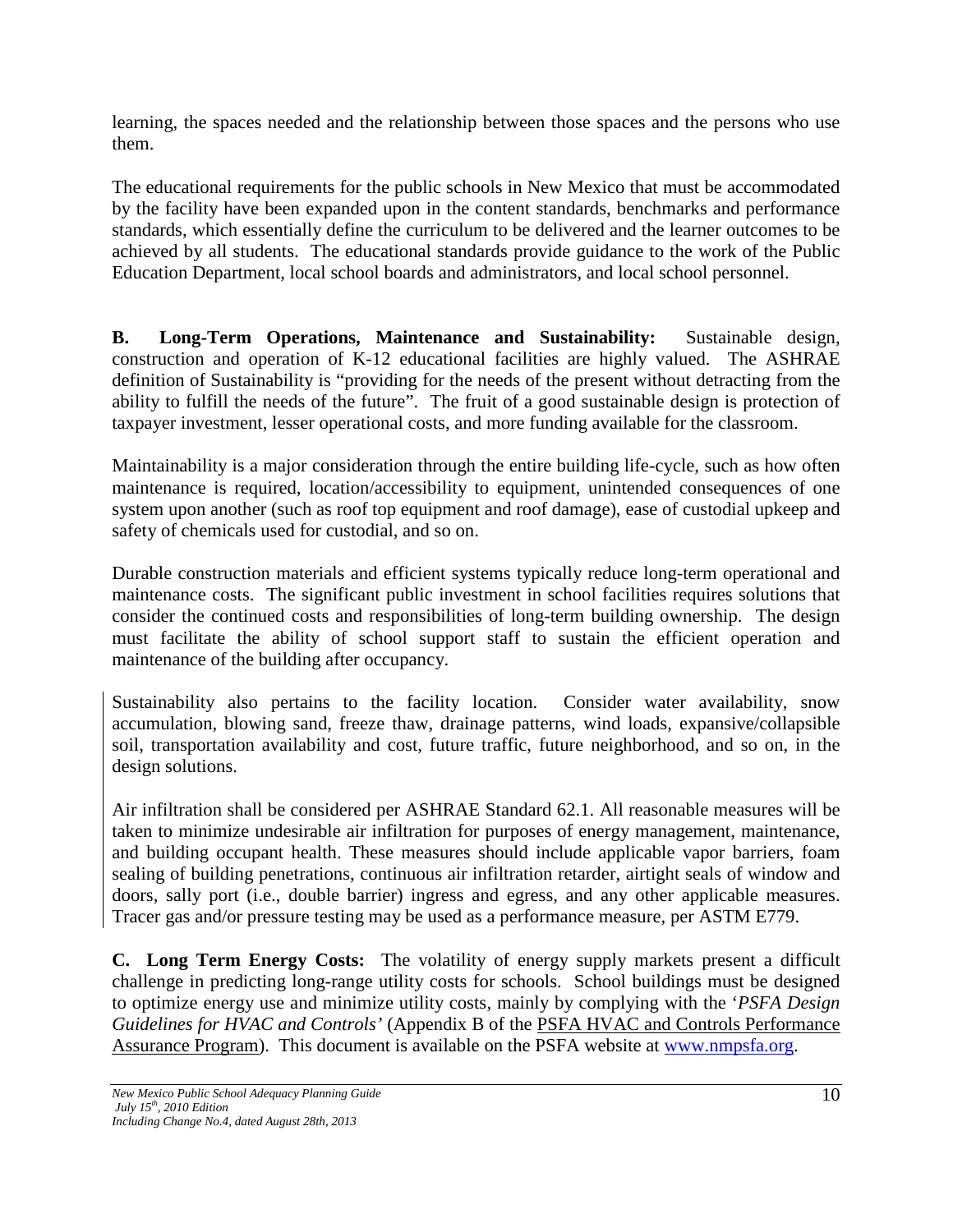learning, the spaces needed and the relationship between those spaces and the persons who use them.

The educational requirements for the public schools in New Mexico that must be accommodated by the facility have been expanded upon in the content standards, benchmarks and performance standards, which essentially define the curriculum to be delivered and the learner outcomes to be achieved by all students. The educational standards provide guidance to the work of the Public Education Department, local school boards and administrators, and local school personnel.

**B. Long-Term Operations, Maintenance and Sustainability:** Sustainable design, construction and operation of K-12 educational facilities are highly valued. The ASHRAE definition of Sustainability is "providing for the needs of the present without detracting from the ability to fulfill the needs of the future". The fruit of a good sustainable design is protection of taxpayer investment, lesser operational costs, and more funding available for the classroom.

Maintainability is a major consideration through the entire building life-cycle, such as how often maintenance is required, location/accessibility to equipment, unintended consequences of one system upon another (such as roof top equipment and roof damage), ease of custodial upkeep and safety of chemicals used for custodial, and so on.

Durable construction materials and efficient systems typically reduce long-term operational and maintenance costs. The significant public investment in school facilities requires solutions that consider the continued costs and responsibilities of long-term building ownership. The design must facilitate the ability of school support staff to sustain the efficient operation and maintenance of the building after occupancy.

Sustainability also pertains to the facility location. Consider water availability, snow accumulation, blowing sand, freeze thaw, drainage patterns, wind loads, expansive/collapsible soil, transportation availability and cost, future traffic, future neighborhood, and so on, in the design solutions.

Air infiltration shall be considered per ASHRAE Standard 62.1. All reasonable measures will be taken to minimize undesirable air infiltration for purposes of energy management, maintenance, and building occupant health. These measures should include applicable vapor barriers, foam sealing of building penetrations, continuous air infiltration retarder, airtight seals of window and doors, sally port (i.e., double barrier) ingress and egress, and any other applicable measures. Tracer gas and/or pressure testing may be used as a performance measure, per ASTM E779.

**C. Long Term Energy Costs:** The volatility of energy supply markets present a difficult challenge in predicting long-range utility costs for schools. School buildings must be designed to optimize energy use and minimize utility costs, mainly by complying with the '*PSFA Design Guidelines for HVAC and Controls'* (Appendix B of the PSFA HVAC and Controls Performance Assurance Program). This document is available on the PSFA website at www.nmpsfa.org.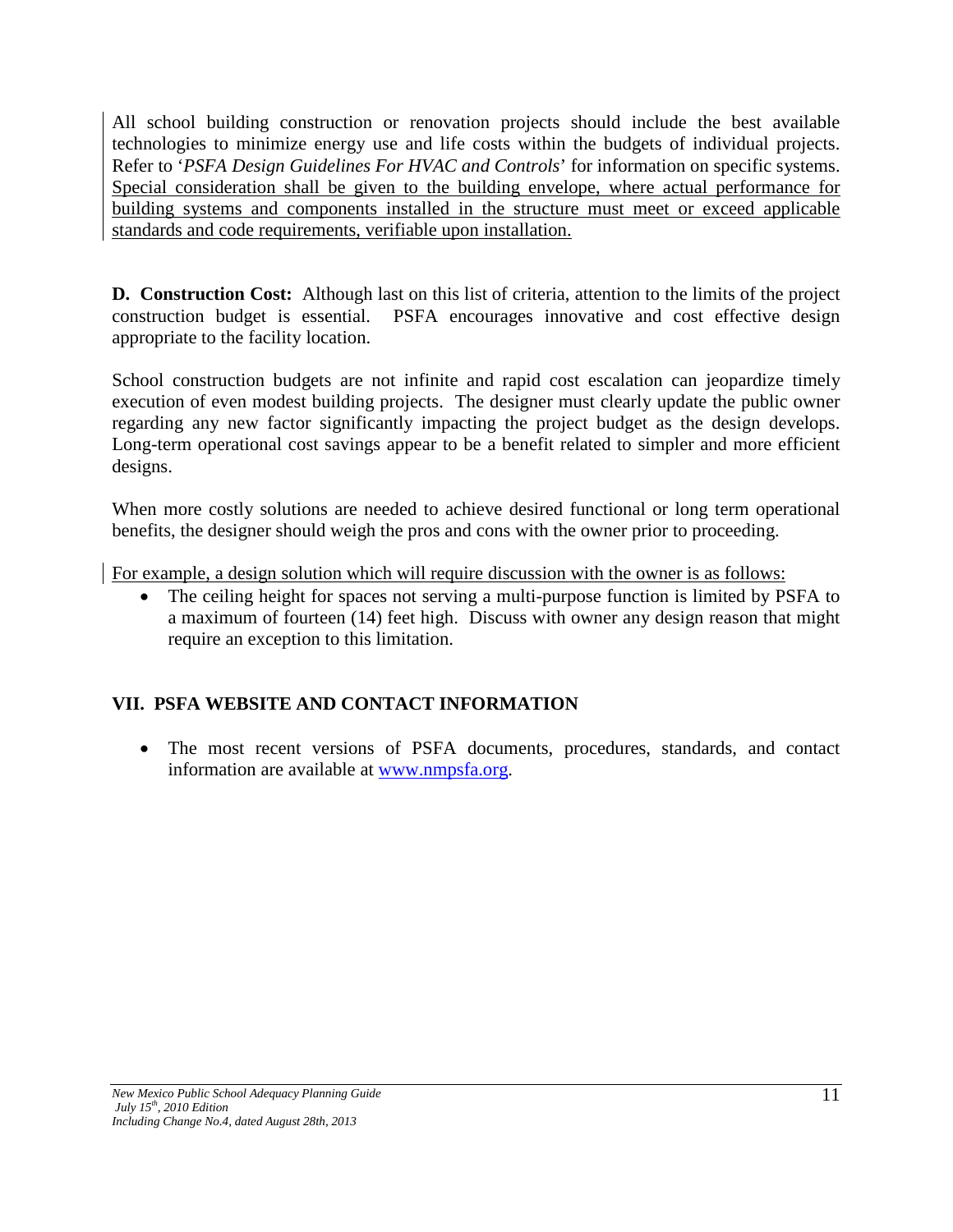All school building construction or renovation projects should include the best available technologies to minimize energy use and life costs within the budgets of individual projects. Refer to '*PSFA Design Guidelines For HVAC and Controls*' for information on specific systems. Special consideration shall be given to the building envelope, where actual performance for building systems and components installed in the structure must meet or exceed applicable standards and code requirements, verifiable upon installation.

**D. Construction Cost:** Although last on this list of criteria, attention to the limits of the project construction budget is essential. PSFA encourages innovative and cost effective design appropriate to the facility location.

School construction budgets are not infinite and rapid cost escalation can jeopardize timely execution of even modest building projects. The designer must clearly update the public owner regarding any new factor significantly impacting the project budget as the design develops. Long-term operational cost savings appear to be a benefit related to simpler and more efficient designs.

When more costly solutions are needed to achieve desired functional or long term operational benefits, the designer should weigh the pros and cons with the owner prior to proceeding.

For example, a design solution which will require discussion with the owner is as follows:

- The ceiling height for spaces not serving a multi-purpose function is limited by PSFA to a maximum of fourteen (14) feet high. Discuss with owner any design reason that might require an exception to this limitation.

## VII. PSFA WEBSITE AND CONTACT INFORMATION

- The most recent versions of PSFA documents, procedures, standards, and contact information are available at www.nmpsfa.org.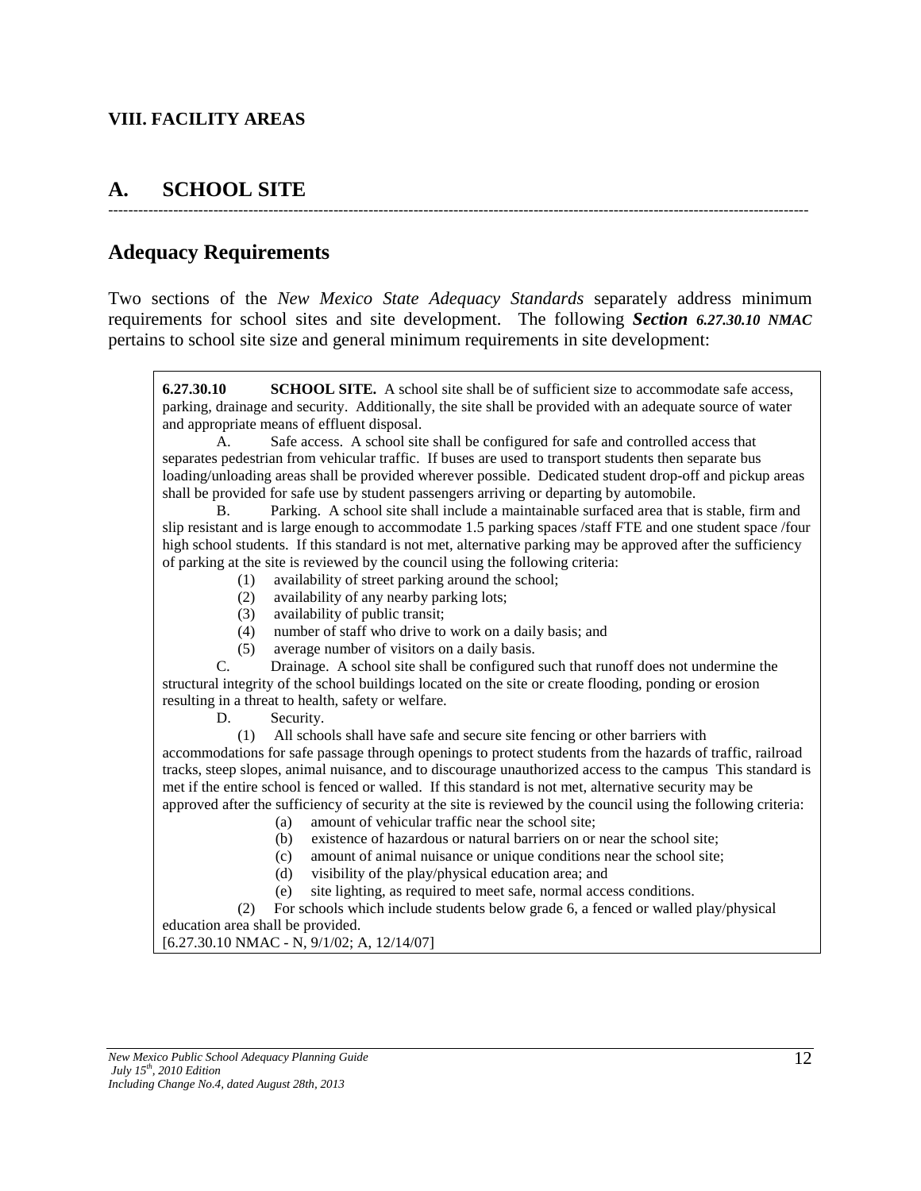## VIII. FACILITY AREAS

# A. SCHOOL SITE

---

## Adequacy Requirements

Two sections of the *New Mexico State Adequacy Standards* separately address minimum requirements for school sites and site development. The following ***Section 6.27.30.10 NMAC*** pertains to school site size and general minimum requirements in site development:

> **6.27.30.10 SCHOOL SITE.** A school site shall be of sufficient size to accommodate safe access, parking, drainage and security. Additionally, the site shall be provided with an adequate source of water and appropriate means of effluent disposal.
>
> A. Safe access. A school site shall be configured for safe and controlled access that separates pedestrian from vehicular traffic. If buses are used to transport students then separate bus loading/unloading areas shall be provided wherever possible. Dedicated student drop-off and pickup areas shall be provided for safe use by student passengers arriving or departing by automobile.
>
> B. Parking. A school site shall include a maintainable surfaced area that is stable, firm and slip resistant and is large enough to accommodate 1.5 parking spaces /staff FTE and one student space /four high school students. If this standard is not met, alternative parking may be approved after the sufficiency of parking at the site is reviewed by the council using the following criteria:
>
> (1) availability of street parking around the school;
> (2) availability of any nearby parking lots;
> (3) availability of public transit;
> (4) number of staff who drive to work on a daily basis; and
> (5) average number of visitors on a daily basis.
>
> C. Drainage. A school site shall be configured such that runoff does not undermine the structural integrity of the school buildings located on the site or create flooding, ponding or erosion resulting in a threat to health, safety or welfare.
>
> D. Security.
>
> (1) All schools shall have safe and secure site fencing or other barriers with accommodations for safe passage through openings to protect students from the hazards of traffic, railroad tracks, steep slopes, animal nuisance, and to discourage unauthorized access to the campus This standard is met if the entire school is fenced or walled. If this standard is not met, alternative security may be approved after the sufficiency of security at the site is reviewed by the council using the following criteria:
>
> (a) amount of vehicular traffic near the school site;
> (b) existence of hazardous or natural barriers on or near the school site;
> (c) amount of animal nuisance or unique conditions near the school site;
> (d) visibility of the play/physical education area; and
> (e) site lighting, as required to meet safe, normal access conditions.
>
> (2) For schools which include students below grade 6, a fenced or walled play/physical education area shall be provided.
>
> [6.27.30.10 NMAC - N, 9/1/02; A, 12/14/07]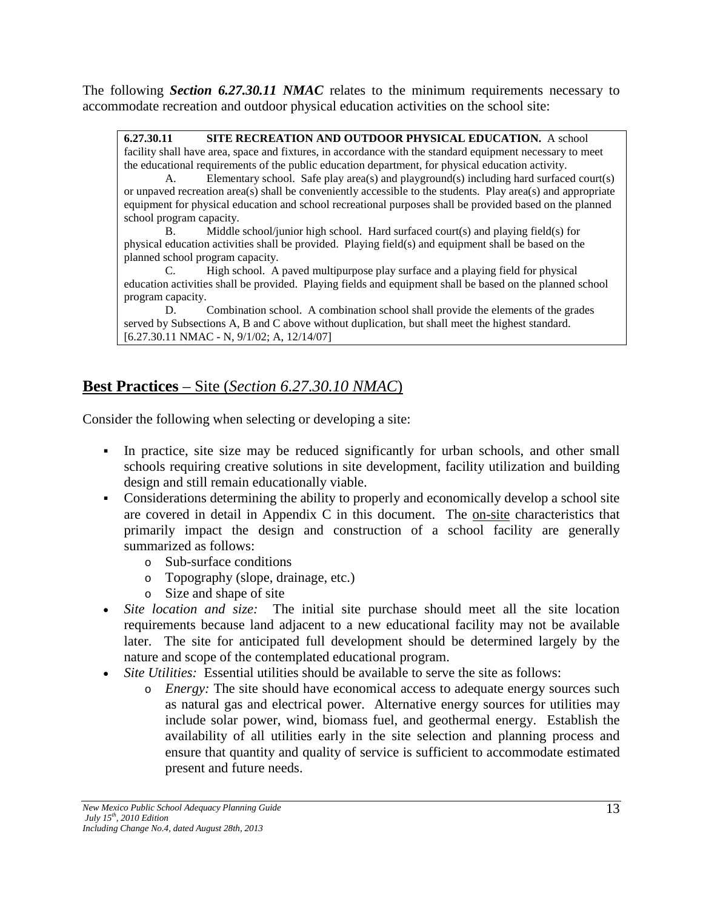The following ***Section 6.27.30.11 NMAC*** relates to the minimum requirements necessary to accommodate recreation and outdoor physical education activities on the school site:

> **6.27.30.11 SITE RECREATION AND OUTDOOR PHYSICAL EDUCATION.** A school facility shall have area, space and fixtures, in accordance with the standard equipment necessary to meet the educational requirements of the public education department, for physical education activity.
>
> A. Elementary school. Safe play area(s) and playground(s) including hard surfaced court(s) or unpaved recreation area(s) shall be conveniently accessible to the students. Play area(s) and appropriate equipment for physical education and school recreational purposes shall be provided based on the planned school program capacity.
>
> B. Middle school/junior high school. Hard surfaced court(s) and playing field(s) for physical education activities shall be provided. Playing field(s) and equipment shall be based on the planned school program capacity.
>
> C. High school. A paved multipurpose play surface and a playing field for physical education activities shall be provided. Playing fields and equipment shall be based on the planned school program capacity.
>
> D. Combination school. A combination school shall provide the elements of the grades served by Subsections A, B and C above without duplication, but shall meet the highest standard.
> [6.27.30.11 NMAC - N, 9/1/02; A, 12/14/07]

## **Best Practices** – Site (*Section 6.27.30.10 NMAC*)

Consider the following when selecting or developing a site:

- In practice, site size may be reduced significantly for urban schools, and other small schools requiring creative solutions in site development, facility utilization and building design and still remain educationally viable.
- Considerations determining the ability to properly and economically develop a school site are covered in detail in Appendix C in this document. The on-site characteristics that primarily impact the design and construction of a school facility are generally summarized as follows:
  - Sub-surface conditions
  - Topography (slope, drainage, etc.)
  - Size and shape of site
- *Site location and size:* The initial site purchase should meet all the site location requirements because land adjacent to a new educational facility may not be available later. The site for anticipated full development should be determined largely by the nature and scope of the contemplated educational program.
- *Site Utilities:* Essential utilities should be available to serve the site as follows:
  - *Energy:* The site should have economical access to adequate energy sources such as natural gas and electrical power. Alternative energy sources for utilities may include solar power, wind, biomass fuel, and geothermal energy. Establish the availability of all utilities early in the site selection and planning process and ensure that quantity and quality of service is sufficient to accommodate estimated present and future needs.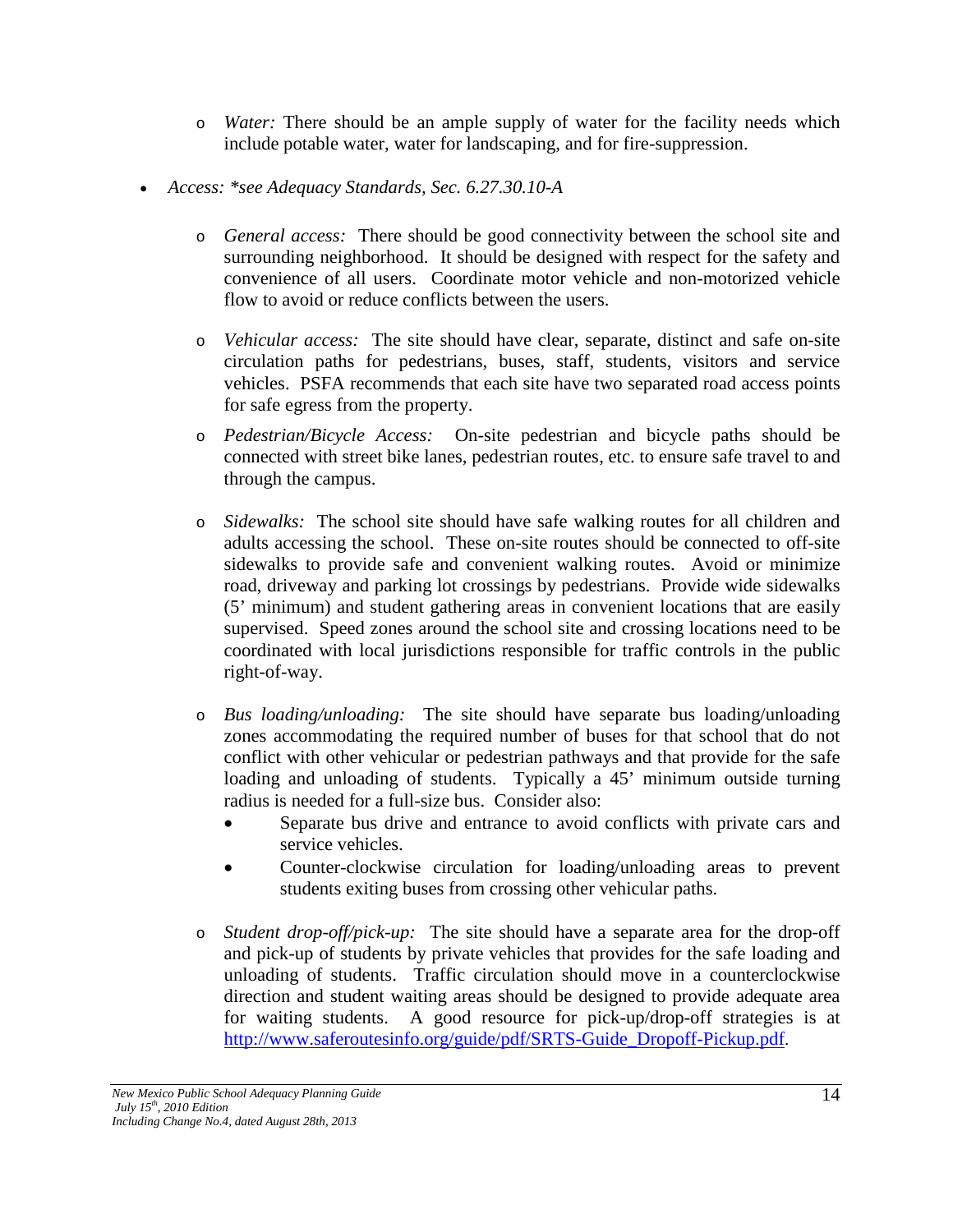- *Water:* There should be an ample supply of water for the facility needs which include potable water, water for landscaping, and for fire-suppression.

- *Access: *see Adequacy Standards, Sec. 6.27.30.10-A*

  - *General access:* There should be good connectivity between the school site and surrounding neighborhood. It should be designed with respect for the safety and convenience of all users. Coordinate motor vehicle and non-motorized vehicle flow to avoid or reduce conflicts between the users.

  - *Vehicular access:* The site should have clear, separate, distinct and safe on-site circulation paths for pedestrians, buses, staff, students, visitors and service vehicles. PSFA recommends that each site have two separated road access points for safe egress from the property.

  - *Pedestrian/Bicycle Access:* On-site pedestrian and bicycle paths should be connected with street bike lanes, pedestrian routes, etc. to ensure safe travel to and through the campus.

  - *Sidewalks:* The school site should have safe walking routes for all children and adults accessing the school. These on-site routes should be connected to off-site sidewalks to provide safe and convenient walking routes. Avoid or minimize road, driveway and parking lot crossings by pedestrians. Provide wide sidewalks (5' minimum) and student gathering areas in convenient locations that are easily supervised. Speed zones around the school site and crossing locations need to be coordinated with local jurisdictions responsible for traffic controls in the public right-of-way.

  - *Bus loading/unloading:* The site should have separate bus loading/unloading zones accommodating the required number of buses for that school that do not conflict with other vehicular or pedestrian pathways and that provide for the safe loading and unloading of students. Typically a 45' minimum outside turning radius is needed for a full-size bus. Consider also:
    - Separate bus drive and entrance to avoid conflicts with private cars and service vehicles.
    - Counter-clockwise circulation for loading/unloading areas to prevent students exiting buses from crossing other vehicular paths.

  - *Student drop-off/pick-up:* The site should have a separate area for the drop-off and pick-up of students by private vehicles that provides for the safe loading and unloading of students. Traffic circulation should move in a counterclockwise direction and student waiting areas should be designed to provide adequate area for waiting students. A good resource for pick-up/drop-off strategies is at [http://www.saferoutesinfo.org/guide/pdf/SRTS-Guide_Dropoff-Pickup.pdf](http://www.saferoutesinfo.org/guide/pdf/SRTS-Guide_Dropoff-Pickup.pdf).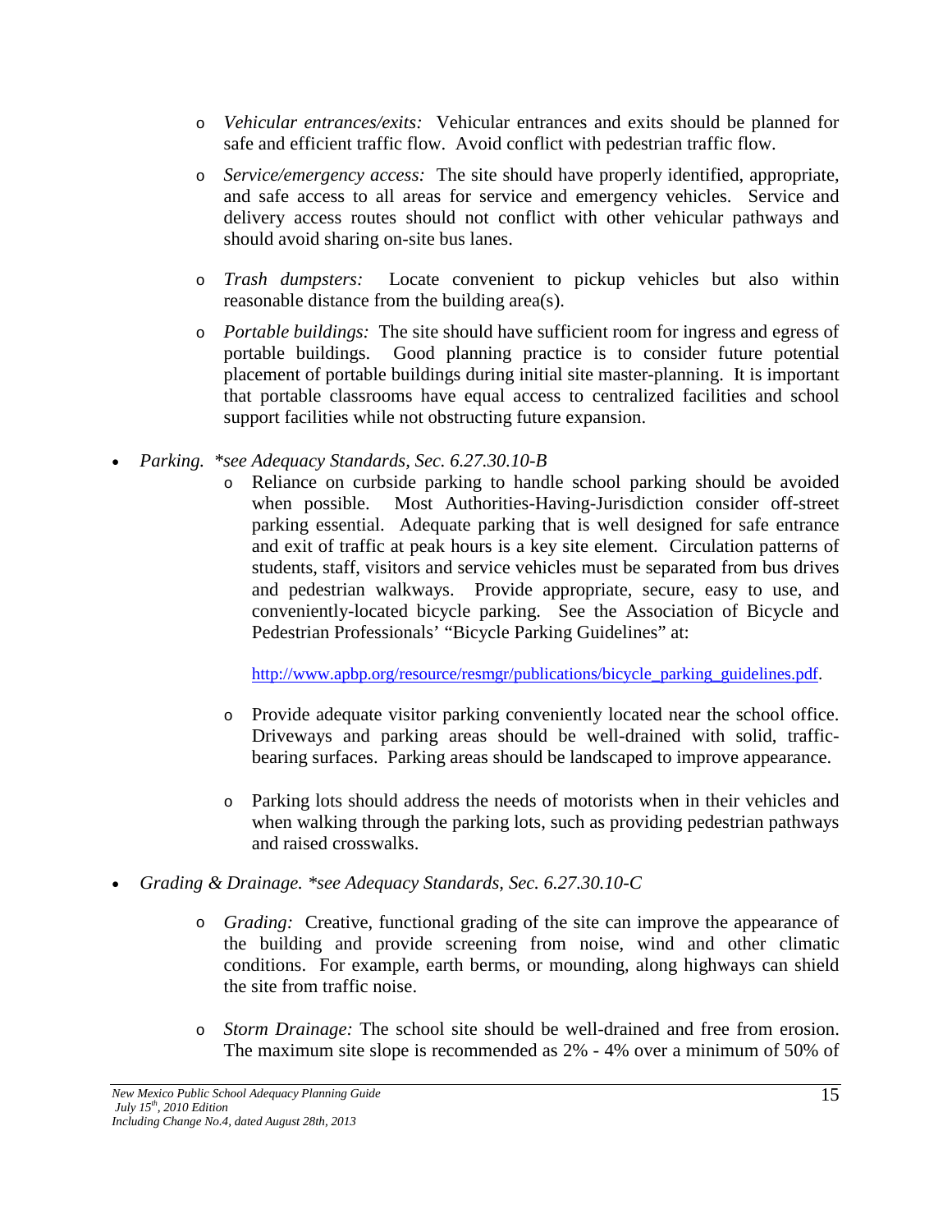- *Vehicular entrances/exits:* Vehicular entrances and exits should be planned for safe and efficient traffic flow. Avoid conflict with pedestrian traffic flow.

- *Service/emergency access:* The site should have properly identified, appropriate, and safe access to all areas for service and emergency vehicles. Service and delivery access routes should not conflict with other vehicular pathways and should avoid sharing on-site bus lanes.

- *Trash dumpsters:* Locate convenient to pickup vehicles but also within reasonable distance from the building area(s).

- *Portable buildings:* The site should have sufficient room for ingress and egress of portable buildings. Good planning practice is to consider future potential placement of portable buildings during initial site master-planning. It is important that portable classrooms have equal access to centralized facilities and school support facilities while not obstructing future expansion.

- *Parking. *see Adequacy Standards, Sec. 6.27.30.10-B*
  - Reliance on curbside parking to handle school parking should be avoided when possible. Most Authorities-Having-Jurisdiction consider off-street parking essential. Adequate parking that is well designed for safe entrance and exit of traffic at peak hours is a key site element. Circulation patterns of students, staff, visitors and service vehicles must be separated from bus drives and pedestrian walkways. Provide appropriate, secure, easy to use, and conveniently-located bicycle parking. See the Association of Bicycle and Pedestrian Professionals' "Bicycle Parking Guidelines" at:

    http://www.apbp.org/resource/resmgr/publications/bicycle_parking_guidelines.pdf.

  - Provide adequate visitor parking conveniently located near the school office. Driveways and parking areas should be well-drained with solid, traffic-bearing surfaces. Parking areas should be landscaped to improve appearance.

  - Parking lots should address the needs of motorists when in their vehicles and when walking through the parking lots, such as providing pedestrian pathways and raised crosswalks.

- *Grading & Drainage. *see Adequacy Standards, Sec. 6.27.30.10-C*

  - *Grading:* Creative, functional grading of the site can improve the appearance of the building and provide screening from noise, wind and other climatic conditions. For example, earth berms, or mounding, along highways can shield the site from traffic noise.

  - *Storm Drainage:* The school site should be well-drained and free from erosion. The maximum site slope is recommended as 2% - 4% over a minimum of 50% of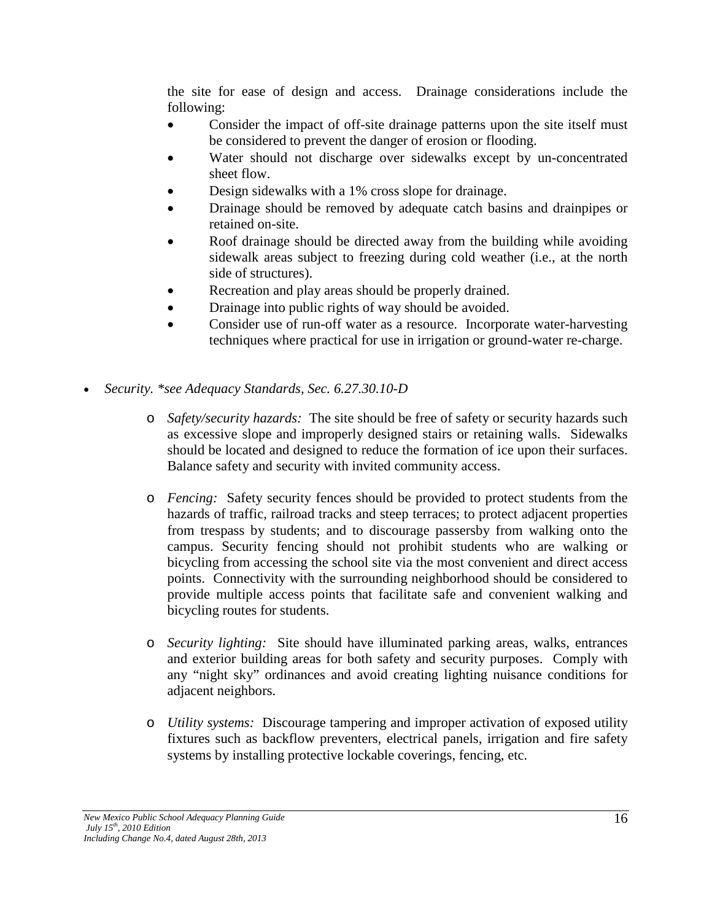the site for ease of design and access. Drainage considerations include the following:

- Consider the impact of off-site drainage patterns upon the site itself must be considered to prevent the danger of erosion or flooding.
- Water should not discharge over sidewalks except by un-concentrated sheet flow.
- Design sidewalks with a 1% cross slope for drainage.
- Drainage should be removed by adequate catch basins and drainpipes or retained on-site.
- Roof drainage should be directed away from the building while avoiding sidewalk areas subject to freezing during cold weather (i.e., at the north side of structures).
- Recreation and play areas should be properly drained.
- Drainage into public rights of way should be avoided.
- Consider use of run-off water as a resource. Incorporate water-harvesting techniques where practical for use in irrigation or ground-water re-charge.

- *Security. *see Adequacy Standards, Sec. 6.27.30.10-D*

  - *Safety/security hazards:* The site should be free of safety or security hazards such as excessive slope and improperly designed stairs or retaining walls. Sidewalks should be located and designed to reduce the formation of ice upon their surfaces. Balance safety and security with invited community access.

  - *Fencing:* Safety security fences should be provided to protect students from the hazards of traffic, railroad tracks and steep terraces; to protect adjacent properties from trespass by students; and to discourage passersby from walking onto the campus. Security fencing should not prohibit students who are walking or bicycling from accessing the school site via the most convenient and direct access points. Connectivity with the surrounding neighborhood should be considered to provide multiple access points that facilitate safe and convenient walking and bicycling routes for students.

  - *Security lighting:* Site should have illuminated parking areas, walks, entrances and exterior building areas for both safety and security purposes. Comply with any "night sky" ordinances and avoid creating lighting nuisance conditions for adjacent neighbors.

  - *Utility systems:* Discourage tampering and improper activation of exposed utility fixtures such as backflow preventers, electrical panels, irrigation and fire safety systems by installing protective lockable coverings, fencing, etc.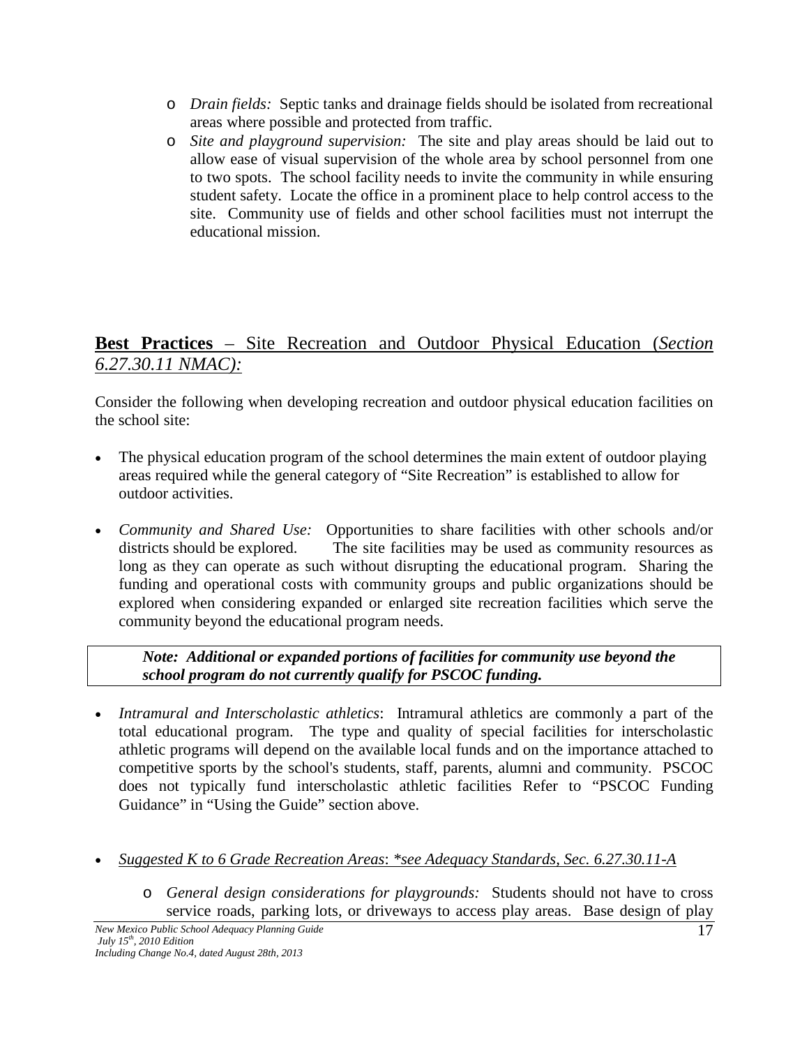- *Drain fields:* Septic tanks and drainage fields should be isolated from recreational areas where possible and protected from traffic.
- *Site and playground supervision:* The site and play areas should be laid out to allow ease of visual supervision of the whole area by school personnel from one to two spots. The school facility needs to invite the community in while ensuring student safety. Locate the office in a prominent place to help control access to the site. Community use of fields and other school facilities must not interrupt the educational mission.

## **Best Practices** – Site Recreation and Outdoor Physical Education (*Section 6.27.30.11 NMAC):*

Consider the following when developing recreation and outdoor physical education facilities on the school site:

- The physical education program of the school determines the main extent of outdoor playing areas required while the general category of "Site Recreation" is established to allow for outdoor activities.

- *Community and Shared Use:* Opportunities to share facilities with other schools and/or districts should be explored. The site facilities may be used as community resources as long as they can operate as such without disrupting the educational program. Sharing the funding and operational costs with community groups and public organizations should be explored when considering expanded or enlarged site recreation facilities which serve the community beyond the educational program needs.

> ***Note: Additional or expanded portions of facilities for community use beyond the school program do not currently qualify for PSCOC funding.***

- *Intramural and Interscholastic athletics*: Intramural athletics are commonly a part of the total educational program. The type and quality of special facilities for interscholastic athletic programs will depend on the available local funds and on the importance attached to competitive sports by the school's students, staff, parents, alumni and community. PSCOC does not typically fund interscholastic athletic facilities Refer to "PSCOC Funding Guidance" in "Using the Guide" section above.

- *Suggested K to 6 Grade Recreation Areas*: *\*see Adequacy Standards, Sec. 6.27.30.11-A*
  - *General design considerations for playgrounds:* Students should not have to cross service roads, parking lots, or driveways to access play areas. Base design of play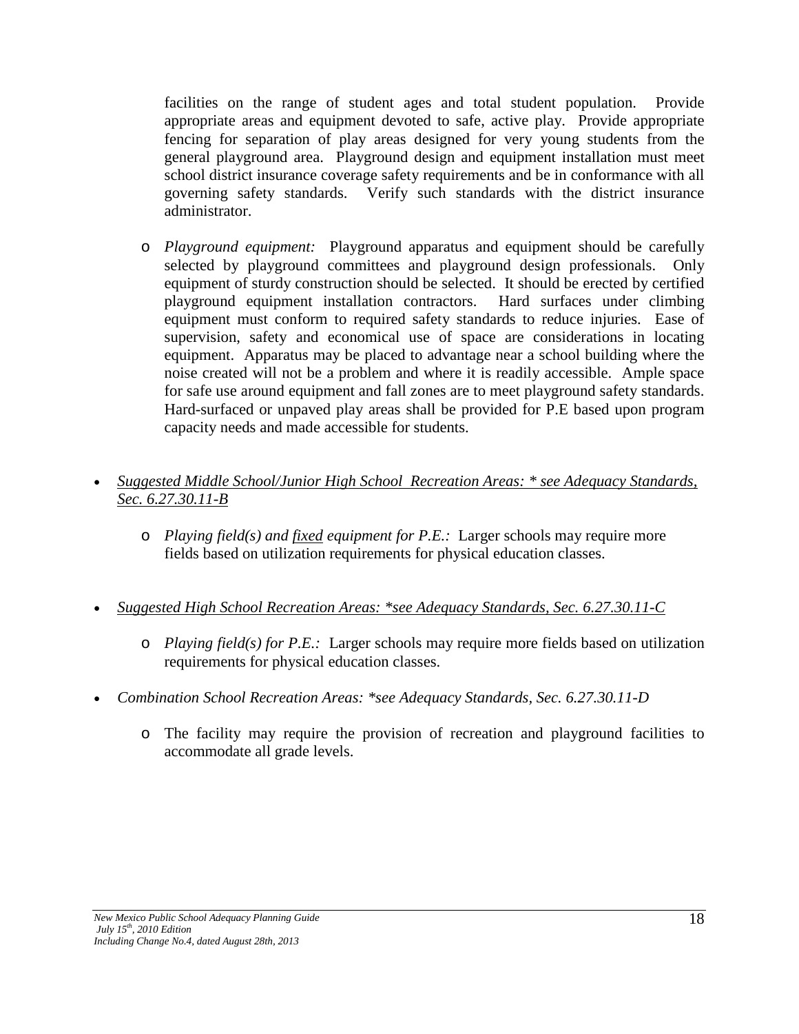facilities on the range of student ages and total student population. Provide appropriate areas and equipment devoted to safe, active play. Provide appropriate fencing for separation of play areas designed for very young students from the general playground area. Playground design and equipment installation must meet school district insurance coverage safety requirements and be in conformance with all governing safety standards. Verify such standards with the district insurance administrator.

  - *Playground equipment:* Playground apparatus and equipment should be carefully selected by playground committees and playground design professionals. Only equipment of sturdy construction should be selected. It should be erected by certified playground equipment installation contractors. Hard surfaces under climbing equipment must conform to required safety standards to reduce injuries. Ease of supervision, safety and economical use of space are considerations in locating equipment. Apparatus may be placed to advantage near a school building where the noise created will not be a problem and where it is readily accessible. Ample space for safe use around equipment and fall zones are to meet playground safety standards. Hard-surfaced or unpaved play areas shall be provided for P.E based upon program capacity needs and made accessible for students.

- *Suggested Middle School/Junior High School Recreation Areas: * see Adequacy Standards, Sec. 6.27.30.11-B*
  - *Playing field(s) and fixed equipment for P.E.:* Larger schools may require more fields based on utilization requirements for physical education classes.

- *Suggested High School Recreation Areas: *see Adequacy Standards, Sec. 6.27.30.11-C*
  - *Playing field(s) for P.E.:* Larger schools may require more fields based on utilization requirements for physical education classes.

- *Combination School Recreation Areas: *see Adequacy Standards, Sec. 6.27.30.11-D*
  - The facility may require the provision of recreation and playground facilities to accommodate all grade levels.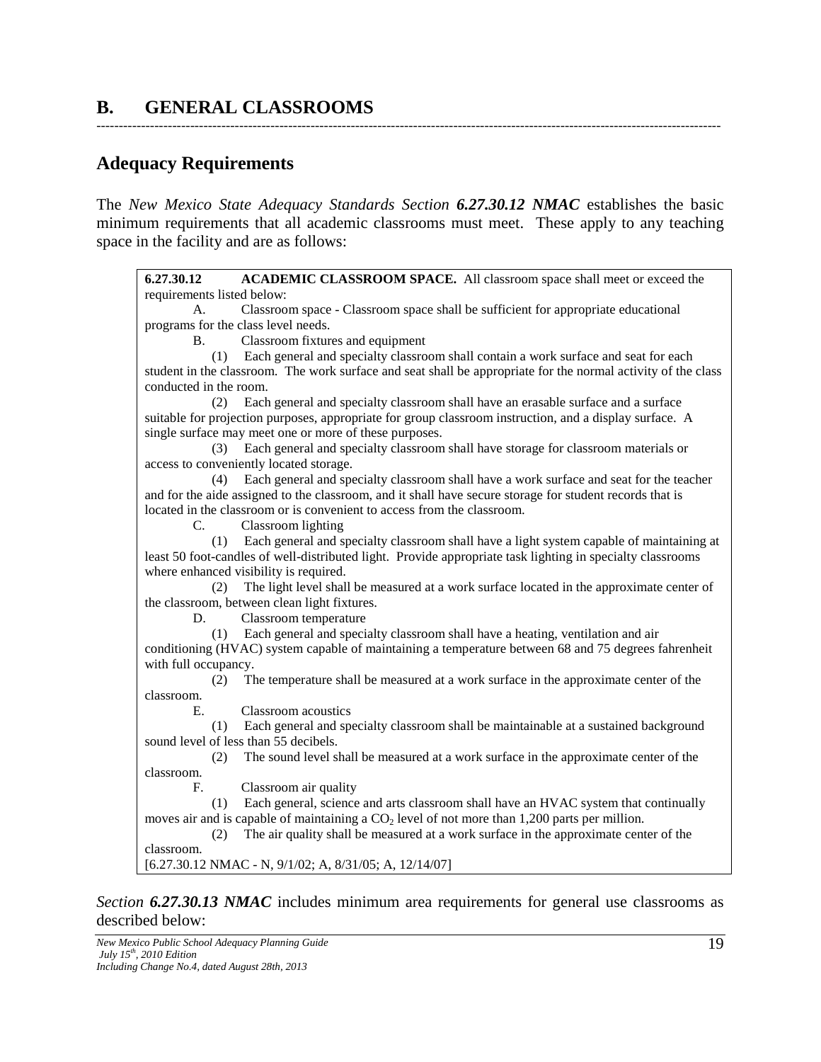## B. GENERAL CLASSROOMS

---

### Adequacy Requirements

The *New Mexico State Adequacy Standards Section **6.27.30.12 NMAC*** establishes the basic minimum requirements that all academic classrooms must meet. These apply to any teaching space in the facility and are as follows:

> **6.27.30.12 ACADEMIC CLASSROOM SPACE.** All classroom space shall meet or exceed the requirements listed below:
>
> A. Classroom space - Classroom space shall be sufficient for appropriate educational programs for the class level needs.
>
> B. Classroom fixtures and equipment
>
> (1) Each general and specialty classroom shall contain a work surface and seat for each student in the classroom. The work surface and seat shall be appropriate for the normal activity of the class conducted in the room.
>
> (2) Each general and specialty classroom shall have an erasable surface and a surface suitable for projection purposes, appropriate for group classroom instruction, and a display surface. A single surface may meet one or more of these purposes.
>
> (3) Each general and specialty classroom shall have storage for classroom materials or access to conveniently located storage.
>
> (4) Each general and specialty classroom shall have a work surface and seat for the teacher and for the aide assigned to the classroom, and it shall have secure storage for student records that is located in the classroom or is convenient to access from the classroom.
>
> C. Classroom lighting
>
> (1) Each general and specialty classroom shall have a light system capable of maintaining at least 50 foot-candles of well-distributed light. Provide appropriate task lighting in specialty classrooms where enhanced visibility is required.
>
> (2) The light level shall be measured at a work surface located in the approximate center of the classroom, between clean light fixtures.
>
> D. Classroom temperature
>
> (1) Each general and specialty classroom shall have a heating, ventilation and air conditioning (HVAC) system capable of maintaining a temperature between 68 and 75 degrees fahrenheit with full occupancy.
>
> (2) The temperature shall be measured at a work surface in the approximate center of the classroom.
>
> E. Classroom acoustics
>
> (1) Each general and specialty classroom shall be maintainable at a sustained background sound level of less than 55 decibels.
>
> (2) The sound level shall be measured at a work surface in the approximate center of the classroom.
>
> F. Classroom air quality
>
> (1) Each general, science and arts classroom shall have an HVAC system that continually moves air and is capable of maintaining a $CO_2$ level of not more than 1,200 parts per million.
>
> (2) The air quality shall be measured at a work surface in the approximate center of the classroom.
>
> [6.27.30.12 NMAC - N, 9/1/02; A, 8/31/05; A, 12/14/07]

*Section **6.27.30.13 NMAC*** includes minimum area requirements for general use classrooms as described below: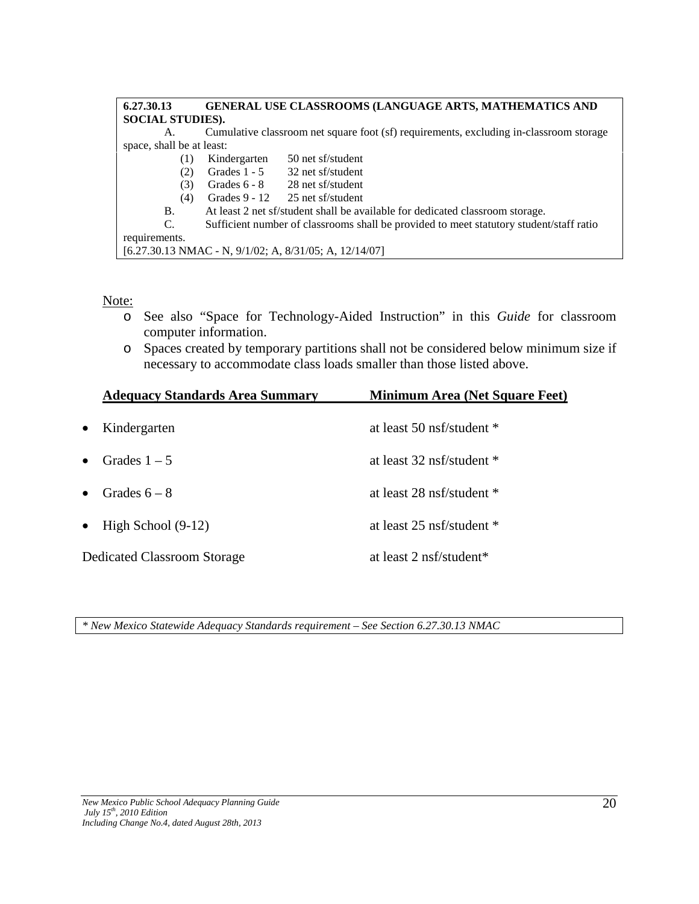**6.27.30.13 GENERAL USE CLASSROOMS (LANGUAGE ARTS, MATHEMATICS AND SOCIAL STUDIES).**

A. Cumulative classroom net square foot (sf) requirements, excluding in-classroom storage space, shall be at least:

(1) Kindergarten 50 net sf/student
(2) Grades 1 - 5 32 net sf/student
(3) Grades 6 - 8 28 net sf/student
(4) Grades 9 - 12 25 net sf/student

B. At least 2 net sf/student shall be available for dedicated classroom storage.

C. Sufficient number of classrooms shall be provided to meet statutory student/staff ratio requirements.

[6.27.30.13 NMAC - N, 9/1/02; A, 8/31/05; A, 12/14/07]

Note:

- See also "Space for Technology-Aided Instruction" in this *Guide* for classroom computer information.
- Spaces created by temporary partitions shall not be considered below minimum size if necessary to accommodate class loads smaller than those listed above.

| Adequacy Standards Area Summary | Minimum Area (Net Square Feet) |
|---|---|
| • Kindergarten | at least 50 nsf/student * |
| • Grades 1 – 5 | at least 32 nsf/student * |
| • Grades 6 – 8 | at least 28 nsf/student * |
| • High School (9-12) | at least 25 nsf/student * |
| Dedicated Classroom Storage | at least 2 nsf/student* |

*\* New Mexico Statewide Adequacy Standards requirement – See Section 6.27.30.13 NMAC*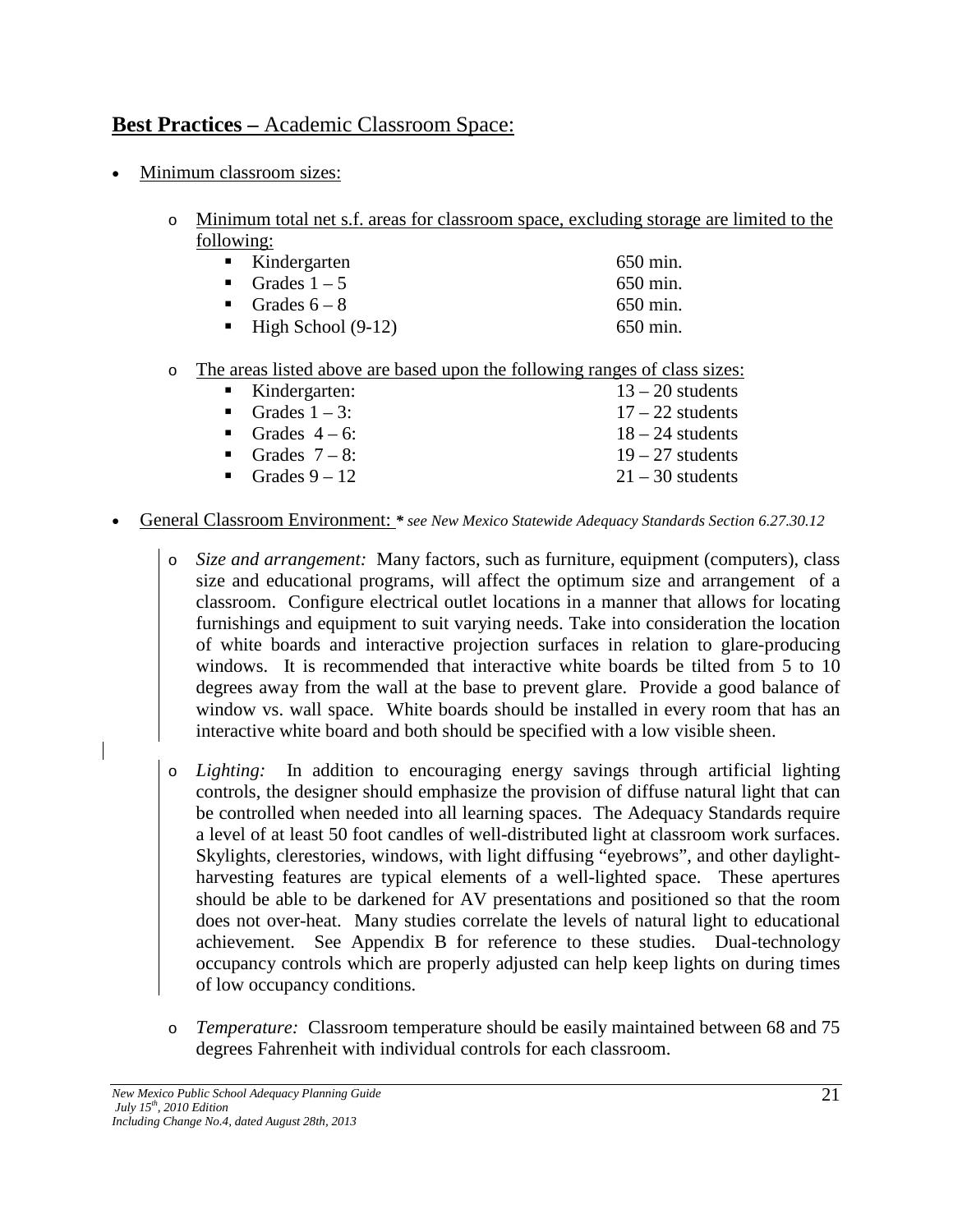## **Best Practices –** Academic Classroom Space:

- Minimum classroom sizes:

  - Minimum total net s.f. areas for classroom space, excluding storage are limited to the following:
    - Kindergarten 650 min.
    - Grades 1 – 5 650 min.
    - Grades 6 – 8 650 min.
    - High School (9-12) 650 min.

  - The areas listed above are based upon the following ranges of class sizes:
    - Kindergarten: 13 – 20 students
    - Grades 1 – 3: 17 – 22 students
    - Grades 4 – 6: 18 – 24 students
    - Grades 7 – 8: 19 – 27 students
    - Grades 9 – 12 21 – 30 students

- General Classroom Environment: ***** *see New Mexico Statewide Adequacy Standards Section 6.27.30.12*

  - *Size and arrangement:* Many factors, such as furniture, equipment (computers), class size and educational programs, will affect the optimum size and arrangement of a classroom. Configure electrical outlet locations in a manner that allows for locating furnishings and equipment to suit varying needs. Take into consideration the location of white boards and interactive projection surfaces in relation to glare-producing windows. It is recommended that interactive white boards be tilted from 5 to 10 degrees away from the wall at the base to prevent glare. Provide a good balance of window vs. wall space. White boards should be installed in every room that has an interactive white board and both should be specified with a low visible sheen.

  - *Lighting:* In addition to encouraging energy savings through artificial lighting controls, the designer should emphasize the provision of diffuse natural light that can be controlled when needed into all learning spaces. The Adequacy Standards require a level of at least 50 foot candles of well-distributed light at classroom work surfaces. Skylights, clerestories, windows, with light diffusing "eyebrows", and other daylight-harvesting features are typical elements of a well-lighted space. These apertures should be able to be darkened for AV presentations and positioned so that the room does not over-heat. Many studies correlate the levels of natural light to educational achievement. See Appendix B for reference to these studies. Dual-technology occupancy controls which are properly adjusted can help keep lights on during times of low occupancy conditions.

  - *Temperature:* Classroom temperature should be easily maintained between 68 and 75 degrees Fahrenheit with individual controls for each classroom.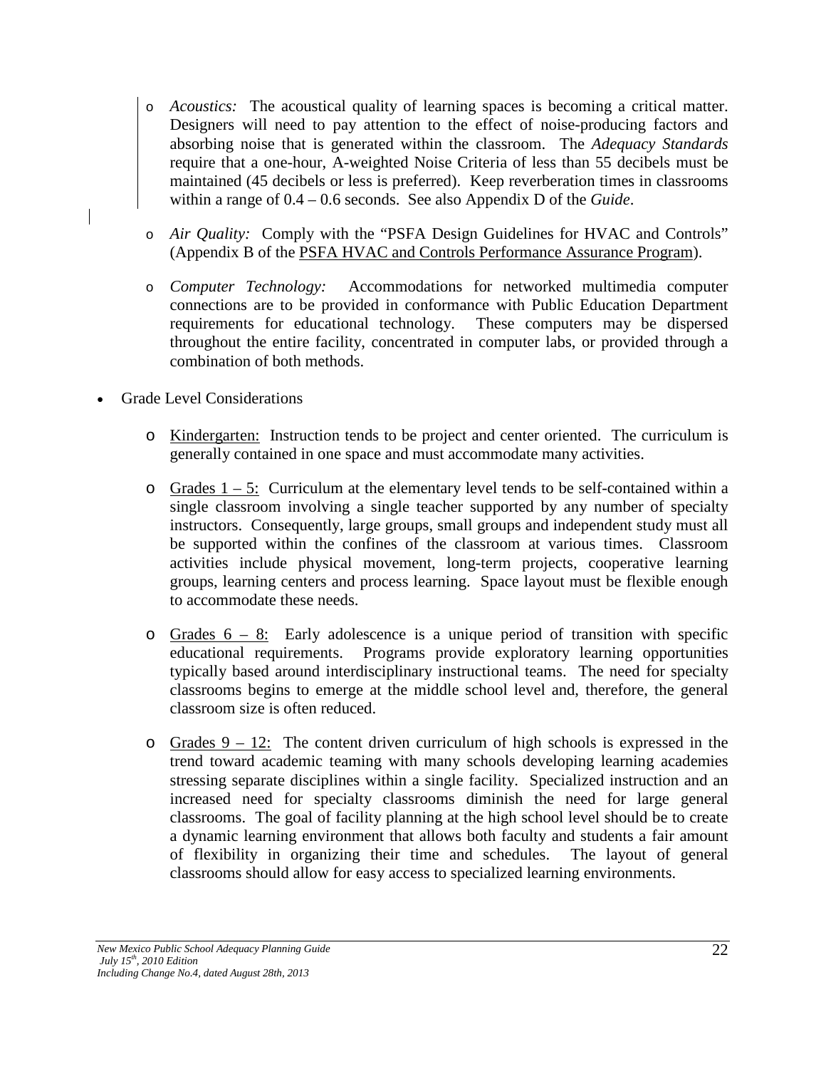- *Acoustics:* The acoustical quality of learning spaces is becoming a critical matter. Designers will need to pay attention to the effect of noise-producing factors and absorbing noise that is generated within the classroom. The *Adequacy Standards* require that a one-hour, A-weighted Noise Criteria of less than 55 decibels must be maintained (45 decibels or less is preferred). Keep reverberation times in classrooms within a range of 0.4 – 0.6 seconds. See also Appendix D of the *Guide*.

- *Air Quality:* Comply with the "PSFA Design Guidelines for HVAC and Controls" (Appendix B of the PSFA HVAC and Controls Performance Assurance Program).

- *Computer Technology:* Accommodations for networked multimedia computer connections are to be provided in conformance with Public Education Department requirements for educational technology. These computers may be dispersed throughout the entire facility, concentrated in computer labs, or provided through a combination of both methods.

- Grade Level Considerations

  - Kindergarten: Instruction tends to be project and center oriented. The curriculum is generally contained in one space and must accommodate many activities.

  - Grades 1 – 5: Curriculum at the elementary level tends to be self-contained within a single classroom involving a single teacher supported by any number of specialty instructors. Consequently, large groups, small groups and independent study must all be supported within the confines of the classroom at various times. Classroom activities include physical movement, long-term projects, cooperative learning groups, learning centers and process learning. Space layout must be flexible enough to accommodate these needs.

  - Grades 6 – 8: Early adolescence is a unique period of transition with specific educational requirements. Programs provide exploratory learning opportunities typically based around interdisciplinary instructional teams. The need for specialty classrooms begins to emerge at the middle school level and, therefore, the general classroom size is often reduced.

  - Grades 9 – 12: The content driven curriculum of high schools is expressed in the trend toward academic teaming with many schools developing learning academies stressing separate disciplines within a single facility. Specialized instruction and an increased need for specialty classrooms diminish the need for large general classrooms. The goal of facility planning at the high school level should be to create a dynamic learning environment that allows both faculty and students a fair amount of flexibility in organizing their time and schedules. The layout of general classrooms should allow for easy access to specialized learning environments.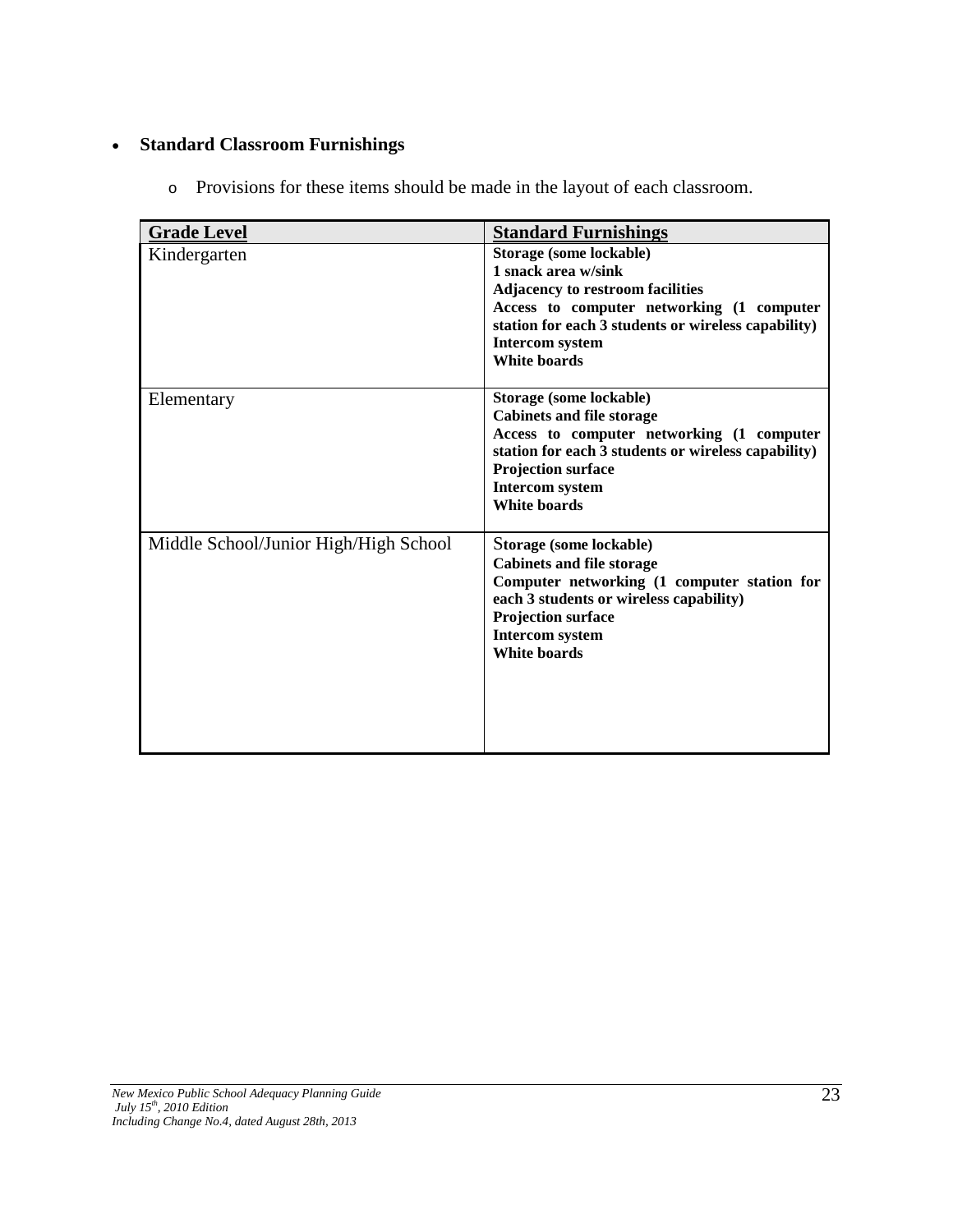- **Standard Classroom Furnishings**

    - Provisions for these items should be made in the layout of each classroom.

| Grade Level | Standard Furnishings |
|---|---|
| Kindergarten | **Storage (some lockable)**<br>**1 snack area w/sink**<br>**Adjacency to restroom facilities**<br>**Access to computer networking (1 computer station for each 3 students or wireless capability)**<br>**Intercom system**<br>**White boards** |
| Elementary | **Storage (some lockable)**<br>**Cabinets and file storage**<br>**Access to computer networking (1 computer station for each 3 students or wireless capability)**<br>**Projection surface**<br>**Intercom system**<br>**White boards** |
| Middle School/Junior High/High School | **Storage (some lockable)**<br>**Cabinets and file storage**<br>**Computer networking (1 computer station for each 3 students or wireless capability)**<br>**Projection surface**<br>**Intercom system**<br>**White boards** |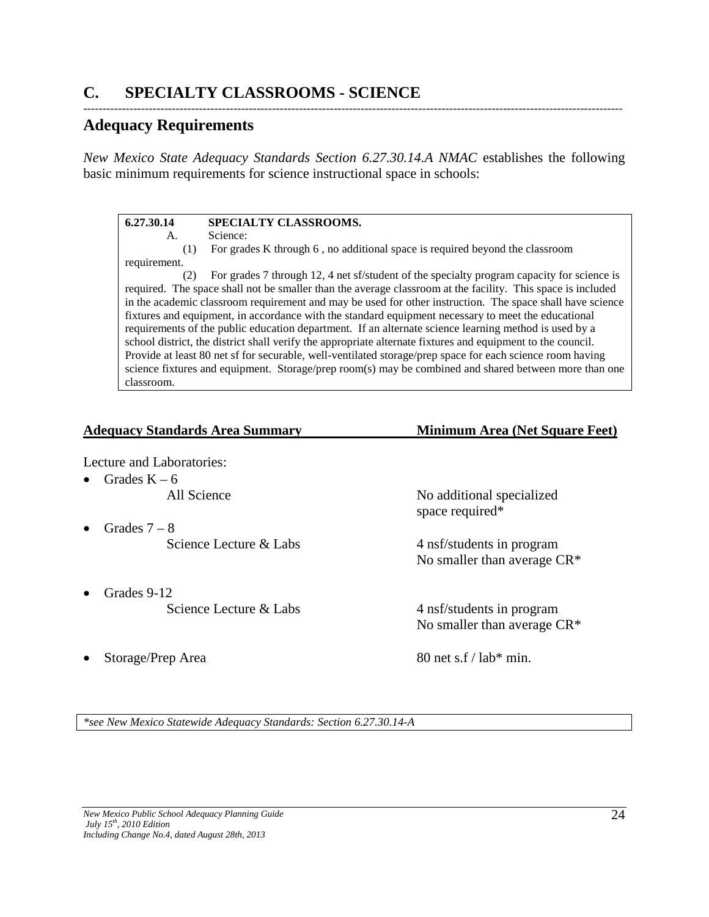## C. SPECIALTY CLASSROOMS - SCIENCE

---

## Adequacy Requirements

*New Mexico State Adequacy Standards Section 6.27.30.14.A NMAC* establishes the following basic minimum requirements for science instructional space in schools:

> **6.27.30.14 SPECIALTY CLASSROOMS.**
>
> A. Science:
>
> (1) For grades K through 6 , no additional space is required beyond the classroom requirement.
>
> (2) For grades 7 through 12, 4 net sf/student of the specialty program capacity for science is required. The space shall not be smaller than the average classroom at the facility. This space is included in the academic classroom requirement and may be used for other instruction. The space shall have science fixtures and equipment, in accordance with the standard equipment necessary to meet the educational requirements of the public education department. If an alternate science learning method is used by a school district, the district shall verify the appropriate alternate fixtures and equipment to the council. Provide at least 80 net sf for securable, well-ventilated storage/prep space for each science room having science fixtures and equipment. Storage/prep room(s) may be combined and shared between more than one classroom.

| Adequacy Standards Area Summary | Minimum Area (Net Square Feet) |
|---|---|
| Lecture and Laboratories: | |
| • Grades K – 6 | |
| All Science | No additional specialized space required* |
| • Grades 7 – 8 | |
| Science Lecture & Labs | 4 nsf/students in program<br>No smaller than average CR* |
| • Grades 9-12 | |
| Science Lecture & Labs | 4 nsf/students in program<br>No smaller than average CR* |
| • Storage/Prep Area | 80 net s.f / lab* min. |

*\*see New Mexico Statewide Adequacy Standards: Section 6.27.30.14-A*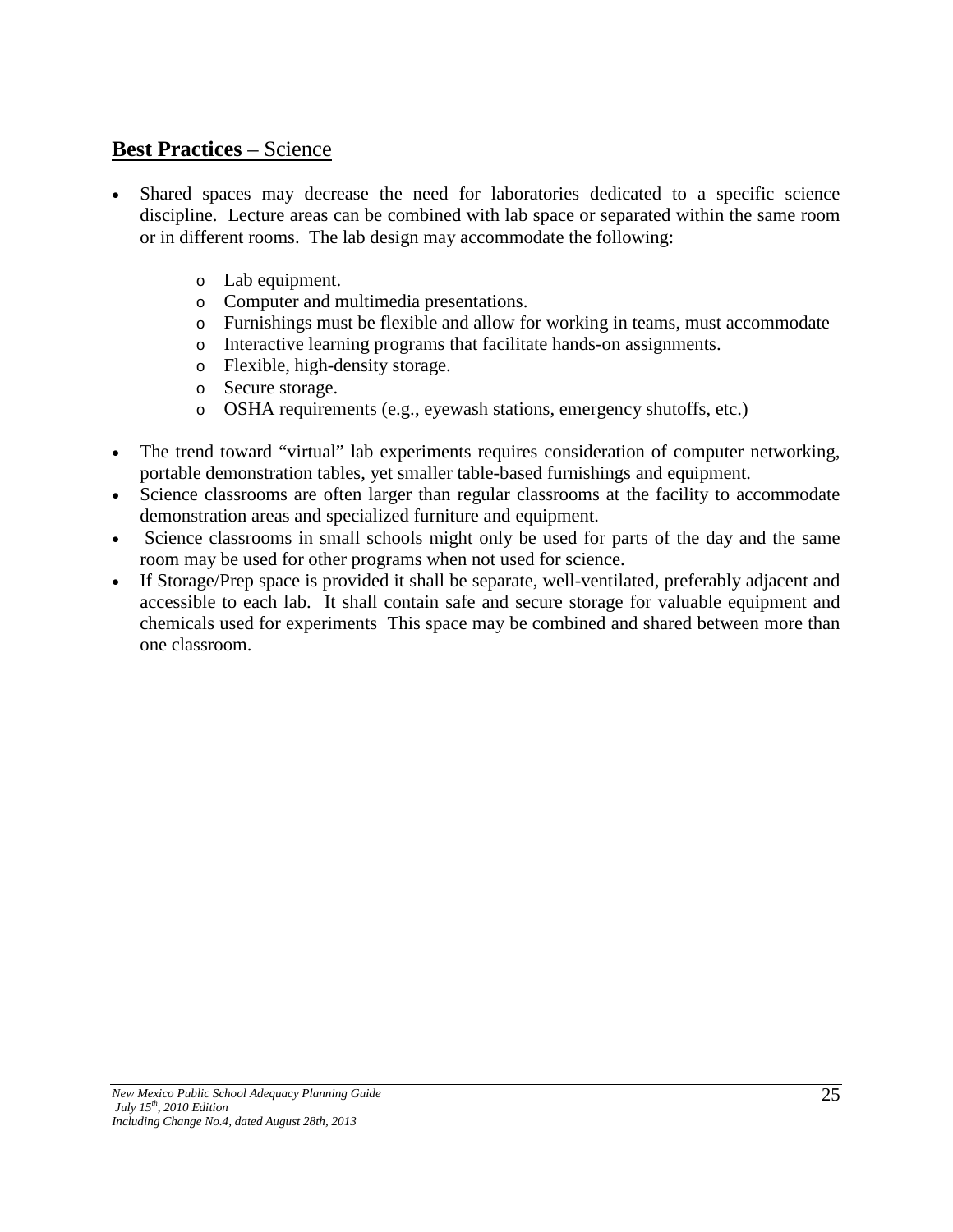## **Best Practices** – Science

- Shared spaces may decrease the need for laboratories dedicated to a specific science discipline. Lecture areas can be combined with lab space or separated within the same room or in different rooms. The lab design may accommodate the following:
    - Lab equipment.
    - Computer and multimedia presentations.
    - Furnishings must be flexible and allow for working in teams, must accommodate
    - Interactive learning programs that facilitate hands-on assignments.
    - Flexible, high-density storage.
    - Secure storage.
    - OSHA requirements (e.g., eyewash stations, emergency shutoffs, etc.)

- The trend toward "virtual" lab experiments requires consideration of computer networking, portable demonstration tables, yet smaller table-based furnishings and equipment.
- Science classrooms are often larger than regular classrooms at the facility to accommodate demonstration areas and specialized furniture and equipment.
- Science classrooms in small schools might only be used for parts of the day and the same room may be used for other programs when not used for science.
- If Storage/Prep space is provided it shall be separate, well-ventilated, preferably adjacent and accessible to each lab. It shall contain safe and secure storage for valuable equipment and chemicals used for experiments This space may be combined and shared between more than one classroom.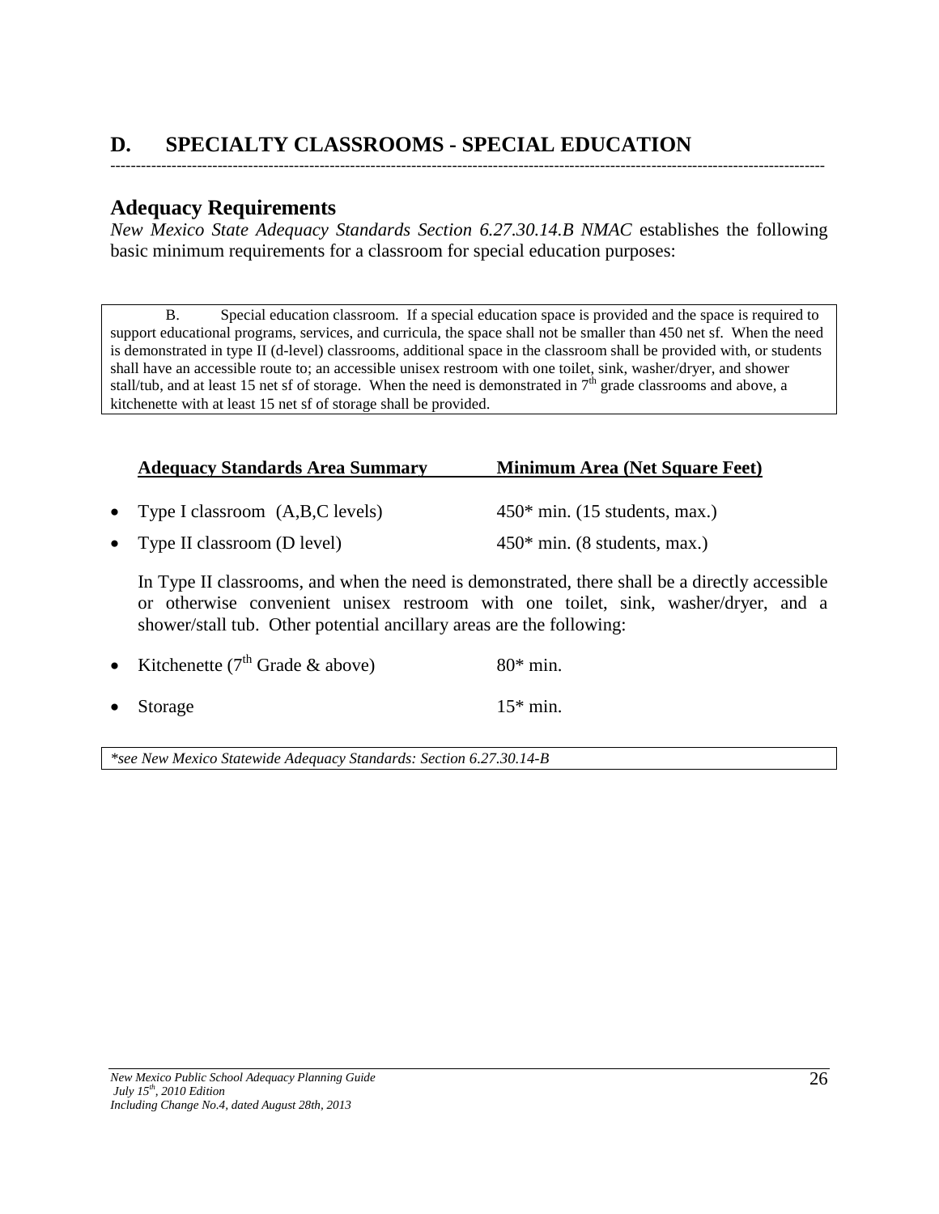## D. SPECIALTY CLASSROOMS - SPECIAL EDUCATION

---

### Adequacy Requirements

*New Mexico State Adequacy Standards Section 6.27.30.14.B NMAC* establishes the following basic minimum requirements for a classroom for special education purposes:

> B. Special education classroom. If a special education space is provided and the space is required to support educational programs, services, and curricula, the space shall not be smaller than 450 net sf. When the need is demonstrated in type II (d-level) classrooms, additional space in the classroom shall be provided with, or students shall have an accessible route to; an accessible unisex restroom with one toilet, sink, washer/dryer, and shower stall/tub, and at least 15 net sf of storage. When the need is demonstrated in 7th grade classrooms and above, a kitchenette with at least 15 net sf of storage shall be provided.

| <u>**Adequacy Standards Area Summary**</u> | <u>**Minimum Area (Net Square Feet)**</u> |
|---|---|
| • Type I classroom (A,B,C levels) | 450* min. (15 students, max.) |
| • Type II classroom (D level) | 450* min. (8 students, max.) |

In Type II classrooms, and when the need is demonstrated, there shall be a directly accessible or otherwise convenient unisex restroom with one toilet, sink, washer/dryer, and a shower/stall tub. Other potential ancillary areas are the following:

| | |
|---|---|
| • Kitchenette (7th Grade & above) | 80* min. |
| • Storage | 15* min. |

*\*see New Mexico Statewide Adequacy Standards: Section 6.27.30.14-B*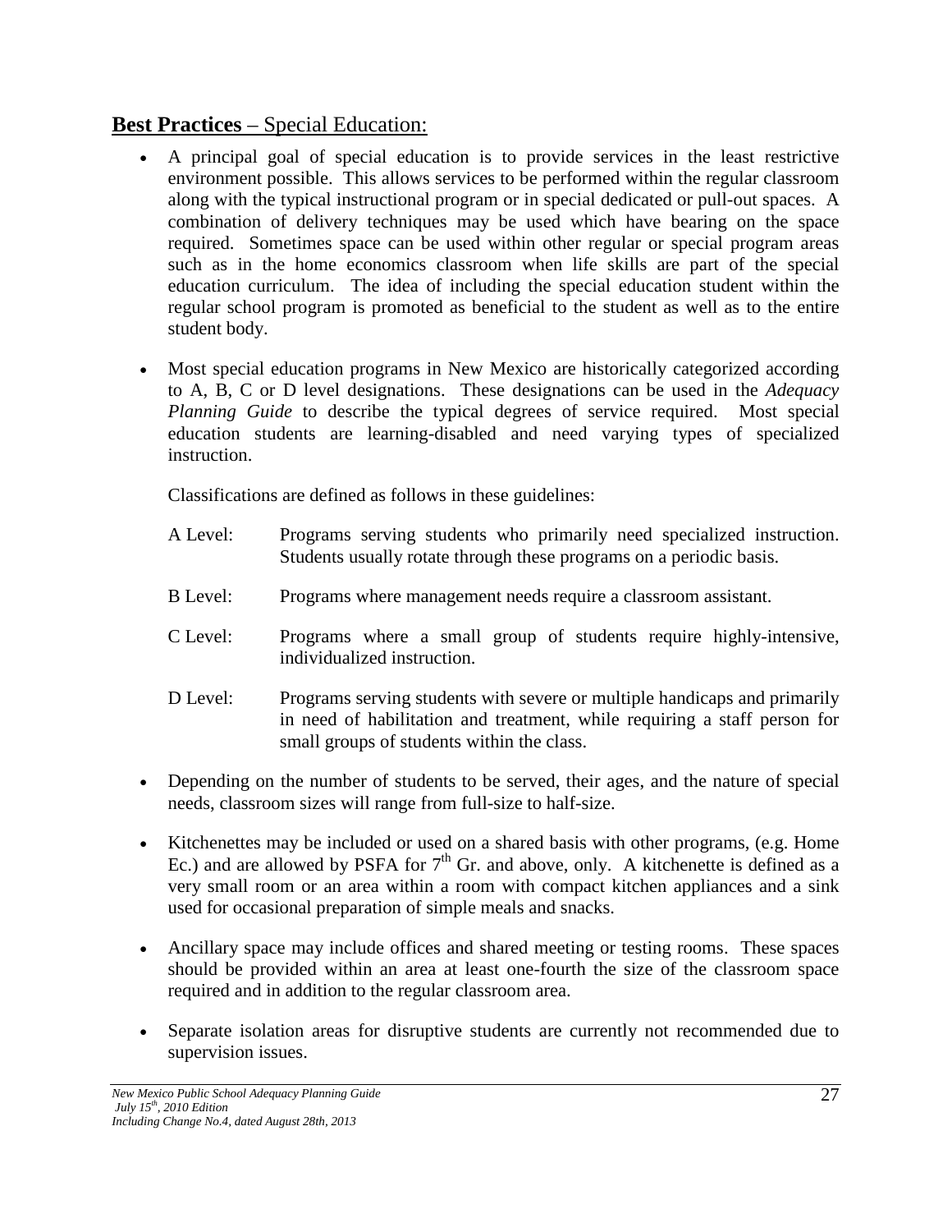## **Best Practices** – Special Education:

- A principal goal of special education is to provide services in the least restrictive environment possible. This allows services to be performed within the regular classroom along with the typical instructional program or in special dedicated or pull-out spaces. A combination of delivery techniques may be used which have bearing on the space required. Sometimes space can be used within other regular or special program areas such as in the home economics classroom when life skills are part of the special education curriculum. The idea of including the special education student within the regular school program is promoted as beneficial to the student as well as to the entire student body.

- Most special education programs in New Mexico are historically categorized according to A, B, C or D level designations. These designations can be used in the *Adequacy Planning Guide* to describe the typical degrees of service required. Most special education students are learning-disabled and need varying types of specialized instruction.

  Classifications are defined as follows in these guidelines:

  A Level: Programs serving students who primarily need specialized instruction. Students usually rotate through these programs on a periodic basis.

  B Level: Programs where management needs require a classroom assistant.

  C Level: Programs where a small group of students require highly-intensive, individualized instruction.

  D Level: Programs serving students with severe or multiple handicaps and primarily in need of habilitation and treatment, while requiring a staff person for small groups of students within the class.

- Depending on the number of students to be served, their ages, and the nature of special needs, classroom sizes will range from full-size to half-size.

- Kitchenettes may be included or used on a shared basis with other programs, (e.g. Home Ec.) and are allowed by PSFA for 7th Gr. and above, only. A kitchenette is defined as a very small room or an area within a room with compact kitchen appliances and a sink used for occasional preparation of simple meals and snacks.

- Ancillary space may include offices and shared meeting or testing rooms. These spaces should be provided within an area at least one-fourth the size of the classroom space required and in addition to the regular classroom area.

- Separate isolation areas for disruptive students are currently not recommended due to supervision issues.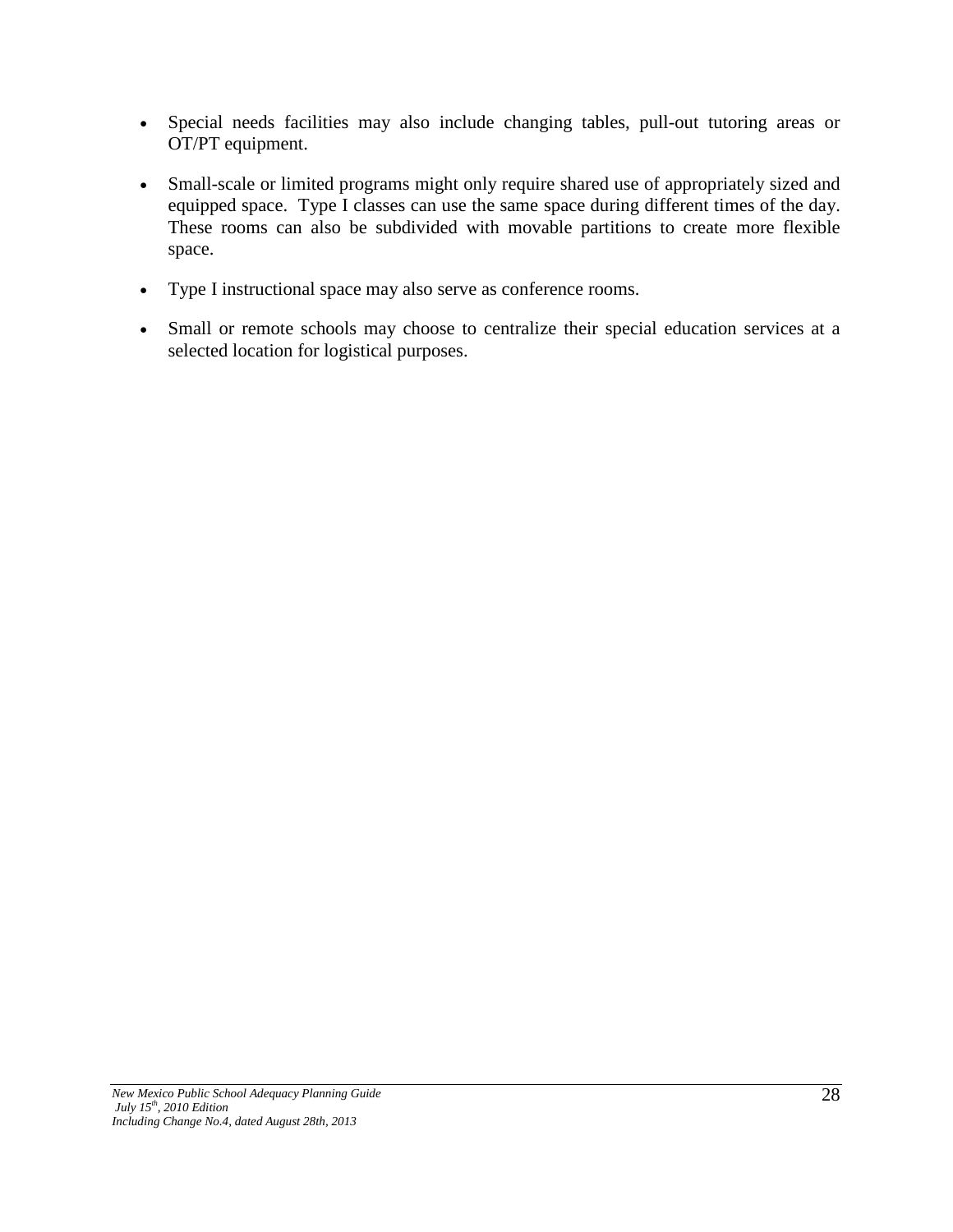- Special needs facilities may also include changing tables, pull-out tutoring areas or OT/PT equipment.

- Small-scale or limited programs might only require shared use of appropriately sized and equipped space. Type I classes can use the same space during different times of the day. These rooms can also be subdivided with movable partitions to create more flexible space.

- Type I instructional space may also serve as conference rooms.

- Small or remote schools may choose to centralize their special education services at a selected location for logistical purposes.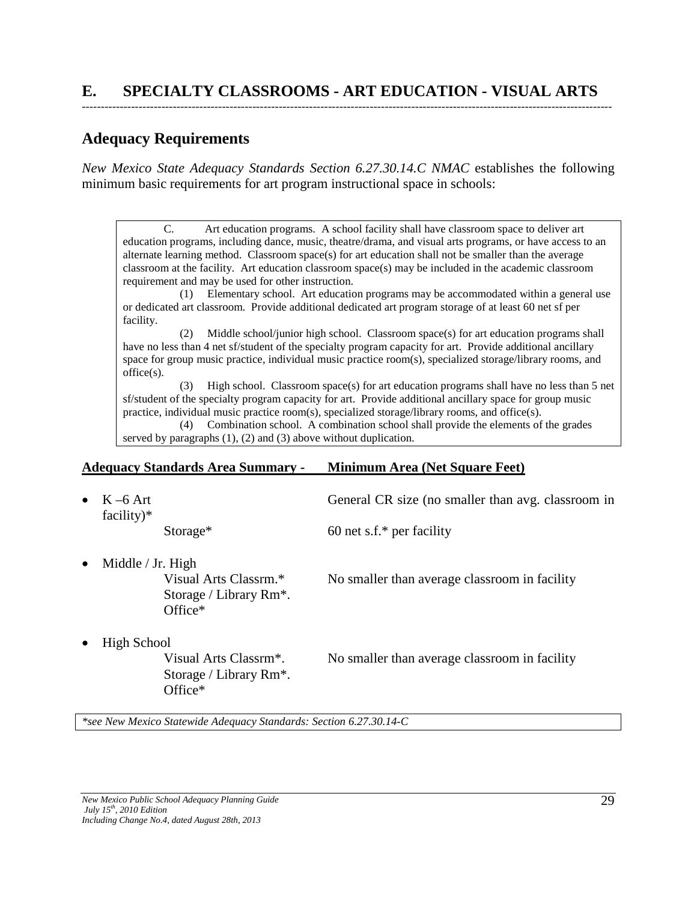## E. SPECIALTY CLASSROOMS - ART EDUCATION - VISUAL ARTS

---

### Adequacy Requirements

*New Mexico State Adequacy Standards Section 6.27.30.14.C NMAC* establishes the following minimum basic requirements for art program instructional space in schools:

> C. Art education programs. A school facility shall have classroom space to deliver art education programs, including dance, music, theatre/drama, and visual arts programs, or have access to an alternate learning method. Classroom space(s) for art education shall not be smaller than the average classroom at the facility. Art education classroom space(s) may be included in the academic classroom requirement and may be used for other instruction.
>
> (1) Elementary school. Art education programs may be accommodated within a general use or dedicated art classroom. Provide additional dedicated art program storage of at least 60 net sf per facility.
>
> (2) Middle school/junior high school. Classroom space(s) for art education programs shall have no less than 4 net sf/student of the specialty program capacity for art. Provide additional ancillary space for group music practice, individual music practice room(s), specialized storage/library rooms, and office(s).
>
> (3) High school. Classroom space(s) for art education programs shall have no less than 5 net sf/student of the specialty program capacity for art. Provide additional ancillary space for group music practice, individual music practice room(s), specialized storage/library rooms, and office(s).
>
> (4) Combination school. A combination school shall provide the elements of the grades served by paragraphs (1), (2) and (3) above without duplication.

| **Adequacy Standards Area Summary -** | **Minimum Area (Net Square Feet)** |
|---|---|
| • K –6 Art | General CR size (no smaller than avg. classroom in facility)* |
| Storage* | 60 net s.f.* per facility |
| • Middle / Jr. High | |
| Visual Arts Classrm.* | No smaller than average classroom in facility |
| Storage / Library Rm*. | |
| Office* | |
| • High School | |
| Visual Arts Classrm*. | No smaller than average classroom in facility |
| Storage / Library Rm*. | |
| Office* | |

*\*see New Mexico Statewide Adequacy Standards: Section 6.27.30.14-C*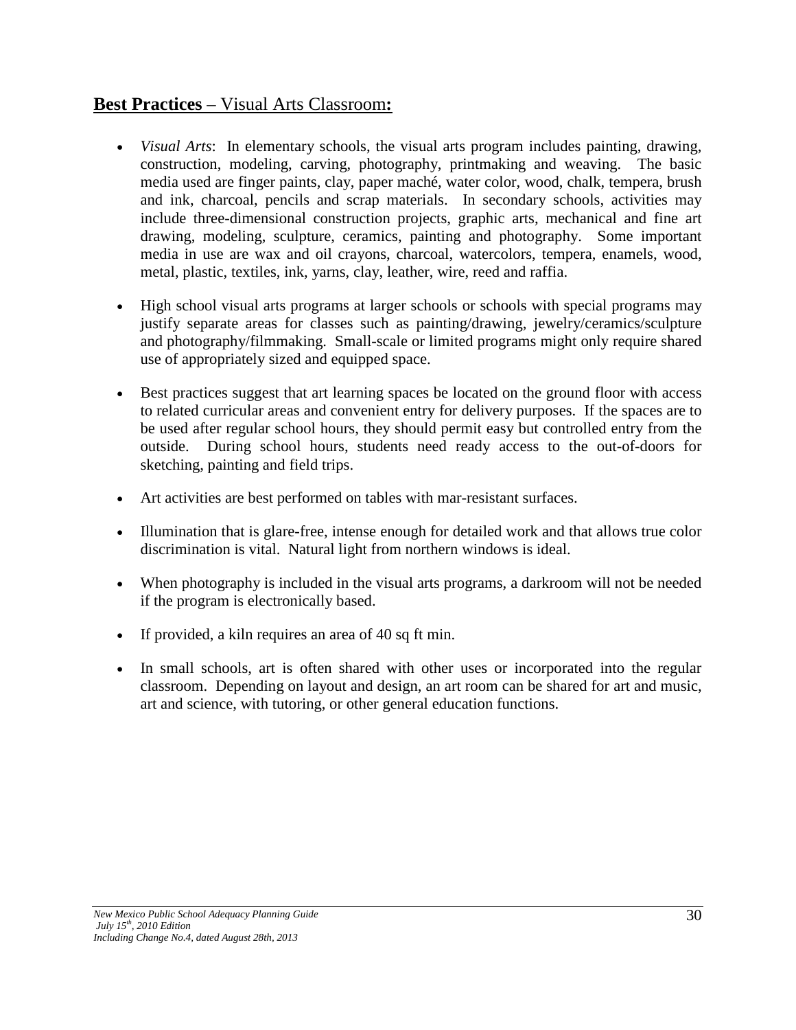## **Best Practices** – Visual Arts Classroom**:**

- *Visual Arts*: In elementary schools, the visual arts program includes painting, drawing, construction, modeling, carving, photography, printmaking and weaving. The basic media used are finger paints, clay, paper maché, water color, wood, chalk, tempera, brush and ink, charcoal, pencils and scrap materials. In secondary schools, activities may include three-dimensional construction projects, graphic arts, mechanical and fine art drawing, modeling, sculpture, ceramics, painting and photography. Some important media in use are wax and oil crayons, charcoal, watercolors, tempera, enamels, wood, metal, plastic, textiles, ink, yarns, clay, leather, wire, reed and raffia.

- High school visual arts programs at larger schools or schools with special programs may justify separate areas for classes such as painting/drawing, jewelry/ceramics/sculpture and photography/filmmaking. Small-scale or limited programs might only require shared use of appropriately sized and equipped space.

- Best practices suggest that art learning spaces be located on the ground floor with access to related curricular areas and convenient entry for delivery purposes. If the spaces are to be used after regular school hours, they should permit easy but controlled entry from the outside. During school hours, students need ready access to the out-of-doors for sketching, painting and field trips.

- Art activities are best performed on tables with mar-resistant surfaces.

- Illumination that is glare-free, intense enough for detailed work and that allows true color discrimination is vital. Natural light from northern windows is ideal.

- When photography is included in the visual arts programs, a darkroom will not be needed if the program is electronically based.

- If provided, a kiln requires an area of 40 sq ft min.

- In small schools, art is often shared with other uses or incorporated into the regular classroom. Depending on layout and design, an art room can be shared for art and music, art and science, with tutoring, or other general education functions.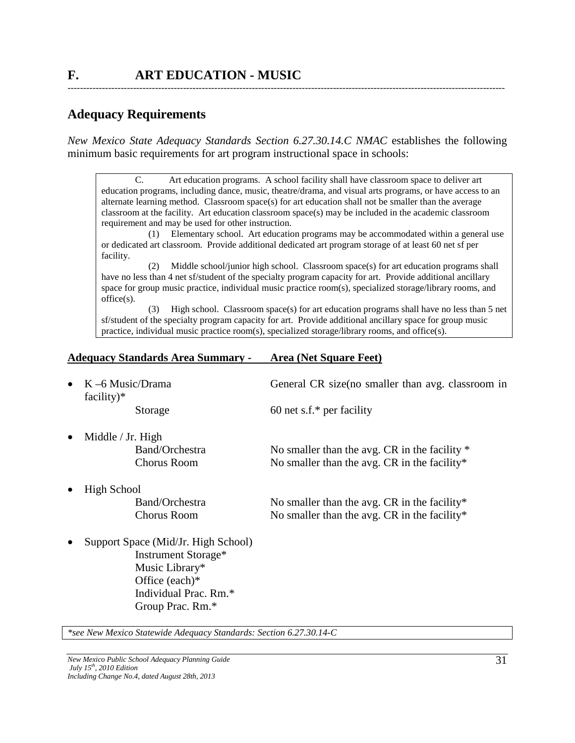# F. ART EDUCATION - MUSIC

---

## Adequacy Requirements

*New Mexico State Adequacy Standards Section 6.27.30.14.C NMAC* establishes the following minimum basic requirements for art program instructional space in schools:

> C. Art education programs. A school facility shall have classroom space to deliver art education programs, including dance, music, theatre/drama, and visual arts programs, or have access to an alternate learning method. Classroom space(s) for art education shall not be smaller than the average classroom at the facility. Art education classroom space(s) may be included in the academic classroom requirement and may be used for other instruction.
>
> (1) Elementary school. Art education programs may be accommodated within a general use or dedicated art classroom. Provide additional dedicated art program storage of at least 60 net sf per facility.
>
> (2) Middle school/junior high school. Classroom space(s) for art education programs shall have no less than 4 net sf/student of the specialty program capacity for art. Provide additional ancillary space for group music practice, individual music practice room(s), specialized storage/library rooms, and office(s).
>
> (3) High school. Classroom space(s) for art education programs shall have no less than 5 net sf/student of the specialty program capacity for art. Provide additional ancillary space for group music practice, individual music practice room(s), specialized storage/library rooms, and office(s).

| **Adequacy Standards Area Summary -** | **Area (Net Square Feet)** |
|---|---|
| • K –6 Music/Drama facility)* | General CR size(no smaller than avg. classroom in |
| Storage | 60 net s.f.* per facility |
| • Middle / Jr. High | |
| Band/Orchestra | No smaller than the avg. CR in the facility * |
| Chorus Room | No smaller than the avg. CR in the facility* |
| • High School | |
| Band/Orchestra | No smaller than the avg. CR in the facility* |
| Chorus Room | No smaller than the avg. CR in the facility* |
| • Support Space (Mid/Jr. High School) | |
| Instrument Storage* | |
| Music Library* | |
| Office (each)* | |
| Individual Prac. Rm.* | |
| Group Prac. Rm.* | |

*\*see New Mexico Statewide Adequacy Standards: Section 6.27.30.14-C*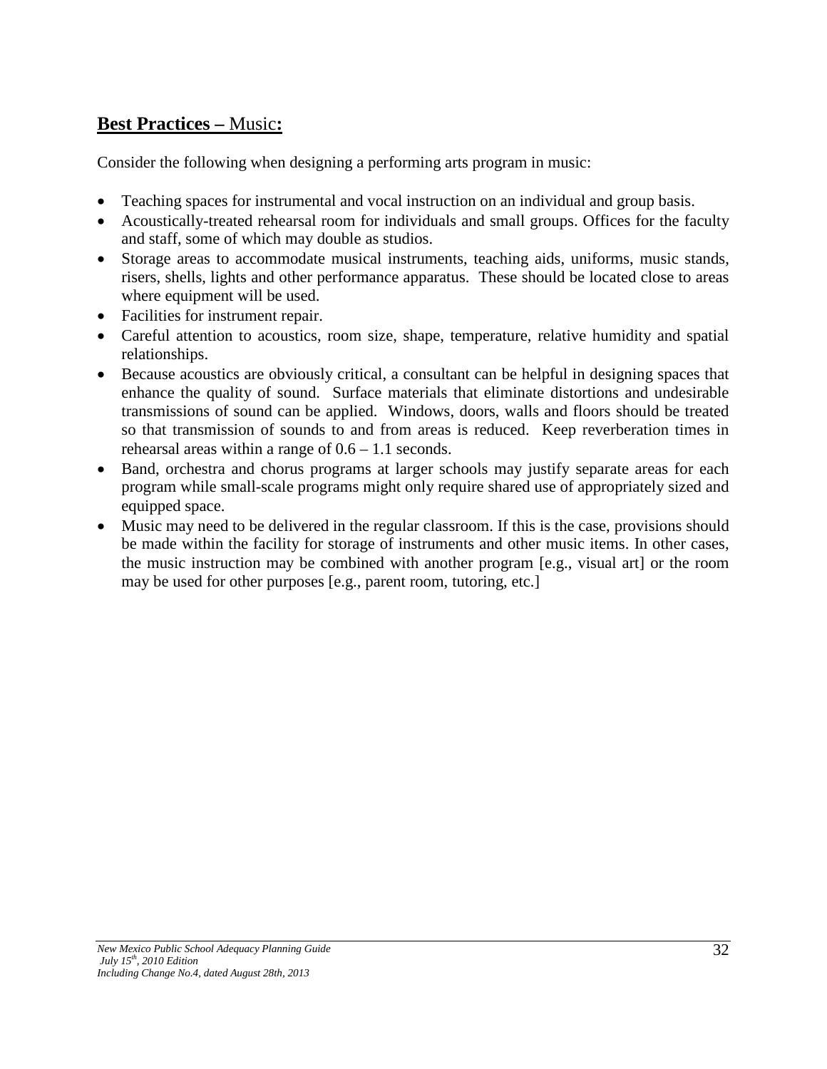## **Best Practices –** Music**:**

Consider the following when designing a performing arts program in music:

- Teaching spaces for instrumental and vocal instruction on an individual and group basis.
- Acoustically-treated rehearsal room for individuals and small groups. Offices for the faculty and staff, some of which may double as studios.
- Storage areas to accommodate musical instruments, teaching aids, uniforms, music stands, risers, shells, lights and other performance apparatus. These should be located close to areas where equipment will be used.
- Facilities for instrument repair.
- Careful attention to acoustics, room size, shape, temperature, relative humidity and spatial relationships.
- Because acoustics are obviously critical, a consultant can be helpful in designing spaces that enhance the quality of sound. Surface materials that eliminate distortions and undesirable transmissions of sound can be applied. Windows, doors, walls and floors should be treated so that transmission of sounds to and from areas is reduced. Keep reverberation times in rehearsal areas within a range of 0.6 – 1.1 seconds.
- Band, orchestra and chorus programs at larger schools may justify separate areas for each program while small-scale programs might only require shared use of appropriately sized and equipped space.
- Music may need to be delivered in the regular classroom. If this is the case, provisions should be made within the facility for storage of instruments and other music items. In other cases, the music instruction may be combined with another program [e.g., visual art] or the room may be used for other purposes [e.g., parent room, tutoring, etc.]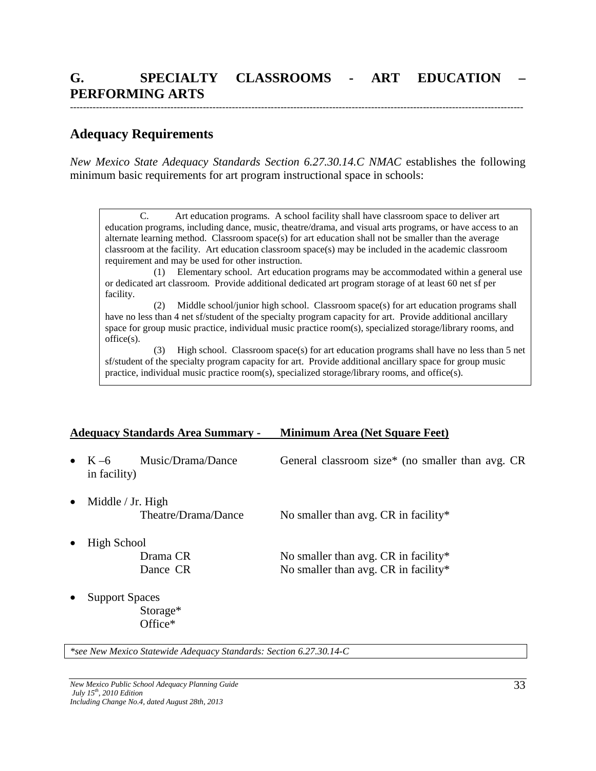## G. SPECIALTY CLASSROOMS - ART EDUCATION – PERFORMING ARTS

---

### Adequacy Requirements

*New Mexico State Adequacy Standards Section 6.27.30.14.C NMAC* establishes the following minimum basic requirements for art program instructional space in schools:

> C. Art education programs. A school facility shall have classroom space to deliver art education programs, including dance, music, theatre/drama, and visual arts programs, or have access to an alternate learning method. Classroom space(s) for art education shall not be smaller than the average classroom at the facility. Art education classroom space(s) may be included in the academic classroom requirement and may be used for other instruction.
>
> (1) Elementary school. Art education programs may be accommodated within a general use or dedicated art classroom. Provide additional dedicated art program storage of at least 60 net sf per facility.
>
> (2) Middle school/junior high school. Classroom space(s) for art education programs shall have no less than 4 net sf/student of the specialty program capacity for art. Provide additional ancillary space for group music practice, individual music practice room(s), specialized storage/library rooms, and office(s).
>
> (3) High school. Classroom space(s) for art education programs shall have no less than 5 net sf/student of the specialty program capacity for art. Provide additional ancillary space for group music practice, individual music practice room(s), specialized storage/library rooms, and office(s).

| Adequacy Standards Area Summary - | | Minimum Area (Net Square Feet) |
|---|---|---|
| • K –6 | Music/Drama/Dance | General classroom size* (no smaller than avg. CR in facility) |
| • Middle / Jr. High | | |
| | Theatre/Drama/Dance | No smaller than avg. CR in facility* |
| • High School | | |
| | Drama CR | No smaller than avg. CR in facility* |
| | Dance CR | No smaller than avg. CR in facility* |
| • Support Spaces | | |
| | Storage* | |
| | Office* | |

*\*see New Mexico Statewide Adequacy Standards: Section 6.27.30.14-C*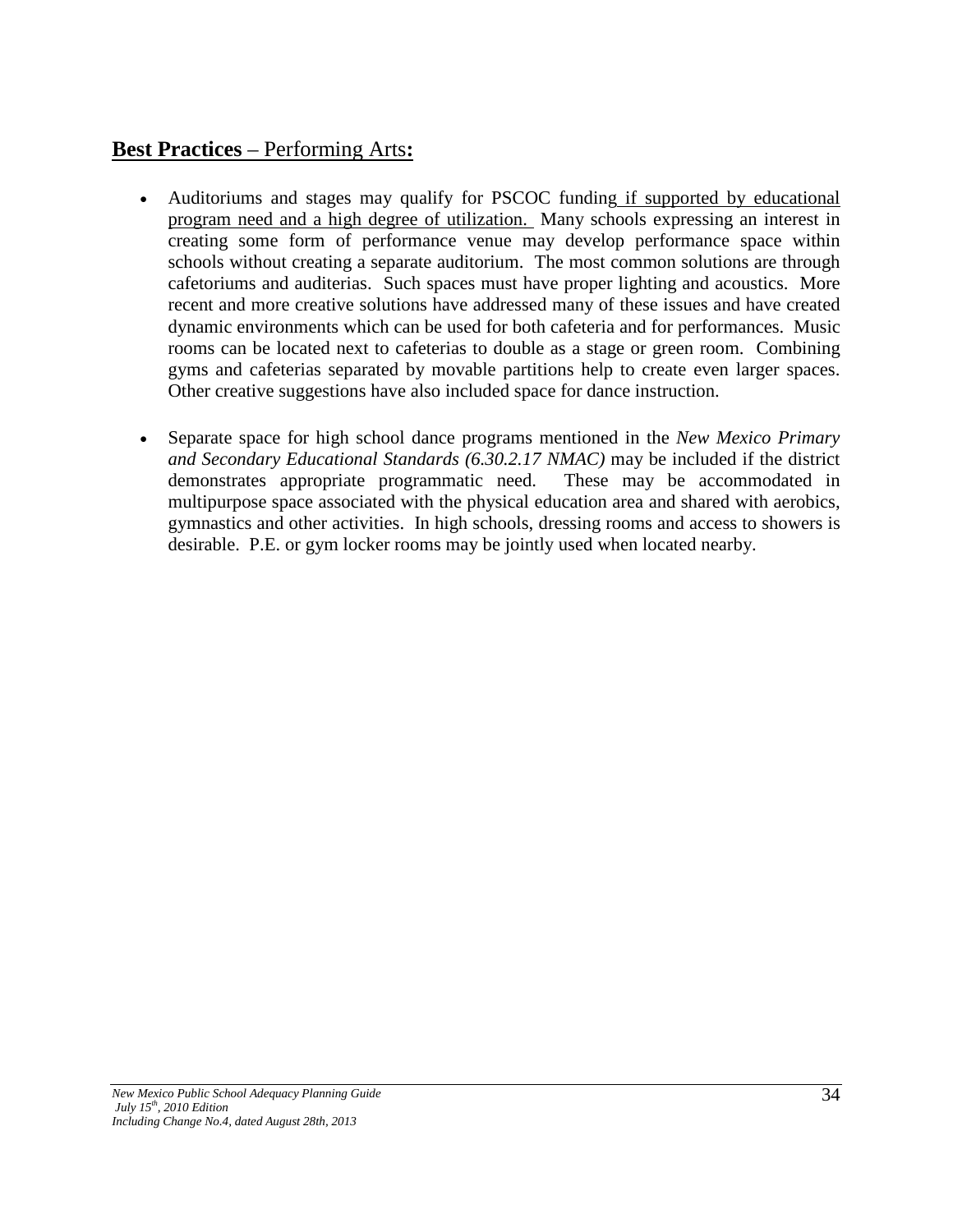## **Best Practices** – Performing Arts**:**

- Auditoriums and stages may qualify for PSCOC funding if supported by educational program need and a high degree of utilization. Many schools expressing an interest in creating some form of performance venue may develop performance space within schools without creating a separate auditorium. The most common solutions are through cafetoriums and auditerias. Such spaces must have proper lighting and acoustics. More recent and more creative solutions have addressed many of these issues and have created dynamic environments which can be used for both cafeteria and for performances. Music rooms can be located next to cafeterias to double as a stage or green room. Combining gyms and cafeterias separated by movable partitions help to create even larger spaces. Other creative suggestions have also included space for dance instruction.

- Separate space for high school dance programs mentioned in the *New Mexico Primary and Secondary Educational Standards (6.30.2.17 NMAC)* may be included if the district demonstrates appropriate programmatic need. These may be accommodated in multipurpose space associated with the physical education area and shared with aerobics, gymnastics and other activities. In high schools, dressing rooms and access to showers is desirable. P.E. or gym locker rooms may be jointly used when located nearby.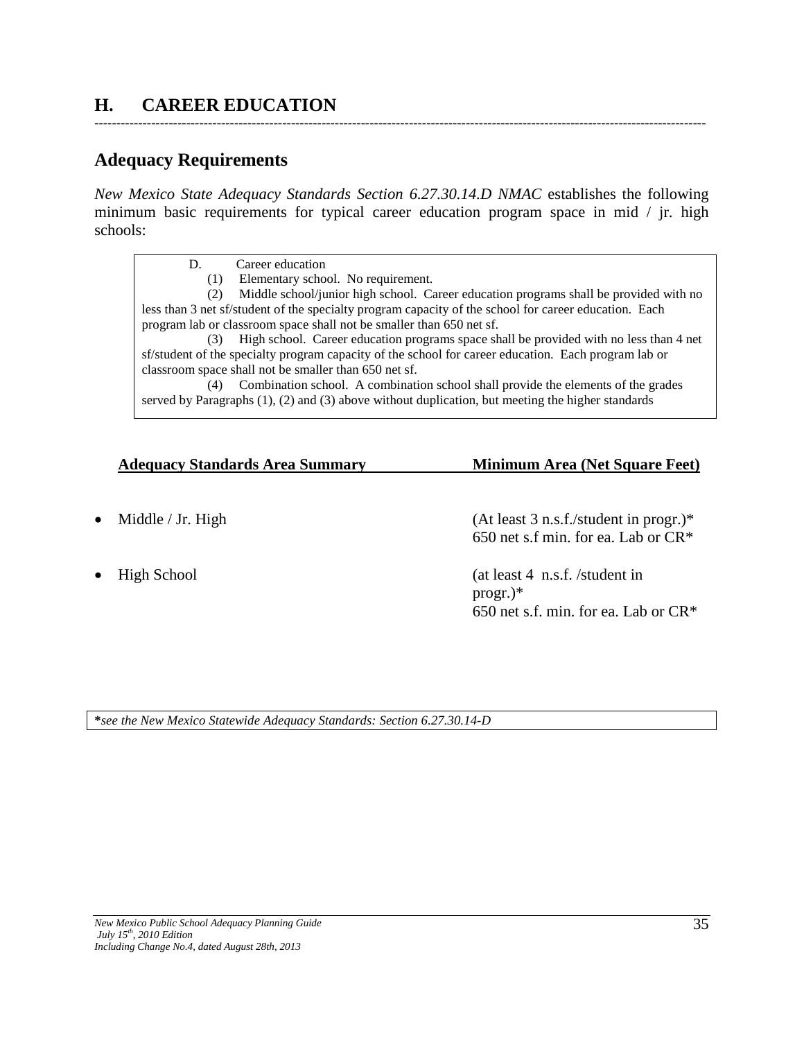## H. CAREER EDUCATION

---

### Adequacy Requirements

*New Mexico State Adequacy Standards Section 6.27.30.14.D NMAC* establishes the following minimum basic requirements for typical career education program space in mid / jr. high schools:

> D. Career education
>
> (1) Elementary school. No requirement.
>
> (2) Middle school/junior high school. Career education programs shall be provided with no less than 3 net sf/student of the specialty program capacity of the school for career education. Each program lab or classroom space shall not be smaller than 650 net sf.
>
> (3) High school. Career education programs space shall be provided with no less than 4 net sf/student of the specialty program capacity of the school for career education. Each program lab or classroom space shall not be smaller than 650 net sf.
>
> (4) Combination school. A combination school shall provide the elements of the grades served by Paragraphs (1), (2) and (3) above without duplication, but meeting the higher standards

| **Adequacy Standards Area Summary** | **Minimum Area (Net Square Feet)** |
|---|---|
| • Middle / Jr. High | (At least 3 n.s.f./student in progr.)* 650 net s.f min. for ea. Lab or CR* |
| • High School | (at least 4 n.s.f. /student in progr.)* 650 net s.f. min. for ea. Lab or CR* |

**\***\*see the New Mexico Statewide Adequacy Standards: Section 6.27.30.14-D\*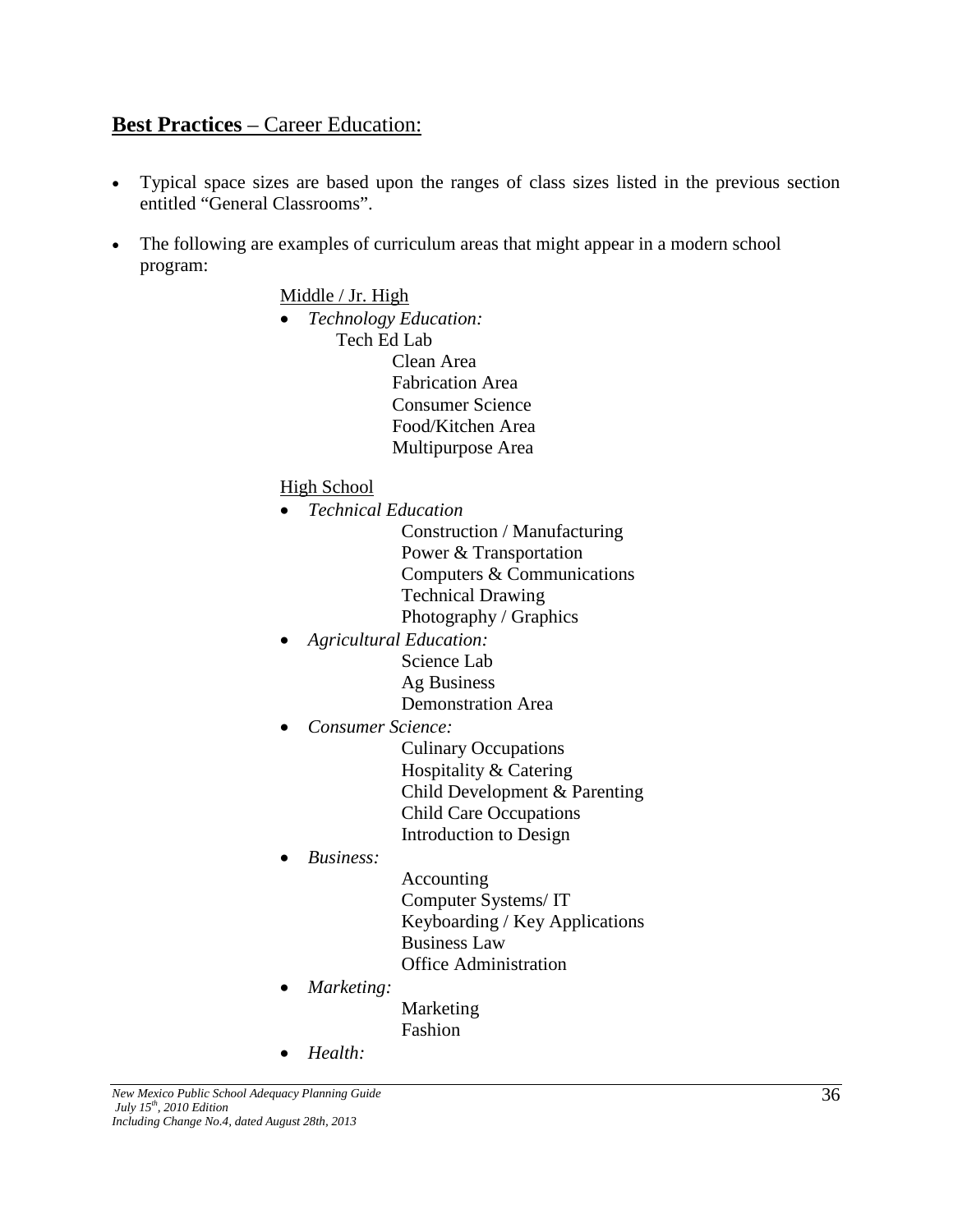## **Best Practices** – Career Education:

- Typical space sizes are based upon the ranges of class sizes listed in the previous section entitled "General Classrooms".
- The following are examples of curriculum areas that might appear in a modern school program:

Middle / Jr. High

- *Technology Education:*
  - Tech Ed Lab
    - Clean Area
    - Fabrication Area
    - Consumer Science
    - Food/Kitchen Area
    - Multipurpose Area

High School

- *Technical Education*
  - Construction / Manufacturing
  - Power & Transportation
  - Computers & Communications
  - Technical Drawing
  - Photography / Graphics
- *Agricultural Education:*
  - Science Lab
  - Ag Business
  - Demonstration Area
- *Consumer Science:*
  - Culinary Occupations
  - Hospitality & Catering
  - Child Development & Parenting
  - Child Care Occupations
  - Introduction to Design
- *Business:*
  - Accounting
  - Computer Systems/ IT
  - Keyboarding / Key Applications
  - Business Law
  - Office Administration
- *Marketing:*
  - Marketing
  - Fashion
- *Health:*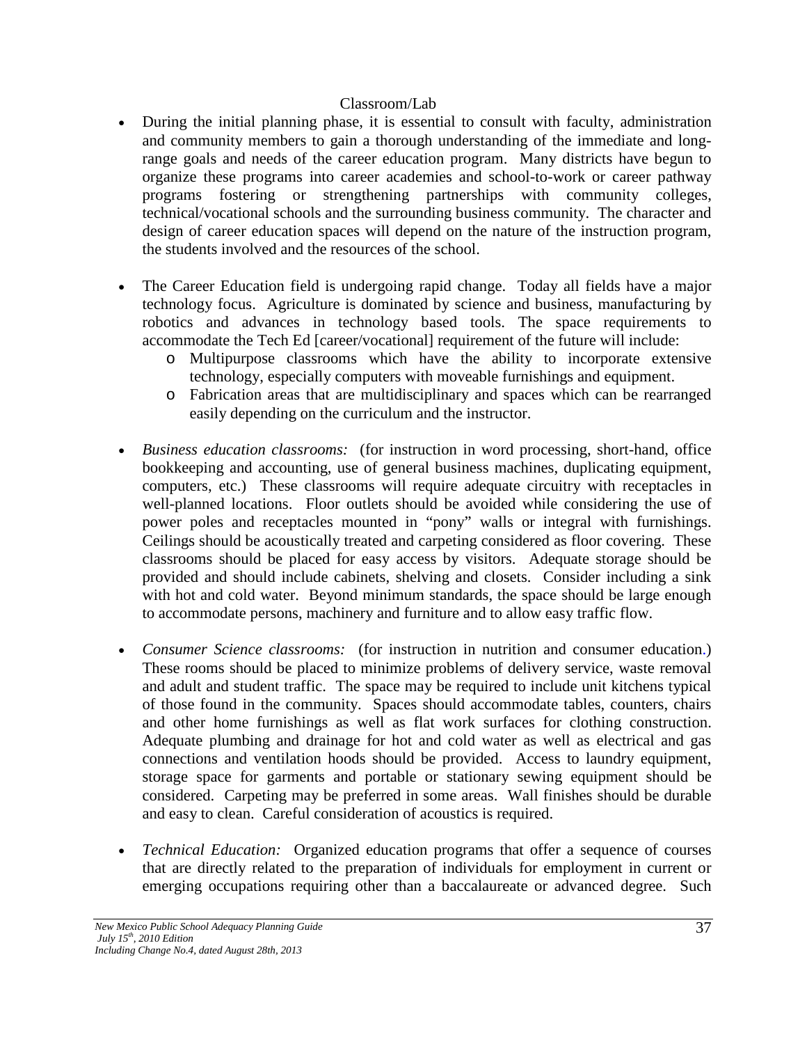Classroom/Lab

- During the initial planning phase, it is essential to consult with faculty, administration and community members to gain a thorough understanding of the immediate and long-range goals and needs of the career education program. Many districts have begun to organize these programs into career academies and school-to-work or career pathway programs fostering or strengthening partnerships with community colleges, technical/vocational schools and the surrounding business community. The character and design of career education spaces will depend on the nature of the instruction program, the students involved and the resources of the school.

- The Career Education field is undergoing rapid change. Today all fields have a major technology focus. Agriculture is dominated by science and business, manufacturing by robotics and advances in technology based tools. The space requirements to accommodate the Tech Ed [career/vocational] requirement of the future will include:
  - Multipurpose classrooms which have the ability to incorporate extensive technology, especially computers with moveable furnishings and equipment.
  - Fabrication areas that are multidisciplinary and spaces which can be rearranged easily depending on the curriculum and the instructor.

- *Business education classrooms:* (for instruction in word processing, short-hand, office bookkeeping and accounting, use of general business machines, duplicating equipment, computers, etc.) These classrooms will require adequate circuitry with receptacles in well-planned locations. Floor outlets should be avoided while considering the use of power poles and receptacles mounted in "pony" walls or integral with furnishings. Ceilings should be acoustically treated and carpeting considered as floor covering. These classrooms should be placed for easy access by visitors. Adequate storage should be provided and should include cabinets, shelving and closets. Consider including a sink with hot and cold water. Beyond minimum standards, the space should be large enough to accommodate persons, machinery and furniture and to allow easy traffic flow.

- *Consumer Science classrooms:* (for instruction in nutrition and consumer education.) These rooms should be placed to minimize problems of delivery service, waste removal and adult and student traffic. The space may be required to include unit kitchens typical of those found in the community. Spaces should accommodate tables, counters, chairs and other home furnishings as well as flat work surfaces for clothing construction. Adequate plumbing and drainage for hot and cold water as well as electrical and gas connections and ventilation hoods should be provided. Access to laundry equipment, storage space for garments and portable or stationary sewing equipment should be considered. Carpeting may be preferred in some areas. Wall finishes should be durable and easy to clean. Careful consideration of acoustics is required.

- *Technical Education:* Organized education programs that offer a sequence of courses that are directly related to the preparation of individuals for employment in current or emerging occupations requiring other than a baccalaureate or advanced degree. Such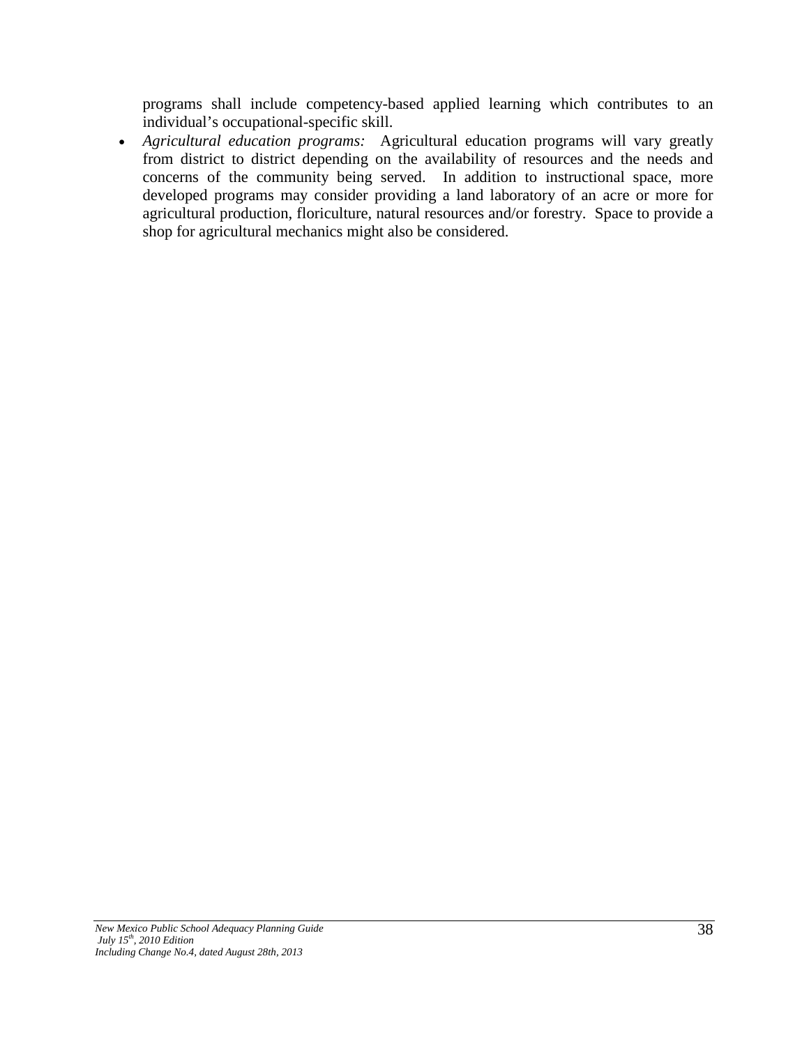programs shall include competency-based applied learning which contributes to an individual's occupational-specific skill.

- *Agricultural education programs:* Agricultural education programs will vary greatly from district to district depending on the availability of resources and the needs and concerns of the community being served. In addition to instructional space, more developed programs may consider providing a land laboratory of an acre or more for agricultural production, floriculture, natural resources and/or forestry. Space to provide a shop for agricultural mechanics might also be considered.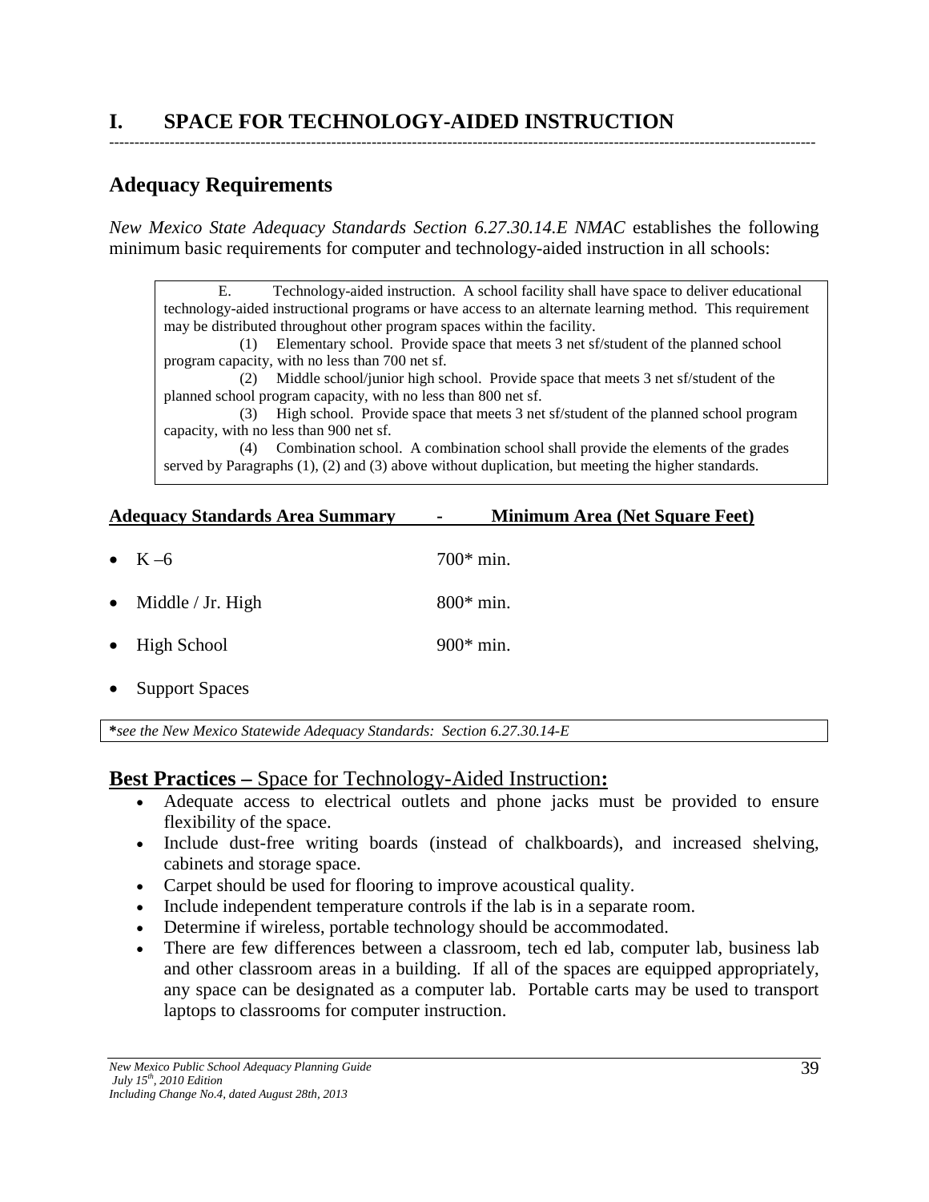# I. SPACE FOR TECHNOLOGY-AIDED INSTRUCTION

## Adequacy Requirements

*New Mexico State Adequacy Standards Section 6.27.30.14.E NMAC* establishes the following minimum basic requirements for computer and technology-aided instruction in all schools:

> E. Technology-aided instruction. A school facility shall have space to deliver educational technology-aided instructional programs or have access to an alternate learning method. This requirement may be distributed throughout other program spaces within the facility.
>
> (1) Elementary school. Provide space that meets 3 net sf/student of the planned school program capacity, with no less than 700 net sf.
>
> (2) Middle school/junior high school. Provide space that meets 3 net sf/student of the planned school program capacity, with no less than 800 net sf.
>
> (3) High school. Provide space that meets 3 net sf/student of the planned school program capacity, with no less than 900 net sf.
>
> (4) Combination school. A combination school shall provide the elements of the grades served by Paragraphs (1), (2) and (3) above without duplication, but meeting the higher standards.

| Adequacy Standards Area Summary | Minimum Area (Net Square Feet) |
|---|---|
| • K –6 | 700* min. |
| • Middle / Jr. High | 800* min. |
| • High School | 900* min. |
| • Support Spaces | |

**\***see the New Mexico Statewide Adequacy Standards: Section 6.27.30.14-E*

## **Best Practices –** Space for Technology-Aided Instruction**:**

- Adequate access to electrical outlets and phone jacks must be provided to ensure flexibility of the space.
- Include dust-free writing boards (instead of chalkboards), and increased shelving, cabinets and storage space.
- Carpet should be used for flooring to improve acoustical quality.
- Include independent temperature controls if the lab is in a separate room.
- Determine if wireless, portable technology should be accommodated.
- There are few differences between a classroom, tech ed lab, computer lab, business lab and other classroom areas in a building. If all of the spaces are equipped appropriately, any space can be designated as a computer lab. Portable carts may be used to transport laptops to classrooms for computer instruction.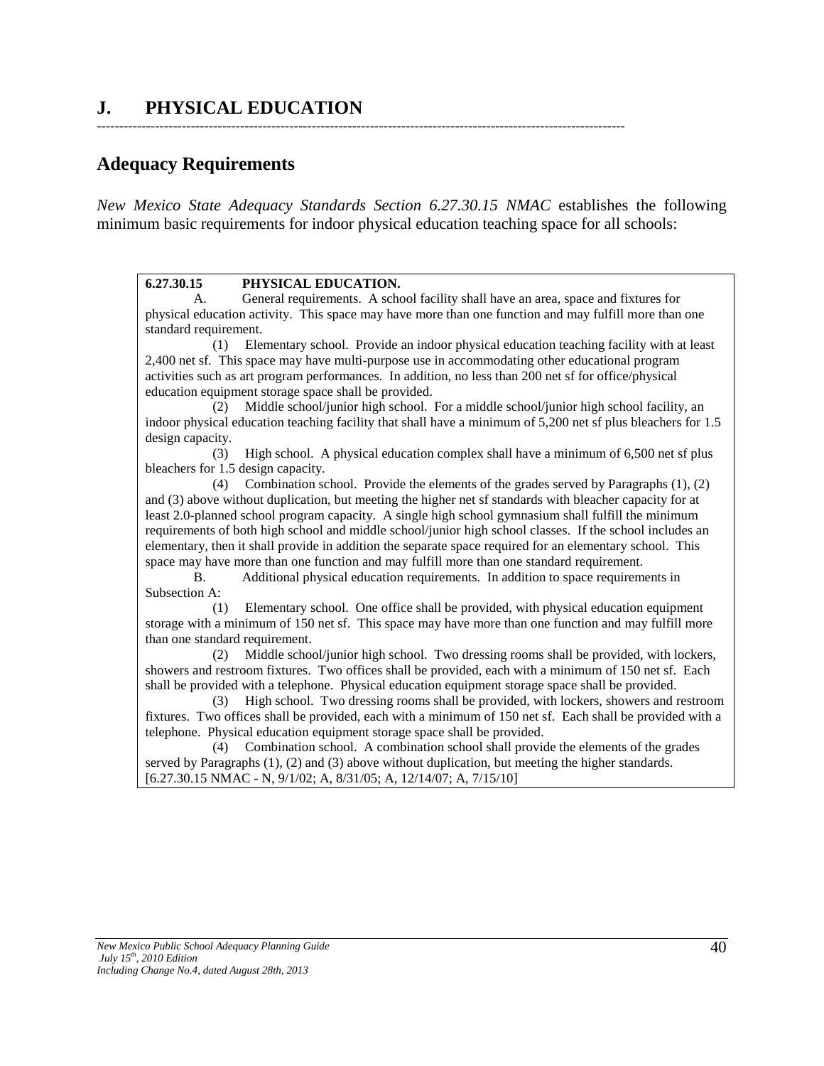## J. PHYSICAL EDUCATION

---

### Adequacy Requirements

*New Mexico State Adequacy Standards Section 6.27.30.15 NMAC* establishes the following minimum basic requirements for indoor physical education teaching space for all schools:

**6.27.30.15 PHYSICAL EDUCATION.**

A. General requirements. A school facility shall have an area, space and fixtures for physical education activity. This space may have more than one function and may fulfill more than one standard requirement.

(1) Elementary school. Provide an indoor physical education teaching facility with at least 2,400 net sf. This space may have multi-purpose use in accommodating other educational program activities such as art program performances. In addition, no less than 200 net sf for office/physical education equipment storage space shall be provided.

(2) Middle school/junior high school. For a middle school/junior high school facility, an indoor physical education teaching facility that shall have a minimum of 5,200 net sf plus bleachers for 1.5 design capacity.

(3) High school. A physical education complex shall have a minimum of 6,500 net sf plus bleachers for 1.5 design capacity.

(4) Combination school. Provide the elements of the grades served by Paragraphs (1), (2) and (3) above without duplication, but meeting the higher net sf standards with bleacher capacity for at least 2.0-planned school program capacity. A single high school gymnasium shall fulfill the minimum requirements of both high school and middle school/junior high school classes. If the school includes an elementary, then it shall provide in addition the separate space required for an elementary school. This space may have more than one function and may fulfill more than one standard requirement.

B. Additional physical education requirements. In addition to space requirements in Subsection A:

(1) Elementary school. One office shall be provided, with physical education equipment storage with a minimum of 150 net sf. This space may have more than one function and may fulfill more than one standard requirement.

(2) Middle school/junior high school. Two dressing rooms shall be provided, with lockers, showers and restroom fixtures. Two offices shall be provided, each with a minimum of 150 net sf. Each shall be provided with a telephone. Physical education equipment storage space shall be provided.

(3) High school. Two dressing rooms shall be provided, with lockers, showers and restroom fixtures. Two offices shall be provided, each with a minimum of 150 net sf. Each shall be provided with a telephone. Physical education equipment storage space shall be provided.

(4) Combination school. A combination school shall provide the elements of the grades served by Paragraphs (1), (2) and (3) above without duplication, but meeting the higher standards.

[6.27.30.15 NMAC - N, 9/1/02; A, 8/31/05; A, 12/14/07; A, 7/15/10]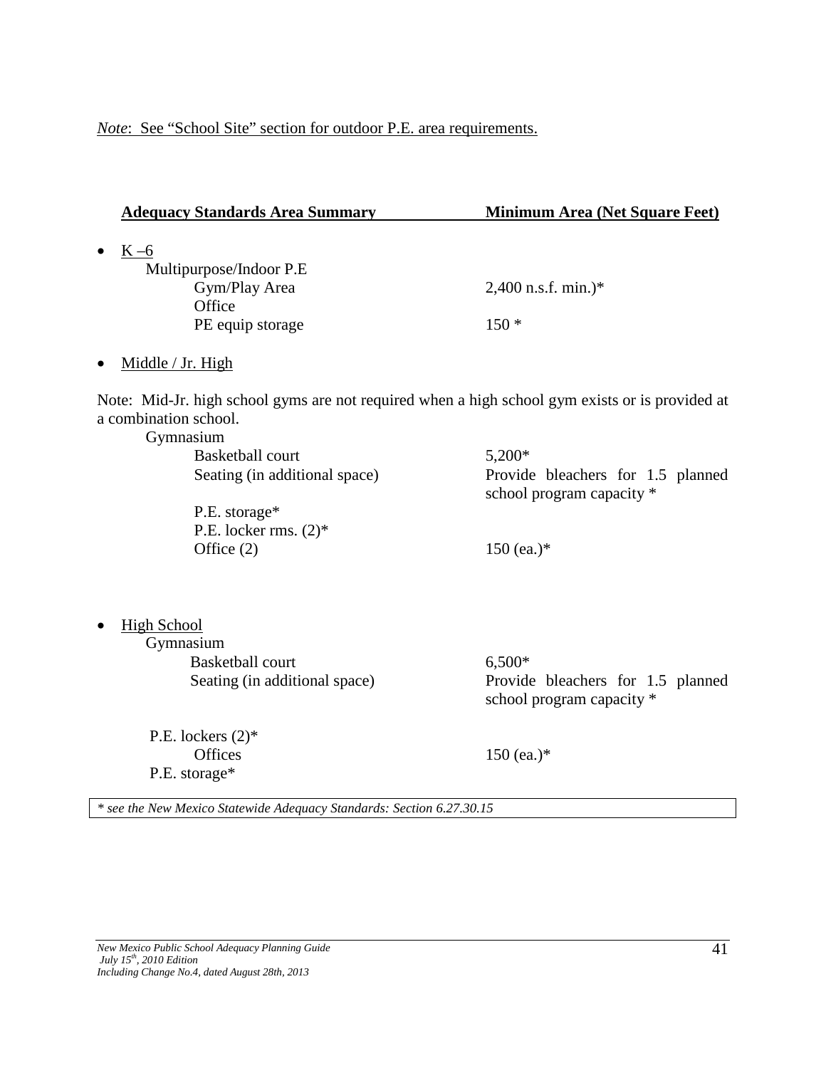*Note*: See "School Site" section for outdoor P.E. area requirements.

| **Adequacy Standards Area Summary** | **Minimum Area (Net Square Feet)** |
|---|---|
| • K –6 | |
| Multipurpose/Indoor P.E | |
| Gym/Play Area | 2,400 n.s.f. min.)* |
| Office | |
| PE equip storage | 150 * |
| • Middle / Jr. High | |

Note: Mid-Jr. high school gyms are not required when a high school gym exists or is provided at a combination school.

| | |
|---|---|
| Gymnasium | |
| Basketball court | 5,200* |
| Seating (in additional space) | Provide bleachers for 1.5 planned school program capacity * |
| P.E. storage* | |
| P.E. locker rms. (2)* | |
| Office (2) | 150 (ea.)* |
| • High School | |
| Gymnasium | |
| Basketball court | 6,500* |
| Seating (in additional space) | Provide bleachers for 1.5 planned school program capacity * |
| P.E. lockers (2)* | |
| Offices | 150 (ea.)* |
| P.E. storage* | |

*\* see the New Mexico Statewide Adequacy Standards: Section 6.27.30.15*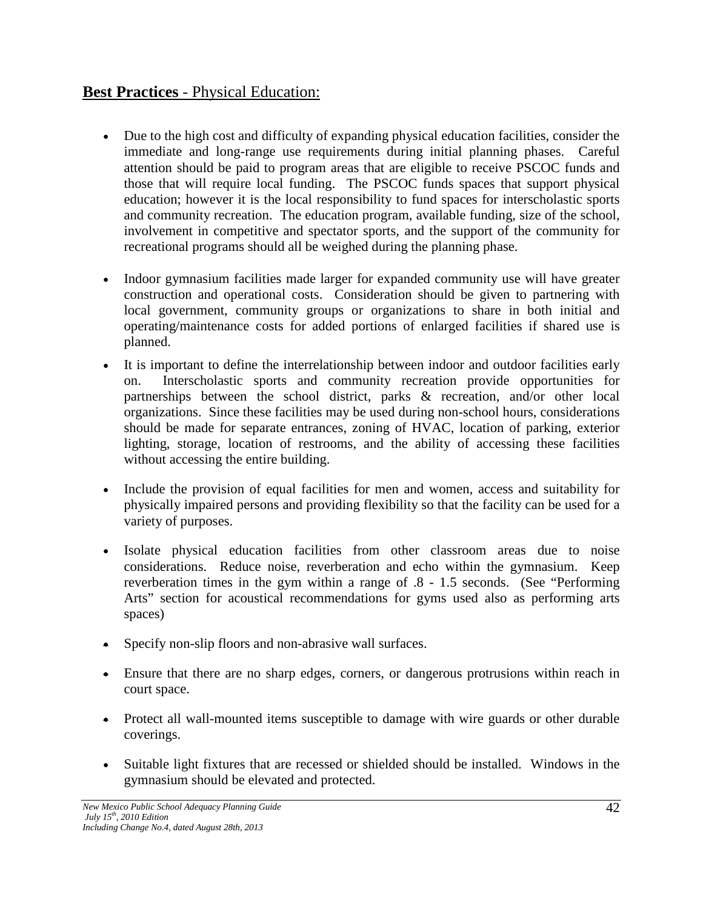## **Best Practices** - Physical Education:

- Due to the high cost and difficulty of expanding physical education facilities, consider the immediate and long-range use requirements during initial planning phases. Careful attention should be paid to program areas that are eligible to receive PSCOC funds and those that will require local funding. The PSCOC funds spaces that support physical education; however it is the local responsibility to fund spaces for interscholastic sports and community recreation. The education program, available funding, size of the school, involvement in competitive and spectator sports, and the support of the community for recreational programs should all be weighed during the planning phase.

- Indoor gymnasium facilities made larger for expanded community use will have greater construction and operational costs. Consideration should be given to partnering with local government, community groups or organizations to share in both initial and operating/maintenance costs for added portions of enlarged facilities if shared use is planned.
- It is important to define the interrelationship between indoor and outdoor facilities early on. Interscholastic sports and community recreation provide opportunities for partnerships between the school district, parks & recreation, and/or other local organizations. Since these facilities may be used during non-school hours, considerations should be made for separate entrances, zoning of HVAC, location of parking, exterior lighting, storage, location of restrooms, and the ability of accessing these facilities without accessing the entire building.

- Include the provision of equal facilities for men and women, access and suitability for physically impaired persons and providing flexibility so that the facility can be used for a variety of purposes.

- Isolate physical education facilities from other classroom areas due to noise considerations. Reduce noise, reverberation and echo within the gymnasium. Keep reverberation times in the gym within a range of .8 - 1.5 seconds. (See "Performing Arts" section for acoustical recommendations for gyms used also as performing arts spaces)

- Specify non-slip floors and non-abrasive wall surfaces.

- Ensure that there are no sharp edges, corners, or dangerous protrusions within reach in court space.

- Protect all wall-mounted items susceptible to damage with wire guards or other durable coverings.

- Suitable light fixtures that are recessed or shielded should be installed. Windows in the gymnasium should be elevated and protected.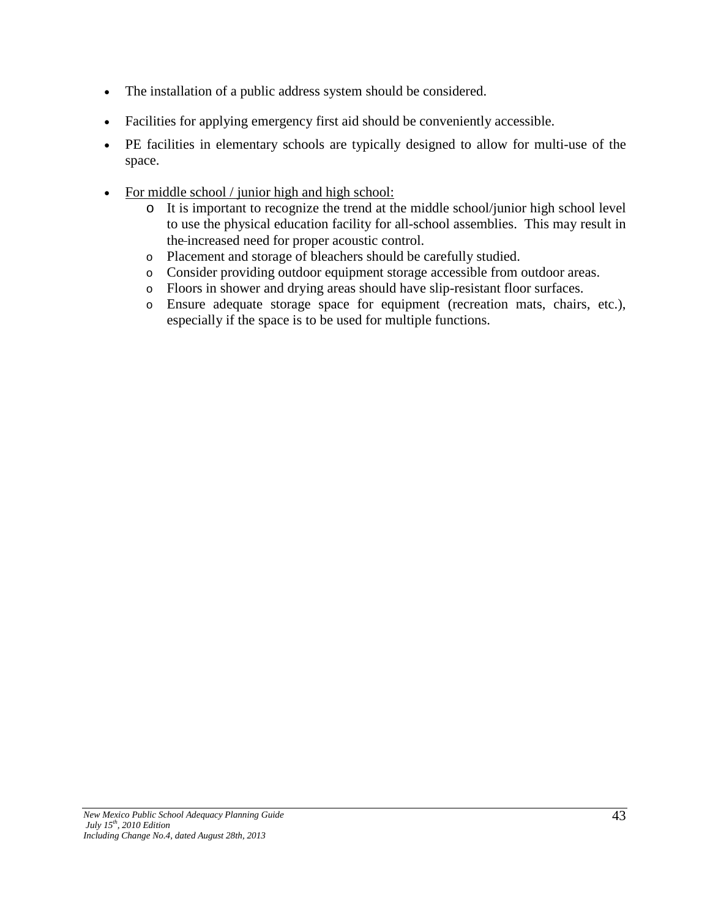- The installation of a public address system should be considered.
- Facilities for applying emergency first aid should be conveniently accessible.
- PE facilities in elementary schools are typically designed to allow for multi-use of the space.
- <u>For middle school / junior high and high school:</u>
  - It is important to recognize the trend at the middle school/junior high school level to use the physical education facility for all-school assemblies. This may result in the increased need for proper acoustic control.
  - Placement and storage of bleachers should be carefully studied.
  - Consider providing outdoor equipment storage accessible from outdoor areas.
  - Floors in shower and drying areas should have slip-resistant floor surfaces.
  - Ensure adequate storage space for equipment (recreation mats, chairs, etc.), especially if the space is to be used for multiple functions.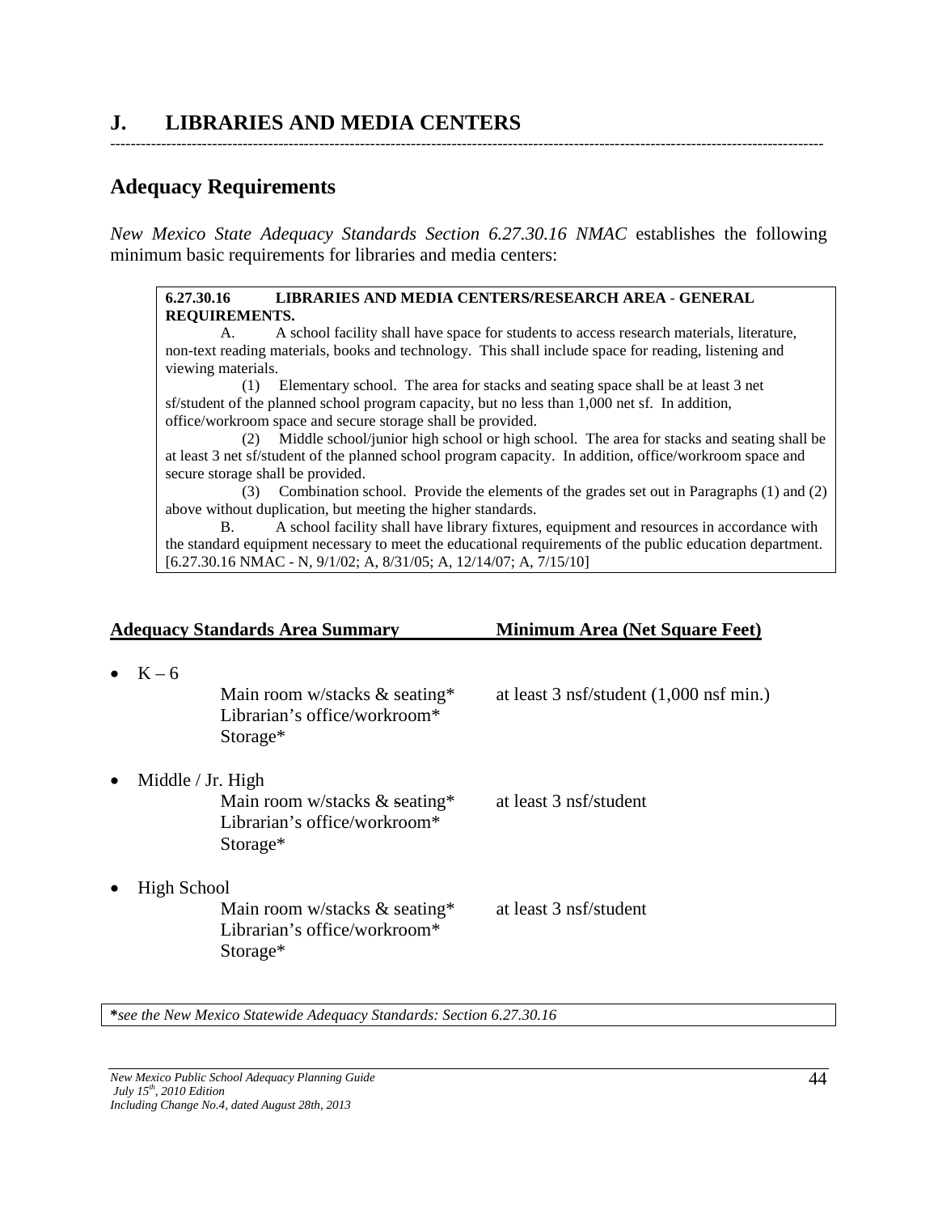## J. LIBRARIES AND MEDIA CENTERS

---

### Adequacy Requirements

*New Mexico State Adequacy Standards Section 6.27.30.16 NMAC* establishes the following minimum basic requirements for libraries and media centers:

> **6.27.30.16 LIBRARIES AND MEDIA CENTERS/RESEARCH AREA - GENERAL REQUIREMENTS.**
>
> A. A school facility shall have space for students to access research materials, literature, non-text reading materials, books and technology. This shall include space for reading, listening and viewing materials.
>
> (1) Elementary school. The area for stacks and seating space shall be at least 3 net sf/student of the planned school program capacity, but no less than 1,000 net sf. In addition, office/workroom space and secure storage shall be provided.
>
> (2) Middle school/junior high school or high school. The area for stacks and seating shall be at least 3 net sf/student of the planned school program capacity. In addition, office/workroom space and secure storage shall be provided.
>
> (3) Combination school. Provide the elements of the grades set out in Paragraphs (1) and (2) above without duplication, but meeting the higher standards.
>
> B. A school facility shall have library fixtures, equipment and resources in accordance with the standard equipment necessary to meet the educational requirements of the public education department.
>
> [6.27.30.16 NMAC - N, 9/1/02; A, 8/31/05; A, 12/14/07; A, 7/15/10]

| Adequacy Standards Area Summary | Minimum Area (Net Square Feet) |
|---|---|
| • K – 6 | |
| Main room w/stacks & seating* | at least 3 nsf/student (1,000 nsf min.) |
| Librarian's office/workroom* | |
| Storage* | |
| • Middle / Jr. High | |
| Main room w/stacks & seating* | at least 3 nsf/student |
| Librarian's office/workroom* | |
| Storage* | |
| • High School | |
| Main room w/stacks & seating* | at least 3 nsf/student |
| Librarian's office/workroom* | |
| Storage* | |

***see the New Mexico Statewide Adequacy Standards: Section 6.27.30.16***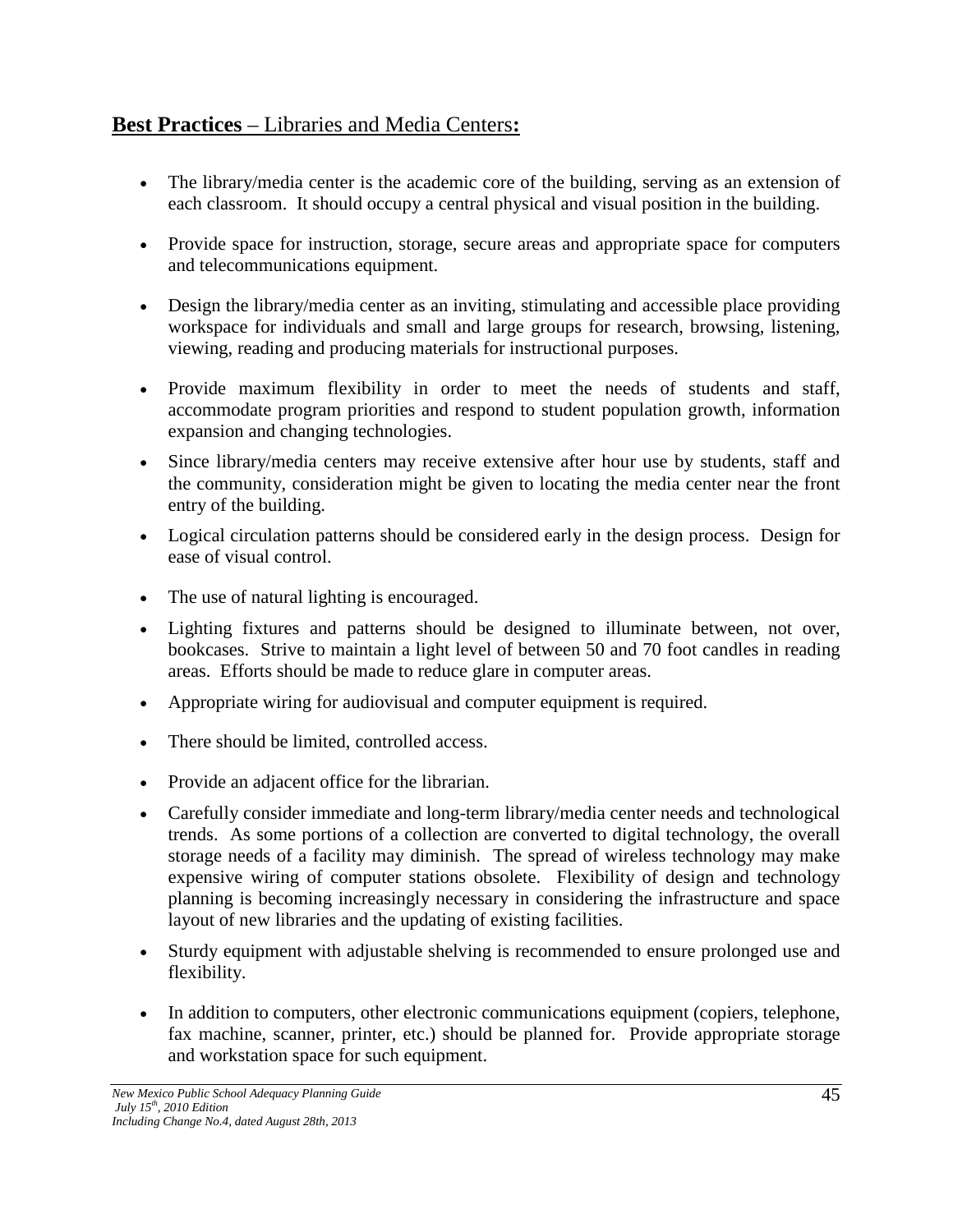## **Best Practices** – Libraries and Media Centers**:**

- The library/media center is the academic core of the building, serving as an extension of each classroom. It should occupy a central physical and visual position in the building.
- Provide space for instruction, storage, secure areas and appropriate space for computers and telecommunications equipment.
- Design the library/media center as an inviting, stimulating and accessible place providing workspace for individuals and small and large groups for research, browsing, listening, viewing, reading and producing materials for instructional purposes.
- Provide maximum flexibility in order to meet the needs of students and staff, accommodate program priorities and respond to student population growth, information expansion and changing technologies.
- Since library/media centers may receive extensive after hour use by students, staff and the community, consideration might be given to locating the media center near the front entry of the building.
- Logical circulation patterns should be considered early in the design process. Design for ease of visual control.
- The use of natural lighting is encouraged.
- Lighting fixtures and patterns should be designed to illuminate between, not over, bookcases. Strive to maintain a light level of between 50 and 70 foot candles in reading areas. Efforts should be made to reduce glare in computer areas.
- Appropriate wiring for audiovisual and computer equipment is required.
- There should be limited, controlled access.
- Provide an adjacent office for the librarian.
- Carefully consider immediate and long-term library/media center needs and technological trends. As some portions of a collection are converted to digital technology, the overall storage needs of a facility may diminish. The spread of wireless technology may make expensive wiring of computer stations obsolete. Flexibility of design and technology planning is becoming increasingly necessary in considering the infrastructure and space layout of new libraries and the updating of existing facilities.
- Sturdy equipment with adjustable shelving is recommended to ensure prolonged use and flexibility.
- In addition to computers, other electronic communications equipment (copiers, telephone, fax machine, scanner, printer, etc.) should be planned for. Provide appropriate storage and workstation space for such equipment.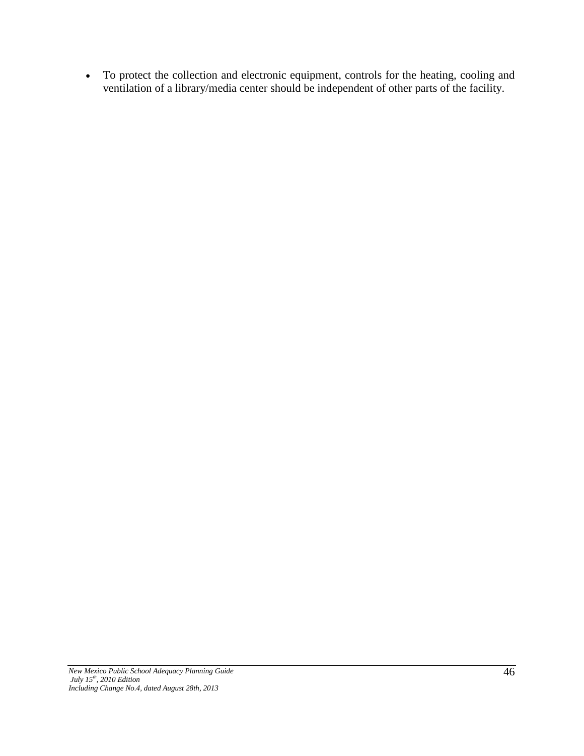- To protect the collection and electronic equipment, controls for the heating, cooling and ventilation of a library/media center should be independent of other parts of the facility.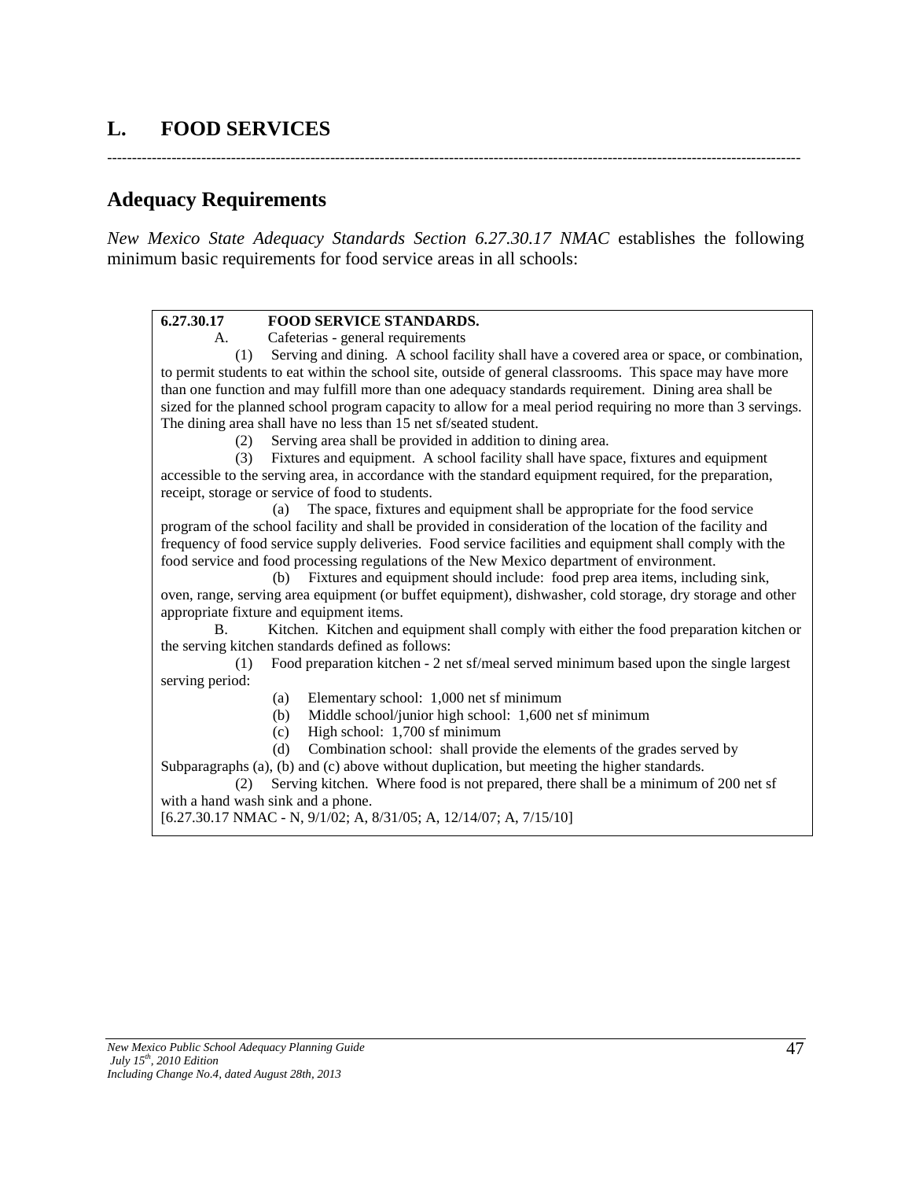## L. FOOD SERVICES

---

## Adequacy Requirements

*New Mexico State Adequacy Standards Section 6.27.30.17 NMAC* establishes the following minimum basic requirements for food service areas in all schools:

> **6.27.30.17 FOOD SERVICE STANDARDS.**
>
> A. Cafeterias - general requirements
>
> (1) Serving and dining. A school facility shall have a covered area or space, or combination, to permit students to eat within the school site, outside of general classrooms. This space may have more than one function and may fulfill more than one adequacy standards requirement. Dining area shall be sized for the planned school program capacity to allow for a meal period requiring no more than 3 servings. The dining area shall have no less than 15 net sf/seated student.
>
> (2) Serving area shall be provided in addition to dining area.
>
> (3) Fixtures and equipment. A school facility shall have space, fixtures and equipment accessible to the serving area, in accordance with the standard equipment required, for the preparation, receipt, storage or service of food to students.
>
> (a) The space, fixtures and equipment shall be appropriate for the food service program of the school facility and shall be provided in consideration of the location of the facility and frequency of food service supply deliveries. Food service facilities and equipment shall comply with the food service and food processing regulations of the New Mexico department of environment.
>
> (b) Fixtures and equipment should include: food prep area items, including sink, oven, range, serving area equipment (or buffet equipment), dishwasher, cold storage, dry storage and other appropriate fixture and equipment items.
>
> B. Kitchen. Kitchen and equipment shall comply with either the food preparation kitchen or the serving kitchen standards defined as follows:
>
> (1) Food preparation kitchen - 2 net sf/meal served minimum based upon the single largest serving period:
>
> (a) Elementary school: 1,000 net sf minimum
>
> (b) Middle school/junior high school: 1,600 net sf minimum
>
> (c) High school: 1,700 sf minimum
>
> (d) Combination school: shall provide the elements of the grades served by Subparagraphs (a), (b) and (c) above without duplication, but meeting the higher standards.
>
> (2) Serving kitchen. Where food is not prepared, there shall be a minimum of 200 net sf with a hand wash sink and a phone.
>
> [6.27.30.17 NMAC - N, 9/1/02; A, 8/31/05; A, 12/14/07; A, 7/15/10]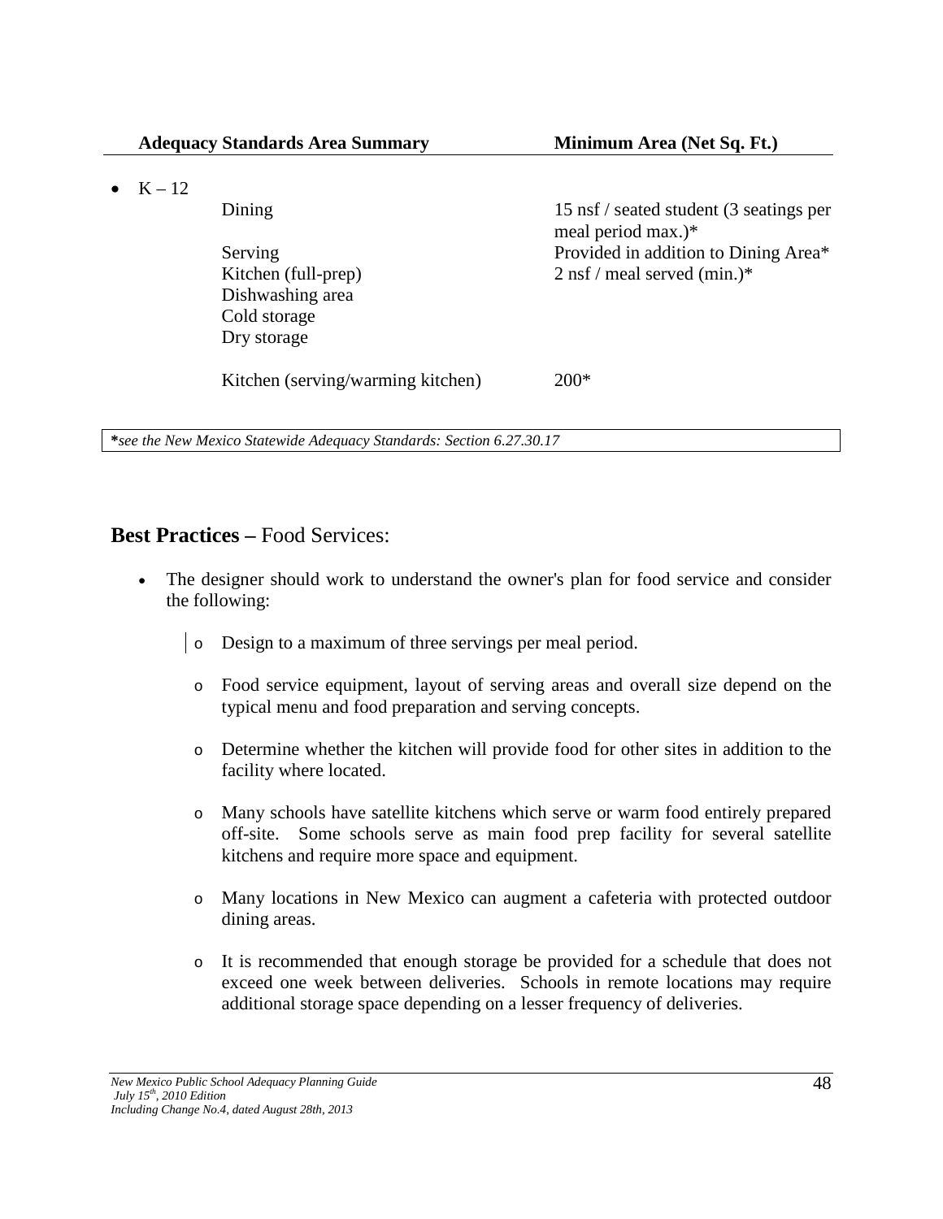| Adequacy Standards Area Summary | | Minimum Area (Net Sq. Ft.) |
|---|---|---|
| • K – 12 | | |
| | Dining | 15 nsf / seated student (3 seatings per meal period max.)* |
| | Serving | Provided in addition to Dining Area* |
| | Kitchen (full-prep) | 2 nsf / meal served (min.)* |
| | Dishwashing area | |
| | Cold storage | |
| | Dry storage | |
| | Kitchen (serving/warming kitchen) | 200* |

***see the New Mexico Statewide Adequacy Standards: Section 6.27.30.17***

## **Best Practices –** Food Services:

- The designer should work to understand the owner's plan for food service and consider the following:
    - Design to a maximum of three servings per meal period.
    - Food service equipment, layout of serving areas and overall size depend on the typical menu and food preparation and serving concepts.
    - Determine whether the kitchen will provide food for other sites in addition to the facility where located.
    - Many schools have satellite kitchens which serve or warm food entirely prepared off-site. Some schools serve as main food prep facility for several satellite kitchens and require more space and equipment.
    - Many locations in New Mexico can augment a cafeteria with protected outdoor dining areas.
    - It is recommended that enough storage be provided for a schedule that does not exceed one week between deliveries. Schools in remote locations may require additional storage space depending on a lesser frequency of deliveries.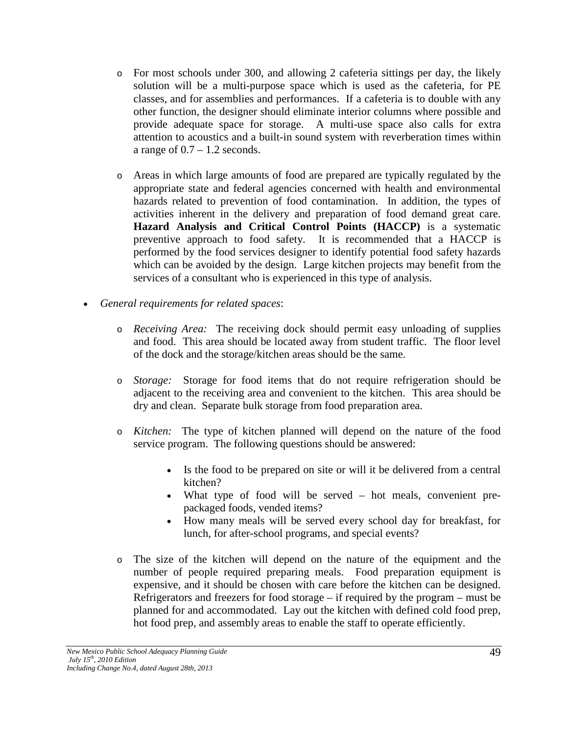- For most schools under 300, and allowing 2 cafeteria sittings per day, the likely solution will be a multi-purpose space which is used as the cafeteria, for PE classes, and for assemblies and performances. If a cafeteria is to double with any other function, the designer should eliminate interior columns where possible and provide adequate space for storage. A multi-use space also calls for extra attention to acoustics and a built-in sound system with reverberation times within a range of 0.7 – 1.2 seconds.

- Areas in which large amounts of food are prepared are typically regulated by the appropriate state and federal agencies concerned with health and environmental hazards related to prevention of food contamination. In addition, the types of activities inherent in the delivery and preparation of food demand great care. **Hazard Analysis and Critical Control Points (HACCP)** is a systematic preventive approach to food safety. It is recommended that a HACCP is performed by the food services designer to identify potential food safety hazards which can be avoided by the design. Large kitchen projects may benefit from the services of a consultant who is experienced in this type of analysis.

- *General requirements for related spaces*:

  - *Receiving Area:* The receiving dock should permit easy unloading of supplies and food. This area should be located away from student traffic. The floor level of the dock and the storage/kitchen areas should be the same.

  - *Storage:* Storage for food items that do not require refrigeration should be adjacent to the receiving area and convenient to the kitchen. This area should be dry and clean. Separate bulk storage from food preparation area.

  - *Kitchen:* The type of kitchen planned will depend on the nature of the food service program. The following questions should be answered:

    - Is the food to be prepared on site or will it be delivered from a central kitchen?
    - What type of food will be served – hot meals, convenient pre-packaged foods, vended items?
    - How many meals will be served every school day for breakfast, for lunch, for after-school programs, and special events?

  - The size of the kitchen will depend on the nature of the equipment and the number of people required preparing meals. Food preparation equipment is expensive, and it should be chosen with care before the kitchen can be designed. Refrigerators and freezers for food storage – if required by the program – must be planned for and accommodated. Lay out the kitchen with defined cold food prep, hot food prep, and assembly areas to enable the staff to operate efficiently.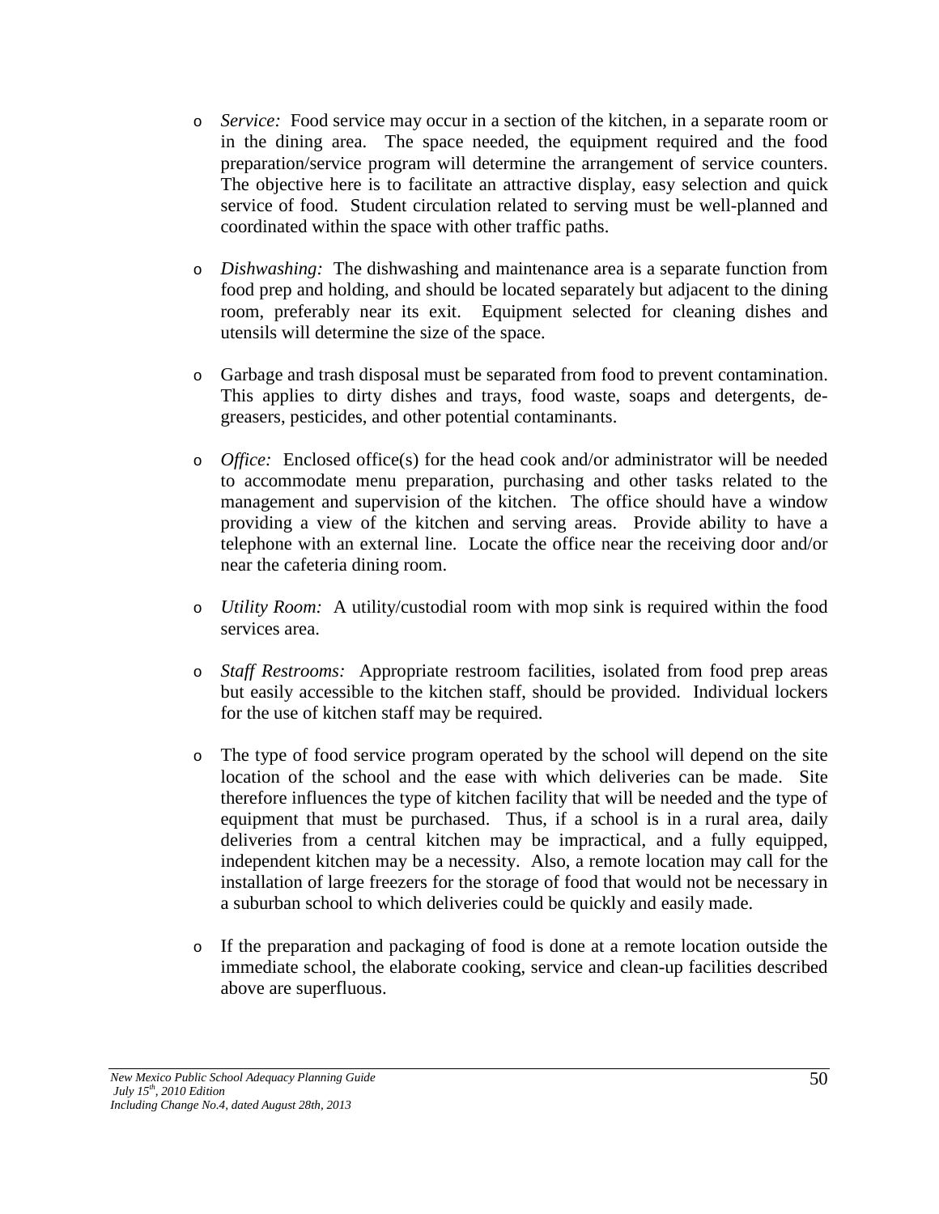- *Service:* Food service may occur in a section of the kitchen, in a separate room or in the dining area. The space needed, the equipment required and the food preparation/service program will determine the arrangement of service counters. The objective here is to facilitate an attractive display, easy selection and quick service of food. Student circulation related to serving must be well-planned and coordinated within the space with other traffic paths.

- *Dishwashing:* The dishwashing and maintenance area is a separate function from food prep and holding, and should be located separately but adjacent to the dining room, preferably near its exit. Equipment selected for cleaning dishes and utensils will determine the size of the space.

- Garbage and trash disposal must be separated from food to prevent contamination. This applies to dirty dishes and trays, food waste, soaps and detergents, de-greasers, pesticides, and other potential contaminants.

- *Office:* Enclosed office(s) for the head cook and/or administrator will be needed to accommodate menu preparation, purchasing and other tasks related to the management and supervision of the kitchen. The office should have a window providing a view of the kitchen and serving areas. Provide ability to have a telephone with an external line. Locate the office near the receiving door and/or near the cafeteria dining room.

- *Utility Room:* A utility/custodial room with mop sink is required within the food services area.

- *Staff Restrooms:* Appropriate restroom facilities, isolated from food prep areas but easily accessible to the kitchen staff, should be provided. Individual lockers for the use of kitchen staff may be required.

- The type of food service program operated by the school will depend on the site location of the school and the ease with which deliveries can be made. Site therefore influences the type of kitchen facility that will be needed and the type of equipment that must be purchased. Thus, if a school is in a rural area, daily deliveries from a central kitchen may be impractical, and a fully equipped, independent kitchen may be a necessity. Also, a remote location may call for the installation of large freezers for the storage of food that would not be necessary in a suburban school to which deliveries could be quickly and easily made.

- If the preparation and packaging of food is done at a remote location outside the immediate school, the elaborate cooking, service and clean-up facilities described above are superfluous.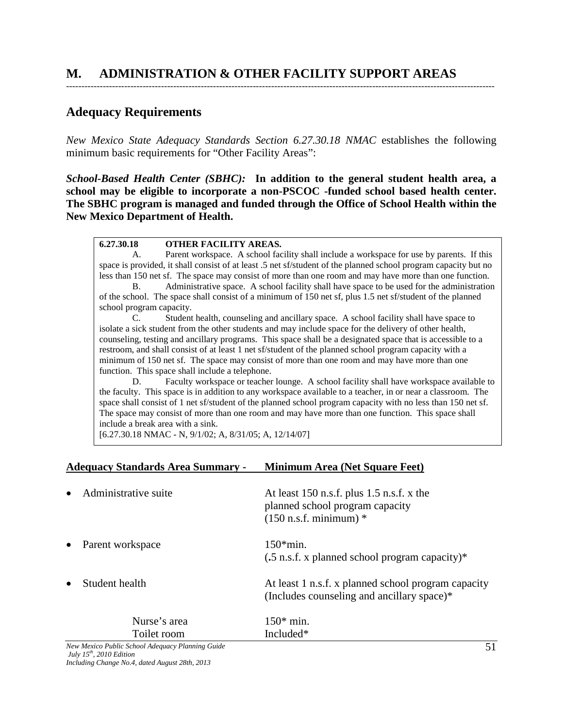# M. ADMINISTRATION & OTHER FACILITY SUPPORT AREAS

---

## Adequacy Requirements

*New Mexico State Adequacy Standards Section 6.27.30.18 NMAC* establishes the following minimum basic requirements for "Other Facility Areas":

***School-Based Health Center (SBHC):*** **In addition to the general student health area, a school may be eligible to incorporate a non-PSCOC -funded school based health center. The SBHC program is managed and funded through the Office of School Health within the New Mexico Department of Health.**

> **6.27.30.18 OTHER FACILITY AREAS.**
>
> A. Parent workspace. A school facility shall include a workspace for use by parents. If this space is provided, it shall consist of at least .5 net sf/student of the planned school program capacity but no less than 150 net sf. The space may consist of more than one room and may have more than one function.
>
> B. Administrative space. A school facility shall have space to be used for the administration of the school. The space shall consist of a minimum of 150 net sf, plus 1.5 net sf/student of the planned school program capacity.
>
> C. Student health, counseling and ancillary space. A school facility shall have space to isolate a sick student from the other students and may include space for the delivery of other health, counseling, testing and ancillary programs. This space shall be a designated space that is accessible to a restroom, and shall consist of at least 1 net sf/student of the planned school program capacity with a minimum of 150 net sf. The space may consist of more than one room and may have more than one function. This space shall include a telephone.
>
> D. Faculty workspace or teacher lounge. A school facility shall have workspace available to the faculty. This space is in addition to any workspace available to a teacher, in or near a classroom. The space shall consist of 1 net sf/student of the planned school program capacity with no less than 150 net sf. The space may consist of more than one room and may have more than one function. This space shall include a break area with a sink.
>
> [6.27.30.18 NMAC - N, 9/1/02; A, 8/31/05; A, 12/14/07]

| **Adequacy Standards Area Summary -** | **Minimum Area (Net Square Feet)** |
|---|---|
| • Administrative suite | At least 150 n.s.f. plus 1.5 n.s.f. x the planned school program capacity (150 n.s.f. minimum) * |
| • Parent workspace | 150*min. (.5 n.s.f. x planned school program capacity)* |
| • Student health | At least 1 n.s.f. x planned school program capacity (Includes counseling and ancillary space)* |
| Nurse's area | 150* min. |
| Toilet room | Included* |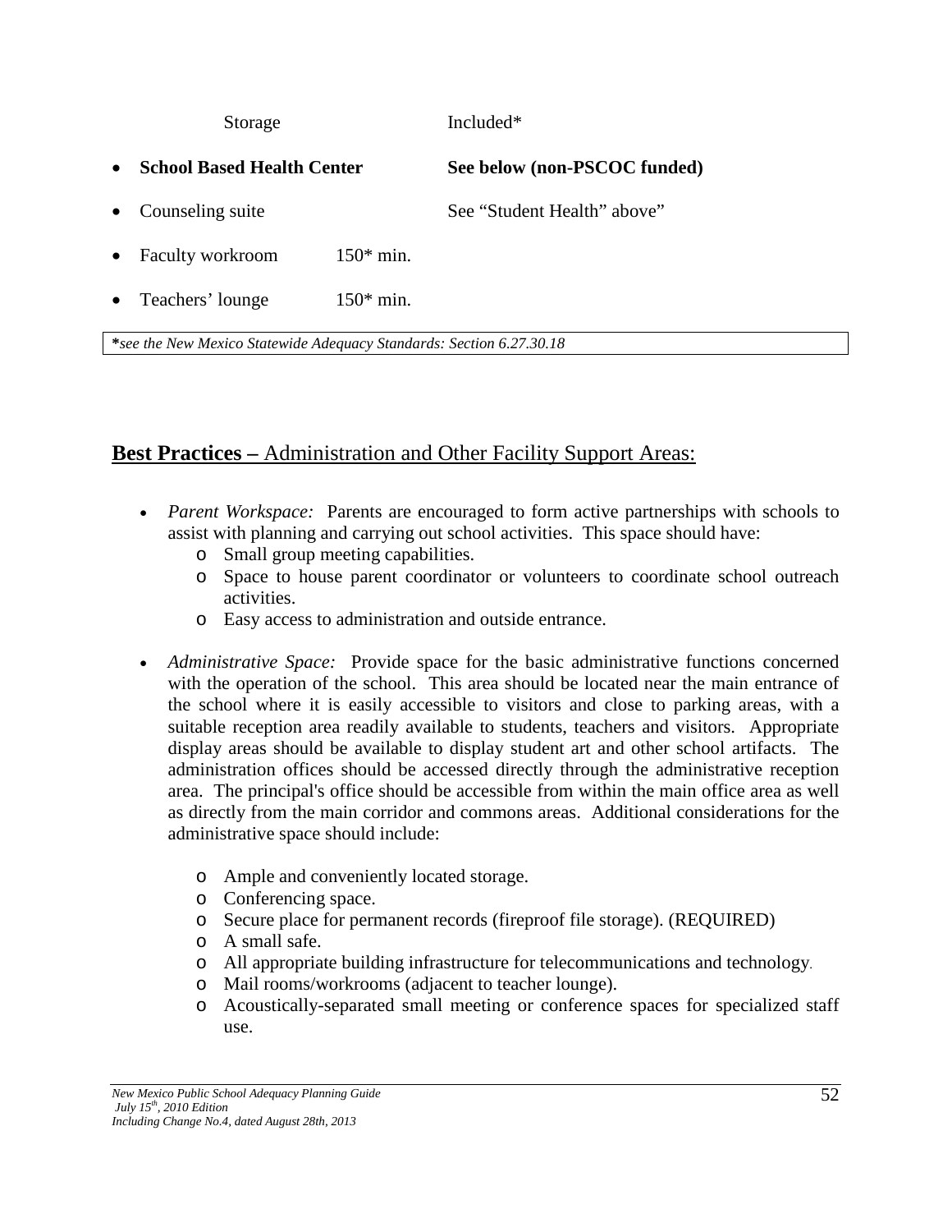Storage Included*

- **School Based Health Center** **See below (non-PSCOC funded)**
- Counseling suite See "Student Health" above"
- Faculty workroom 150* min.
- Teachers' lounge 150* min.

***see the New Mexico Statewide Adequacy Standards: Section 6.27.30.18***

## **Best Practices –** Administration and Other Facility Support Areas:

- *Parent Workspace:* Parents are encouraged to form active partnerships with schools to assist with planning and carrying out school activities. This space should have:
  - Small group meeting capabilities.
  - Space to house parent coordinator or volunteers to coordinate school outreach activities.
  - Easy access to administration and outside entrance.

- *Administrative Space:* Provide space for the basic administrative functions concerned with the operation of the school. This area should be located near the main entrance of the school where it is easily accessible to visitors and close to parking areas, with a suitable reception area readily available to students, teachers and visitors. Appropriate display areas should be available to display student art and other school artifacts. The administration offices should be accessed directly through the administrative reception area. The principal's office should be accessible from within the main office area as well as directly from the main corridor and commons areas. Additional considerations for the administrative space should include:

  - Ample and conveniently located storage.
  - Conferencing space.
  - Secure place for permanent records (fireproof file storage). (REQUIRED)
  - A small safe.
  - All appropriate building infrastructure for telecommunications and technology.
  - Mail rooms/workrooms (adjacent to teacher lounge).
  - Acoustically-separated small meeting or conference spaces for specialized staff use.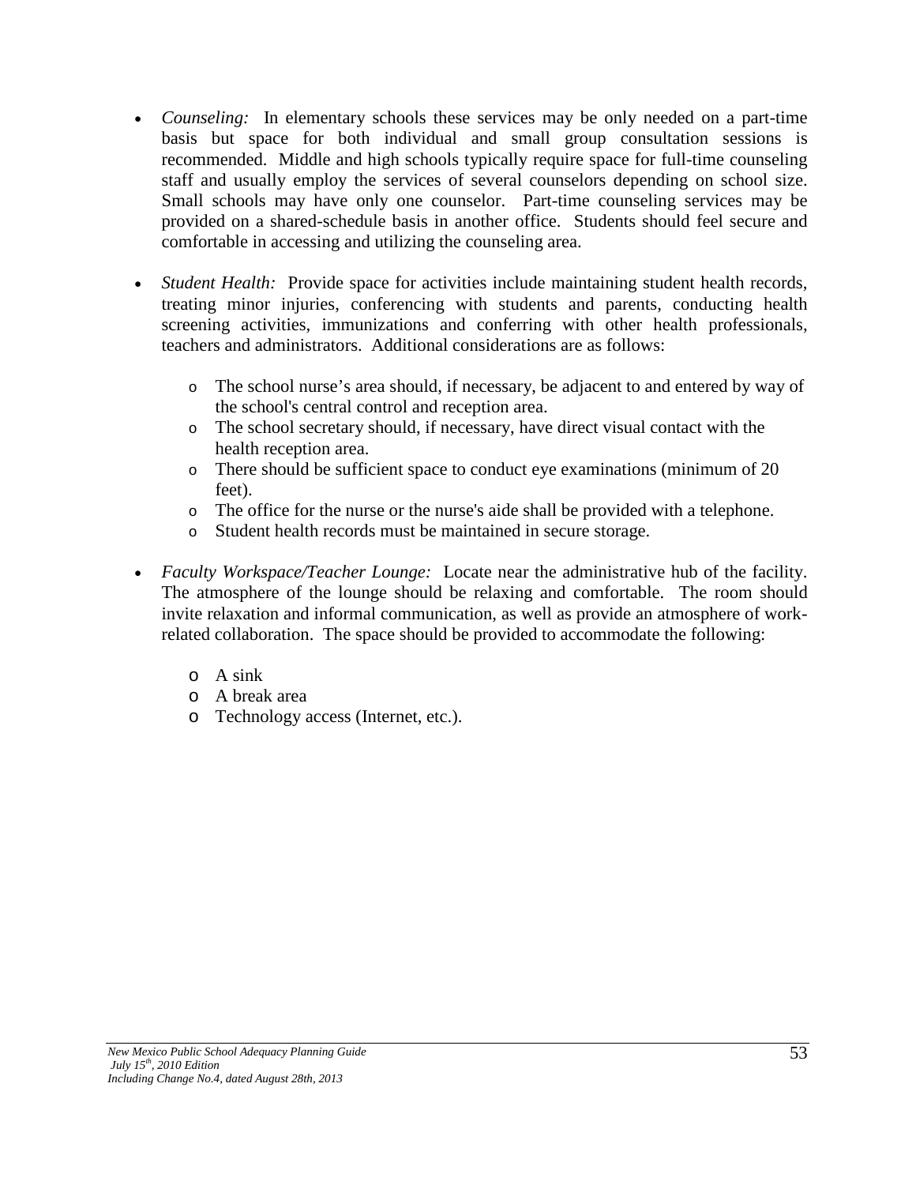- *Counseling:* In elementary schools these services may be only needed on a part-time basis but space for both individual and small group consultation sessions is recommended. Middle and high schools typically require space for full-time counseling staff and usually employ the services of several counselors depending on school size. Small schools may have only one counselor. Part-time counseling services may be provided on a shared-schedule basis in another office. Students should feel secure and comfortable in accessing and utilizing the counseling area.

- *Student Health:* Provide space for activities include maintaining student health records, treating minor injuries, conferencing with students and parents, conducting health screening activities, immunizations and conferring with other health professionals, teachers and administrators. Additional considerations are as follows:

  - The school nurse's area should, if necessary, be adjacent to and entered by way of the school's central control and reception area.
  - The school secretary should, if necessary, have direct visual contact with the health reception area.
  - There should be sufficient space to conduct eye examinations (minimum of 20 feet).
  - The office for the nurse or the nurse's aide shall be provided with a telephone.
  - Student health records must be maintained in secure storage.

- *Faculty Workspace/Teacher Lounge:* Locate near the administrative hub of the facility. The atmosphere of the lounge should be relaxing and comfortable. The room should invite relaxation and informal communication, as well as provide an atmosphere of work-related collaboration. The space should be provided to accommodate the following:

  - A sink
  - A break area
  - Technology access (Internet, etc.).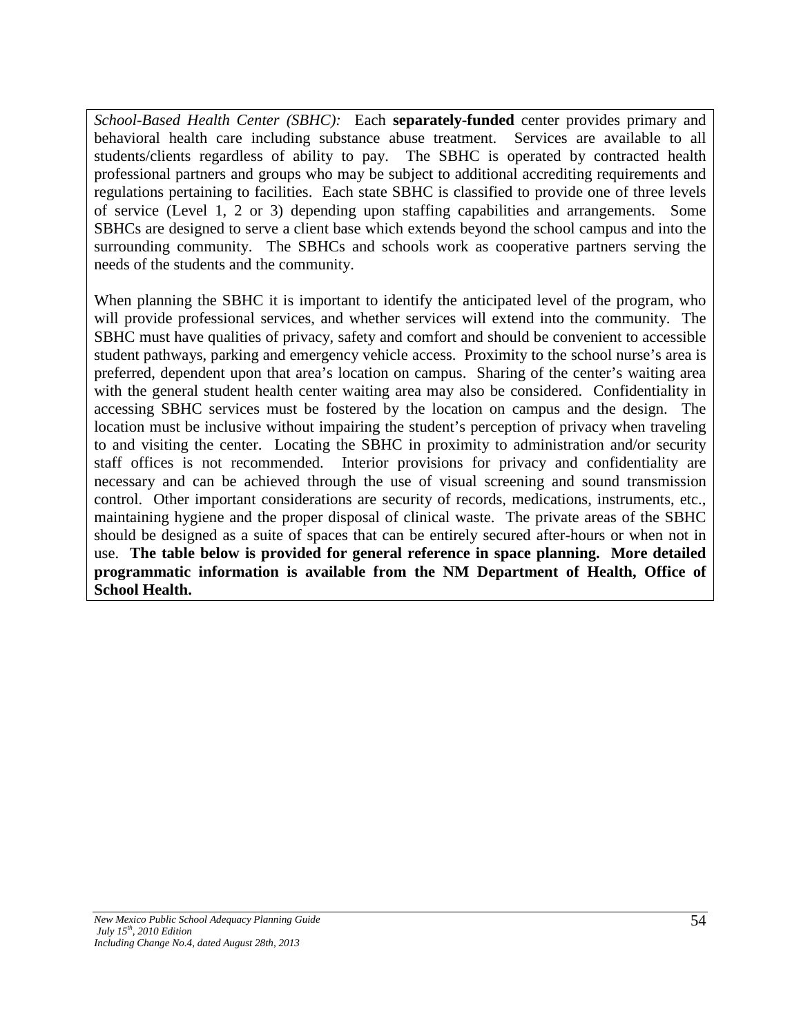*School-Based Health Center (SBHC):* Each **separately-funded** center provides primary and behavioral health care including substance abuse treatment. Services are available to all students/clients regardless of ability to pay. The SBHC is operated by contracted health professional partners and groups who may be subject to additional accrediting requirements and regulations pertaining to facilities. Each state SBHC is classified to provide one of three levels of service (Level 1, 2 or 3) depending upon staffing capabilities and arrangements. Some SBHCs are designed to serve a client base which extends beyond the school campus and into the surrounding community. The SBHCs and schools work as cooperative partners serving the needs of the students and the community.

When planning the SBHC it is important to identify the anticipated level of the program, who will provide professional services, and whether services will extend into the community. The SBHC must have qualities of privacy, safety and comfort and should be convenient to accessible student pathways, parking and emergency vehicle access. Proximity to the school nurse's area is preferred, dependent upon that area's location on campus. Sharing of the center's waiting area with the general student health center waiting area may also be considered. Confidentiality in accessing SBHC services must be fostered by the location on campus and the design. The location must be inclusive without impairing the student's perception of privacy when traveling to and visiting the center. Locating the SBHC in proximity to administration and/or security staff offices is not recommended. Interior provisions for privacy and confidentiality are necessary and can be achieved through the use of visual screening and sound transmission control. Other important considerations are security of records, medications, instruments, etc., maintaining hygiene and the proper disposal of clinical waste. The private areas of the SBHC should be designed as a suite of spaces that can be entirely secured after-hours or when not in use. **The table below is provided for general reference in space planning. More detailed programmatic information is available from the NM Department of Health, Office of School Health.**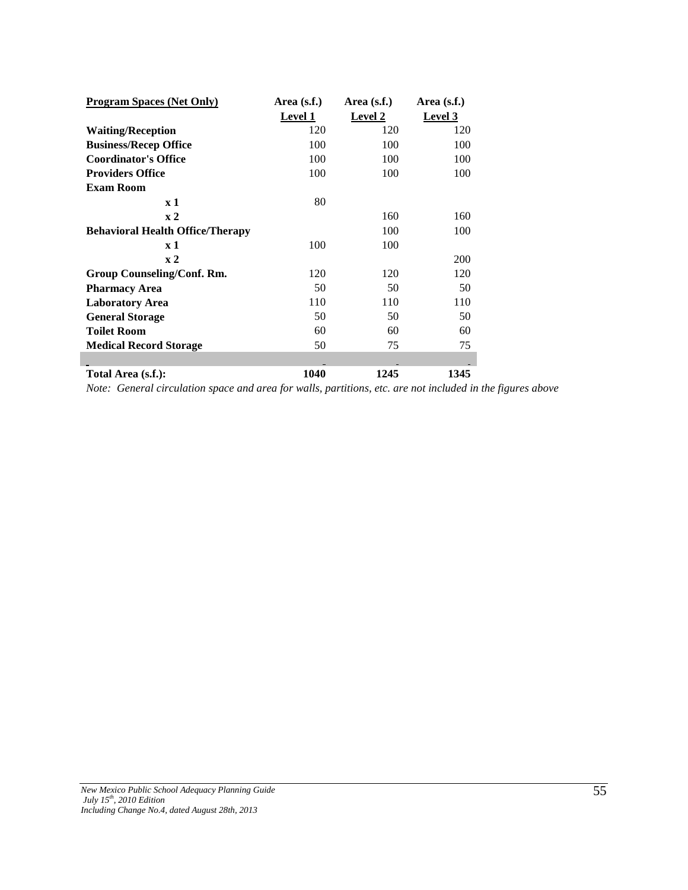| **Program Spaces (Net Only)** | **Area (s.f.) Level 1** | **Area (s.f.) Level 2** | **Area (s.f.) Level 3** |
|---|---|---|---|
| **Waiting/Reception** | 120 | 120 | 120 |
| **Business/Recep Office** | 100 | 100 | 100 |
| **Coordinator's Office** | 100 | 100 | 100 |
| **Providers Office** | 100 | 100 | 100 |
| **Exam Room** | | | |
| **x 1** | 80 | | |
| **x 2** | | 160 | 160 |
| **Behavioral Health Office/Therapy** | | 100 | 100 |
| **x 1** | 100 | 100 | |
| **x 2** | | | 200 |
| **Group Counseling/Conf. Rm.** | 120 | 120 | 120 |
| **Pharmacy Area** | 50 | 50 | 50 |
| **Laboratory Area** | 110 | 110 | 110 |
| **General Storage** | 50 | 50 | 50 |
| **Toilet Room** | 60 | 60 | 60 |
| **Medical Record Storage** | 50 | 75 | 75 |
| **Total Area (s.f.):** | **1040** | **1245** | **1345** |

*Note: General circulation space and area for walls, partitions, etc. are not included in the figures above*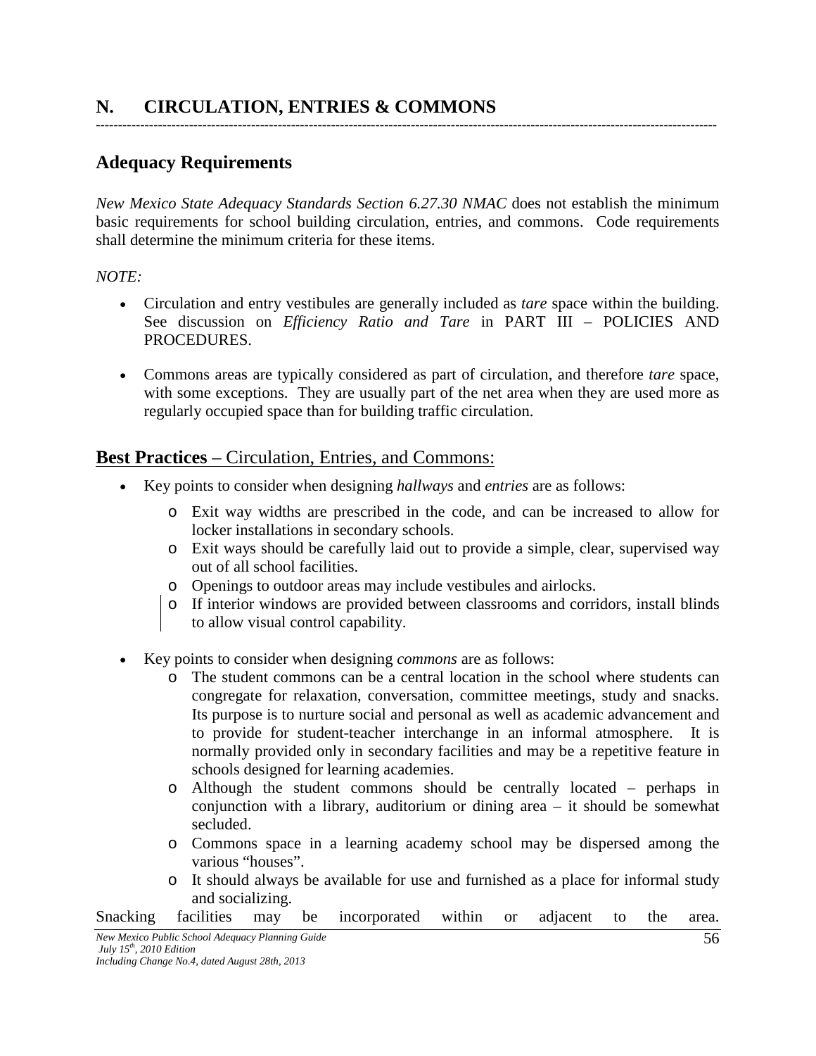## N. CIRCULATION, ENTRIES & COMMONS

---

## Adequacy Requirements

*New Mexico State Adequacy Standards Section 6.27.30 NMAC* does not establish the minimum basic requirements for school building circulation, entries, and commons. Code requirements shall determine the minimum criteria for these items.

*NOTE:*

- Circulation and entry vestibules are generally included as *tare* space within the building. See discussion on *Efficiency Ratio and Tare* in PART III – POLICIES AND PROCEDURES.
- Commons areas are typically considered as part of circulation, and therefore *tare* space, with some exceptions. They are usually part of the net area when they are used more as regularly occupied space than for building traffic circulation.

### **Best Practices** – Circulation, Entries, and Commons:

- Key points to consider when designing *hallways* and *entries* are as follows:
  - Exit way widths are prescribed in the code, and can be increased to allow for locker installations in secondary schools.
  - Exit ways should be carefully laid out to provide a simple, clear, supervised way out of all school facilities.
  - Openings to outdoor areas may include vestibules and airlocks.
  - If interior windows are provided between classrooms and corridors, install blinds to allow visual control capability.
- Key points to consider when designing *commons* are as follows:
  - The student commons can be a central location in the school where students can congregate for relaxation, conversation, committee meetings, study and snacks. Its purpose is to nurture social and personal as well as academic advancement and to provide for student-teacher interchange in an informal atmosphere. It is normally provided only in secondary facilities and may be a repetitive feature in schools designed for learning academies.
  - Although the student commons should be centrally located – perhaps in conjunction with a library, auditorium or dining area – it should be somewhat secluded.
  - Commons space in a learning academy school may be dispersed among the various "houses".
  - It should always be available for use and furnished as a place for informal study and socializing.

Snacking facilities may be incorporated within or adjacent to the area.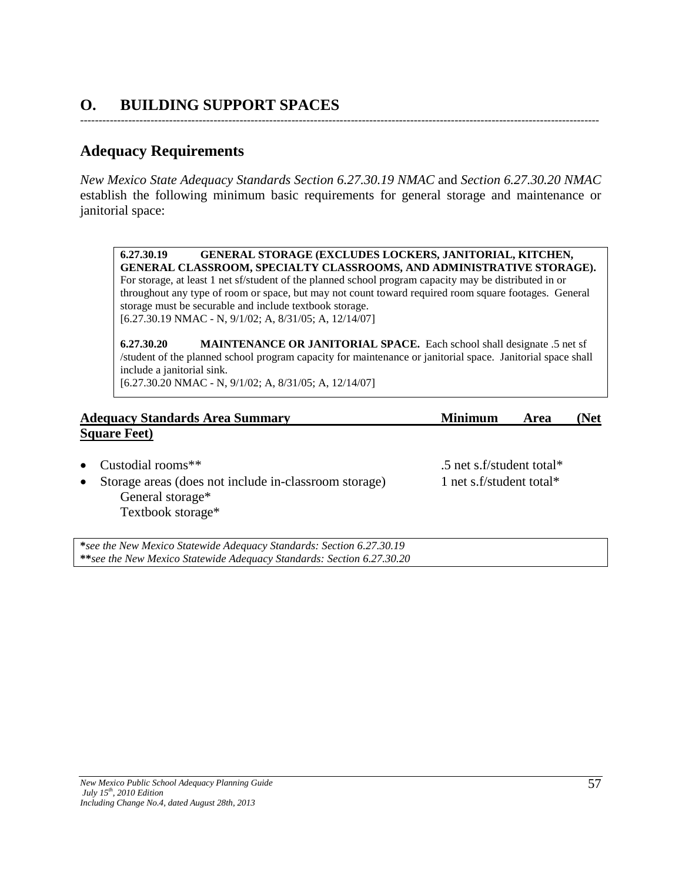## O. BUILDING SUPPORT SPACES

---

## Adequacy Requirements

*New Mexico State Adequacy Standards Section 6.27.30.19 NMAC* and *Section 6.27.30.20 NMAC* establish the following minimum basic requirements for general storage and maintenance or janitorial space:

> **6.27.30.19 GENERAL STORAGE (EXCLUDES LOCKERS, JANITORIAL, KITCHEN, GENERAL CLASSROOM, SPECIALTY CLASSROOMS, AND ADMINISTRATIVE STORAGE).** For storage, at least 1 net sf/student of the planned school program capacity may be distributed in or throughout any type of room or space, but may not count toward required room square footages. General storage must be securable and include textbook storage.
> [6.27.30.19 NMAC - N, 9/1/02; A, 8/31/05; A, 12/14/07]
>
> **6.27.30.20 MAINTENANCE OR JANITORIAL SPACE.** Each school shall designate .5 net sf /student of the planned school program capacity for maintenance or janitorial space. Janitorial space shall include a janitorial sink.
> [6.27.30.20 NMAC - N, 9/1/02; A, 8/31/05; A, 12/14/07]

| Adequacy Standards Area Summary | Minimum Area (Net Square Feet) |
|---|---|
| • Custodial rooms** | .5 net s.f/student total* |
| • Storage areas (does not include in-classroom storage)<br>General storage*<br>Textbook storage* | 1 net s.f/student total* |

*\*see the New Mexico Statewide Adequacy Standards: Section 6.27.30.19*
*\*\*see the New Mexico Statewide Adequacy Standards: Section 6.27.30.20*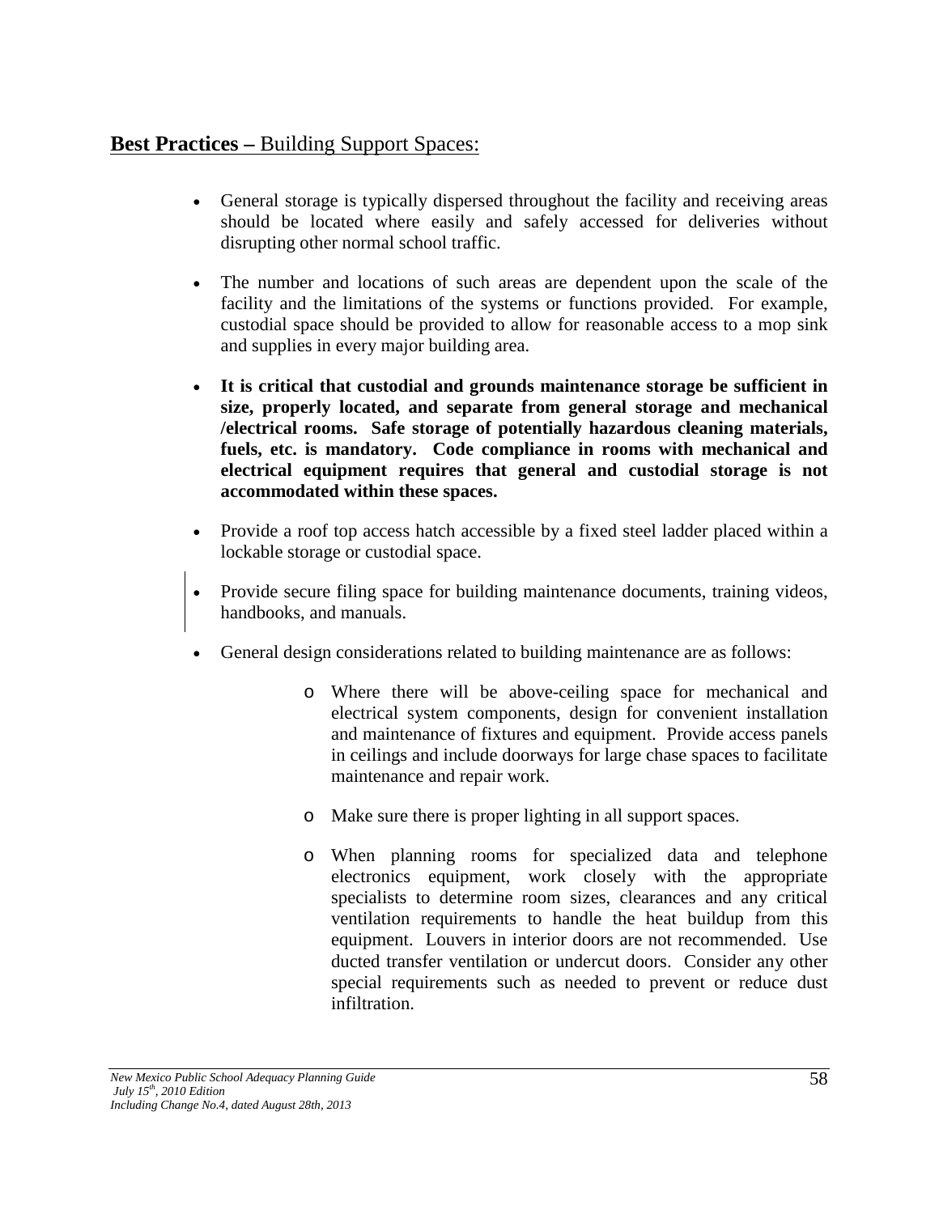## **Best Practices –** Building Support Spaces:

- General storage is typically dispersed throughout the facility and receiving areas should be located where easily and safely accessed for deliveries without disrupting other normal school traffic.

- The number and locations of such areas are dependent upon the scale of the facility and the limitations of the systems or functions provided. For example, custodial space should be provided to allow for reasonable access to a mop sink and supplies in every major building area.

- **It is critical that custodial and grounds maintenance storage be sufficient in size, properly located, and separate from general storage and mechanical /electrical rooms. Safe storage of potentially hazardous cleaning materials, fuels, etc. is mandatory. Code compliance in rooms with mechanical and electrical equipment requires that general and custodial storage is not accommodated within these spaces.**

- Provide a roof top access hatch accessible by a fixed steel ladder placed within a lockable storage or custodial space.

- Provide secure filing space for building maintenance documents, training videos, handbooks, and manuals.

- General design considerations related to building maintenance are as follows:

    - Where there will be above-ceiling space for mechanical and electrical system components, design for convenient installation and maintenance of fixtures and equipment. Provide access panels in ceilings and include doorways for large chase spaces to facilitate maintenance and repair work.

    - Make sure there is proper lighting in all support spaces.

    - When planning rooms for specialized data and telephone electronics equipment, work closely with the appropriate specialists to determine room sizes, clearances and any critical ventilation requirements to handle the heat buildup from this equipment. Louvers in interior doors are not recommended. Use ducted transfer ventilation or undercut doors. Consider any other special requirements such as needed to prevent or reduce dust infiltration.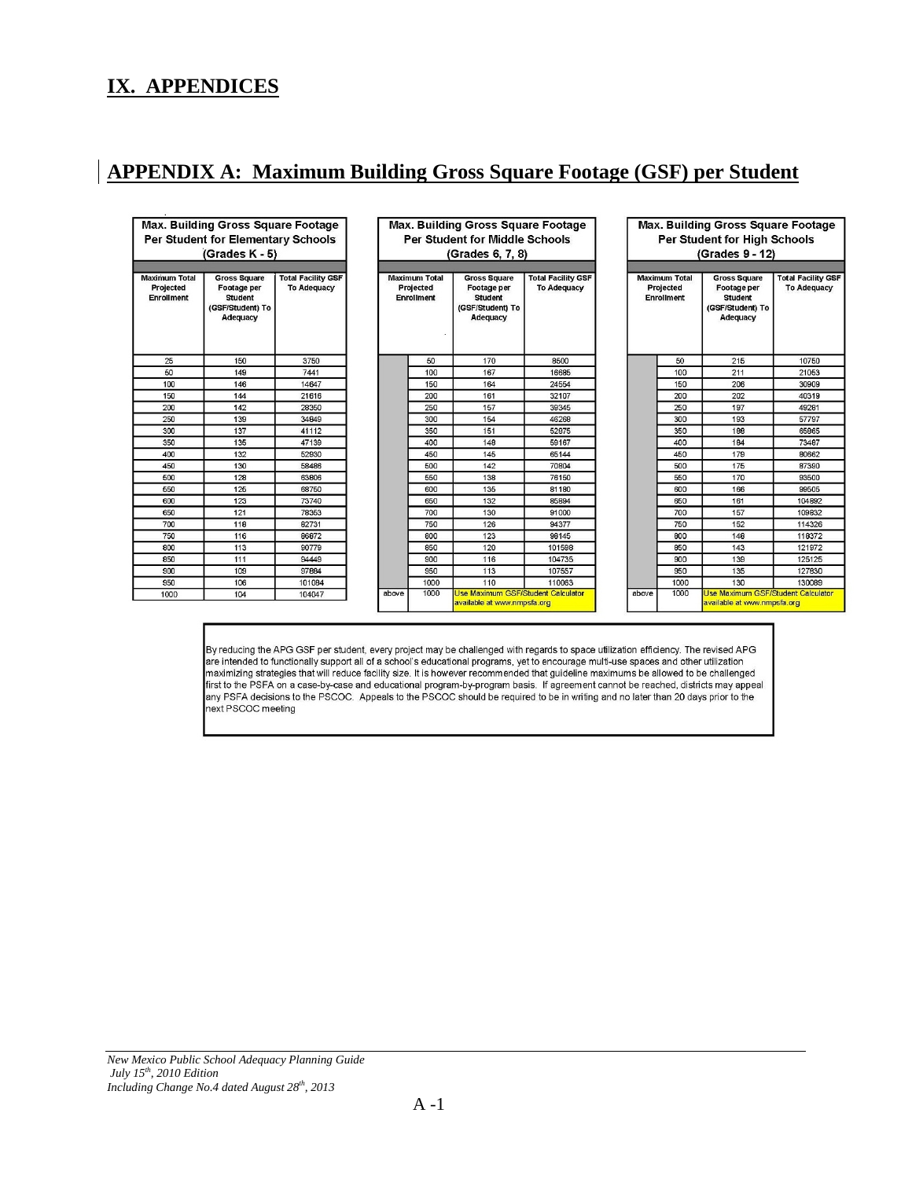# IX. APPENDICES

## APPENDIX A: Maximum Building Gross Square Footage (GSF) per Student

**Max. Building Gross Square Footage Per Student for Elementary Schools (Grades K - 5)**

| Maximum Total Projected Enrollment | Gross Square Footage per Student (GSF/Student) To Adequacy | Total Facility GSF To Adequacy |
|---|---|---|
| 25 | 150 | 3750 |
| 50 | 149 | 7441 |
| 100 | 146 | 14647 |
| 150 | 144 | 21616 |
| 200 | 142 | 28350 |
| 250 | 139 | 34849 |
| 300 | 137 | 41112 |
| 350 | 135 | 47139 |
| 400 | 132 | 52930 |
| 450 | 130 | 58486 |
| 500 | 128 | 63806 |
| 550 | 125 | 68750 |
| 600 | 123 | 73740 |
| 650 | 121 | 78363 |
| 700 | 118 | 82731 |
| 750 | 116 | 86872 |
| 800 | 113 | 90779 |
| 850 | 111 | 94449 |
| 900 | 109 | 97884 |
| 950 | 106 | 101084 |
| 1000 | 104 | 104047 |

**Max. Building Gross Square Footage Per Student for Middle Schools (Grades 6, 7, 8)**

| Maximum Total Projected Enrollment | | Gross Square Footage per Student (GSF/Student) To Adequacy | Total Facility GSF To Adequacy |
|---|---|---|---|
| | 50 | 170 | 8500 |
| | 100 | 167 | 16685 |
| | 150 | 164 | 24554 |
| | 200 | 161 | 32107 |
| | 250 | 157 | 39345 |
| | 300 | 154 | 46268 |
| | 350 | 151 | 52875 |
| | 400 | 148 | 59167 |
| | 450 | 145 | 65144 |
| | 500 | 142 | 70804 |
| | 550 | 138 | 76150 |
| | 600 | 135 | 81180 |
| | 650 | 132 | 85894 |
| | 700 | 130 | 91000 |
| | 750 | 126 | 94377 |
| | 800 | 123 | 98145 |
| | 850 | 120 | 101598 |
| | 900 | 116 | 104735 |
| | 950 | 113 | 107557 |
| | 1000 | 110 | 110063 |
| above | 1000 | Use Maximum GSF/Student Calculator available at www.nmpsfa.org | |

**Max. Building Gross Square Footage Per Student for High Schools (Grades 9 - 12)**

| Maximum Total Projected Enrollment | | Gross Square Footage per Student (GSF/Student) To Adequacy | Total Facility GSF To Adequacy |
|---|---|---|---|
| | 50 | 215 | 10750 |
| | 100 | 211 | 21053 |
| | 150 | 206 | 30909 |
| | 200 | 202 | 40319 |
| | 250 | 197 | 49281 |
| | 300 | 193 | 57797 |
| | 350 | 188 | 65865 |
| | 400 | 184 | 73487 |
| | 450 | 179 | 80662 |
| | 500 | 175 | 87390 |
| | 550 | 170 | 93500 |
| | 600 | 166 | 99505 |
| | 650 | 161 | 104892 |
| | 700 | 157 | 109832 |
| | 750 | 152 | 114326 |
| | 800 | 148 | 118372 |
| | 850 | 143 | 121972 |
| | 900 | 139 | 125125 |
| | 950 | 135 | 127830 |
| | 1000 | 130 | 130089 |
| above | 1000 | Use Maximum GSF/Student Calculator available at www.nmpsfa.org | |

By reducing the APG GSF per student, every project may be challenged with regards to space utilization efficiency. The revised APG are intended to functionally support all of a school's educational programs, yet to encourage multi-use spaces and other utilization maximizing strategies that will reduce facility size. It is however recommended that guideline maximums be allowed to be challenged first to the PSFA on a case-by-case and educational program-by-program basis. If agreement cannot be reached, districts may appeal any PSFA decisions to the PSCOC. Appeals to the PSCOC should be required to be in writing and no later than 20 days prior to the next PSCOC meeting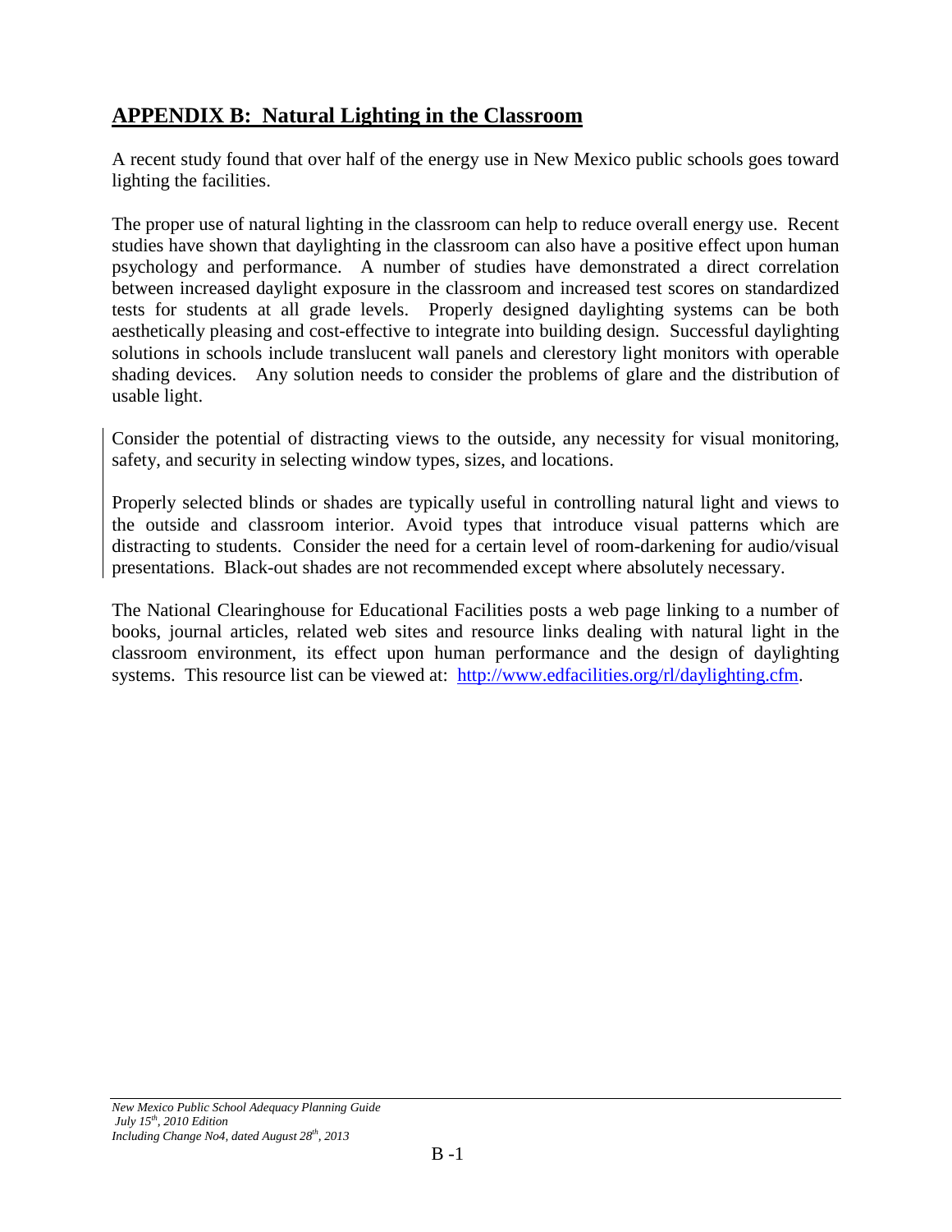## APPENDIX B: Natural Lighting in the Classroom

A recent study found that over half of the energy use in New Mexico public schools goes toward lighting the facilities.

The proper use of natural lighting in the classroom can help to reduce overall energy use. Recent studies have shown that daylighting in the classroom can also have a positive effect upon human psychology and performance. A number of studies have demonstrated a direct correlation between increased daylight exposure in the classroom and increased test scores on standardized tests for students at all grade levels. Properly designed daylighting systems can be both aesthetically pleasing and cost-effective to integrate into building design. Successful daylighting solutions in schools include translucent wall panels and clerestory light monitors with operable shading devices. Any solution needs to consider the problems of glare and the distribution of usable light.

Consider the potential of distracting views to the outside, any necessity for visual monitoring, safety, and security in selecting window types, sizes, and locations.

Properly selected blinds or shades are typically useful in controlling natural light and views to the outside and classroom interior. Avoid types that introduce visual patterns which are distracting to students. Consider the need for a certain level of room-darkening for audio/visual presentations. Black-out shades are not recommended except where absolutely necessary.

The National Clearinghouse for Educational Facilities posts a web page linking to a number of books, journal articles, related web sites and resource links dealing with natural light in the classroom environment, its effect upon human performance and the design of daylighting systems. This resource list can be viewed at: [http://www.edfacilities.org/rl/daylighting.cfm](http://www.edfacilities.org/rl/daylighting.cfm).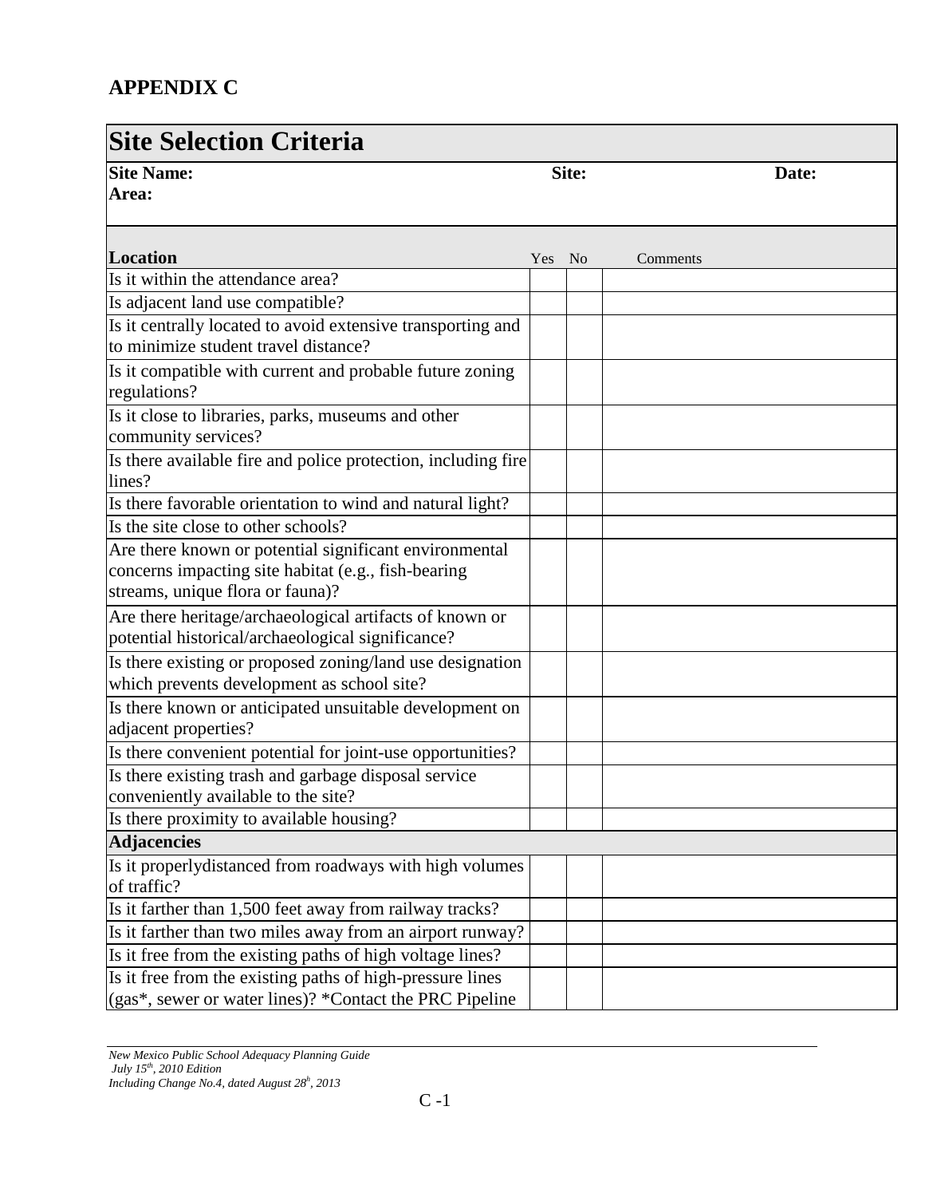## APPENDIX C

| Site Selection Criteria | | | |
|---|---|---|---|
| **Site Name:** **Area:** | **Site:** | | **Date:** |
| **Location** | Yes | No | Comments |
| Is it within the attendance area? | | | |
| Is adjacent land use compatible? | | | |
| Is it centrally located to avoid extensive transporting and to minimize student travel distance? | | | |
| Is it compatible with current and probable future zoning regulations? | | | |
| Is it close to libraries, parks, museums and other community services? | | | |
| Is there available fire and police protection, including fire lines? | | | |
| Is there favorable orientation to wind and natural light? | | | |
| Is the site close to other schools? | | | |
| Are there known or potential significant environmental concerns impacting site habitat (e.g., fish-bearing streams, unique flora or fauna)? | | | |
| Are there heritage/archaeological artifacts of known or potential historical/archaeological significance? | | | |
| Is there existing or proposed zoning/land use designation which prevents development as school site? | | | |
| Is there known or anticipated unsuitable development on adjacent properties? | | | |
| Is there convenient potential for joint-use opportunities? | | | |
| Is there existing trash and garbage disposal service conveniently available to the site? | | | |
| Is there proximity to available housing? | | | |
| **Adjacencies** | | | |
| Is it properlydistanced from roadways with high volumes of traffic? | | | |
| Is it farther than 1,500 feet away from railway tracks? | | | |
| Is it farther than two miles away from an airport runway? | | | |
| Is it free from the existing paths of high voltage lines? | | | |
| Is it free from the existing paths of high-pressure lines (gas*, sewer or water lines)? *Contact the PRC Pipeline | | | |

*New Mexico Public School Adequacy Planning Guide*
*July 15th, 2010 Edition*
*Including Change No.4, dated August 28th, 2013*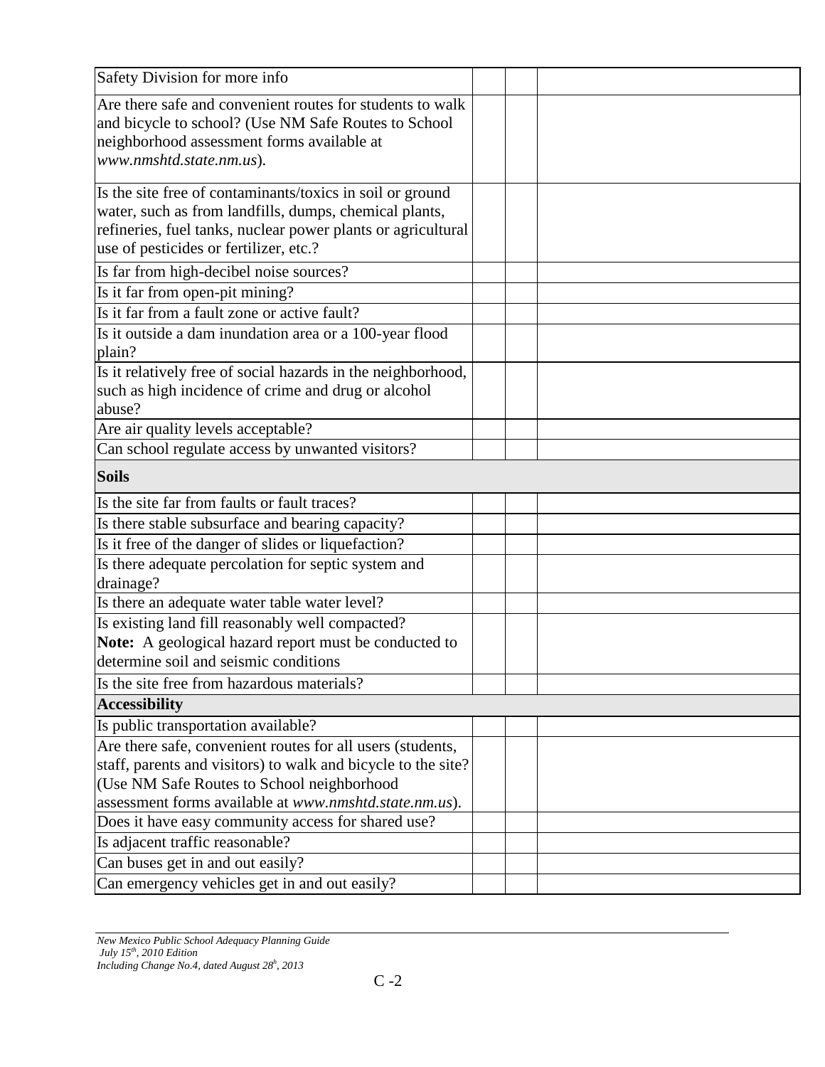| | | | |
|---|---|---|---|
| Safety Division for more info | | | |
| Are there safe and convenient routes for students to walk and bicycle to school? (Use NM Safe Routes to School neighborhood assessment forms available at *www.nmshtd.state.nm.us*). | | | |
| Is the site free of contaminants/toxics in soil or ground water, such as from landfills, dumps, chemical plants, refineries, fuel tanks, nuclear power plants or agricultural use of pesticides or fertilizer, etc.? | | | |
| Is far from high-decibel noise sources? | | | |
| Is it far from open-pit mining? | | | |
| Is it far from a fault zone or active fault? | | | |
| Is it outside a dam inundation area or a 100-year flood plain? | | | |
| Is it relatively free of social hazards in the neighborhood, such as high incidence of crime and drug or alcohol abuse? | | | |
| Are air quality levels acceptable? | | | |
| Can school regulate access by unwanted visitors? | | | |
| **Soils** | | | |
| Is the site far from faults or fault traces? | | | |
| Is there stable subsurface and bearing capacity? | | | |
| Is it free of the danger of slides or liquefaction? | | | |
| Is there adequate percolation for septic system and drainage? | | | |
| Is there an adequate water table water level? | | | |
| Is existing land fill reasonably well compacted? **Note:** A geological hazard report must be conducted to determine soil and seismic conditions | | | |
| Is the site free from hazardous materials? | | | |
| **Accessibility** | | | |
| Is public transportation available? | | | |
| Are there safe, convenient routes for all users (students, staff, parents and visitors) to walk and bicycle to the site? (Use NM Safe Routes to School neighborhood assessment forms available at *www.nmshtd.state.nm.us*). | | | |
| Does it have easy community access for shared use? | | | |
| Is adjacent traffic reasonable? | | | |
| Can buses get in and out easily? | | | |
| Can emergency vehicles get in and out easily? | | | |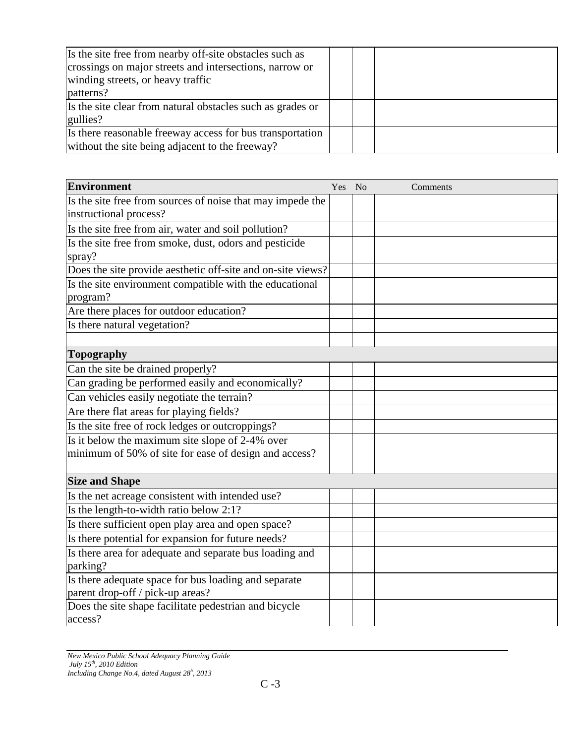| | | | |
|---|---|---|---|
| Is the site free from nearby off-site obstacles such as crossings on major streets and intersections, narrow or winding streets, or heavy traffic patterns? | | | |
| Is the site clear from natural obstacles such as grades or gullies? | | | |
| Is there reasonable freeway access for bus transportation without the site being adjacent to the freeway? | | | |

| **Environment** | Yes | No | Comments |
|---|---|---|---|
| Is the site free from sources of noise that may impede the instructional process? | | | |
| Is the site free from air, water and soil pollution? | | | |
| Is the site free from smoke, dust, odors and pesticide spray? | | | |
| Does the site provide aesthetic off-site and on-site views? | | | |
| Is the site environment compatible with the educational program? | | | |
| Are there places for outdoor education? | | | |
| Is there natural vegetation? | | | |
| | | | |
| **Topography** | | | |
| Can the site be drained properly? | | | |
| Can grading be performed easily and economically? | | | |
| Can vehicles easily negotiate the terrain? | | | |
| Are there flat areas for playing fields? | | | |
| Is the site free of rock ledges or outcroppings? | | | |
| Is it below the maximum site slope of 2-4% over minimum of 50% of site for ease of design and access? | | | |
| **Size and Shape** | | | |
| Is the net acreage consistent with intended use? | | | |
| Is the length-to-width ratio below 2:1? | | | |
| Is there sufficient open play area and open space? | | | |
| Is there potential for expansion for future needs? | | | |
| Is there area for adequate and separate bus loading and parking? | | | |
| Is there adequate space for bus loading and separate parent drop-off / pick-up areas? | | | |
| Does the site shape facilitate pedestrian and bicycle access? | | | |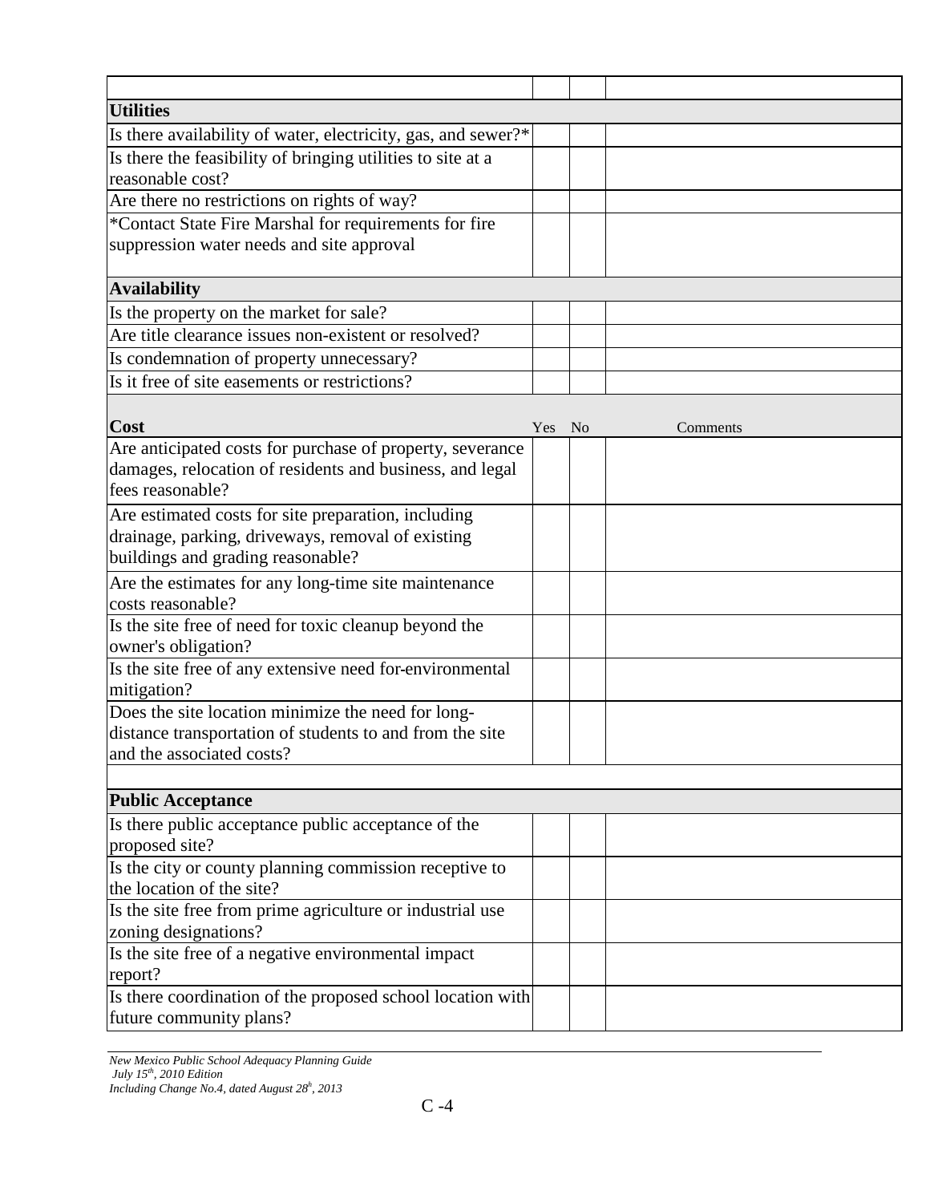| | | | |
|---|---|---|---|
| **Utilities** | | | |
| Is there availability of water, electricity, gas, and sewer?* | | | |
| Is there the feasibility of bringing utilities to site at a reasonable cost? | | | |
| Are there no restrictions on rights of way? | | | |
| *Contact State Fire Marshal for requirements for fire suppression water needs and site approval | | | |
| **Availability** | | | |
| Is the property on the market for sale? | | | |
| Are title clearance issues non-existent or resolved? | | | |
| Is condemnation of property unnecessary? | | | |
| Is it free of site easements or restrictions? | | | |
| **Cost** | Yes | No | Comments |
| Are anticipated costs for purchase of property, severance damages, relocation of residents and business, and legal fees reasonable? | | | |
| Are estimated costs for site preparation, including drainage, parking, driveways, removal of existing buildings and grading reasonable? | | | |
| Are the estimates for any long-time site maintenance costs reasonable? | | | |
| Is the site free of need for toxic cleanup beyond the owner's obligation? | | | |
| Is the site free of any extensive need for-environmental mitigation? | | | |
| Does the site location minimize the need for long-distance transportation of students to and from the site and the associated costs? | | | |
| | | | |
| **Public Acceptance** | | | |
| Is there public acceptance public acceptance of the proposed site? | | | |
| Is the city or county planning commission receptive to the location of the site? | | | |
| Is the site free from prime agriculture or industrial use zoning designations? | | | |
| Is the site free of a negative environmental impact report? | | | |
| Is there coordination of the proposed school location with future community plans? | | | |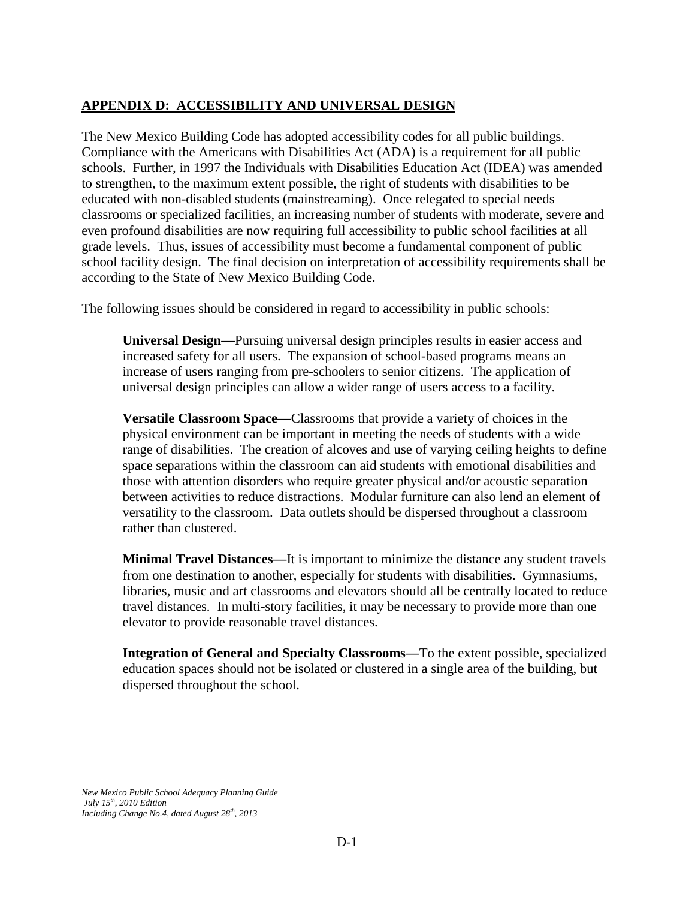## APPENDIX D: ACCESSIBILITY AND UNIVERSAL DESIGN

The New Mexico Building Code has adopted accessibility codes for all public buildings. Compliance with the Americans with Disabilities Act (ADA) is a requirement for all public schools. Further, in 1997 the Individuals with Disabilities Education Act (IDEA) was amended to strengthen, to the maximum extent possible, the right of students with disabilities to be educated with non-disabled students (mainstreaming). Once relegated to special needs classrooms or specialized facilities, an increasing number of students with moderate, severe and even profound disabilities are now requiring full accessibility to public school facilities at all grade levels. Thus, issues of accessibility must become a fundamental component of public school facility design. The final decision on interpretation of accessibility requirements shall be according to the State of New Mexico Building Code.

The following issues should be considered in regard to accessibility in public schools:

**Universal Design—**Pursuing universal design principles results in easier access and increased safety for all users. The expansion of school-based programs means an increase of users ranging from pre-schoolers to senior citizens. The application of universal design principles can allow a wider range of users access to a facility.

**Versatile Classroom Space—**Classrooms that provide a variety of choices in the physical environment can be important in meeting the needs of students with a wide range of disabilities. The creation of alcoves and use of varying ceiling heights to define space separations within the classroom can aid students with emotional disabilities and those with attention disorders who require greater physical and/or acoustic separation between activities to reduce distractions. Modular furniture can also lend an element of versatility to the classroom. Data outlets should be dispersed throughout a classroom rather than clustered.

**Minimal Travel Distances—**It is important to minimize the distance any student travels from one destination to another, especially for students with disabilities. Gymnasiums, libraries, music and art classrooms and elevators should all be centrally located to reduce travel distances. In multi-story facilities, it may be necessary to provide more than one elevator to provide reasonable travel distances.

**Integration of General and Specialty Classrooms—**To the extent possible, specialized education spaces should not be isolated or clustered in a single area of the building, but dispersed throughout the school.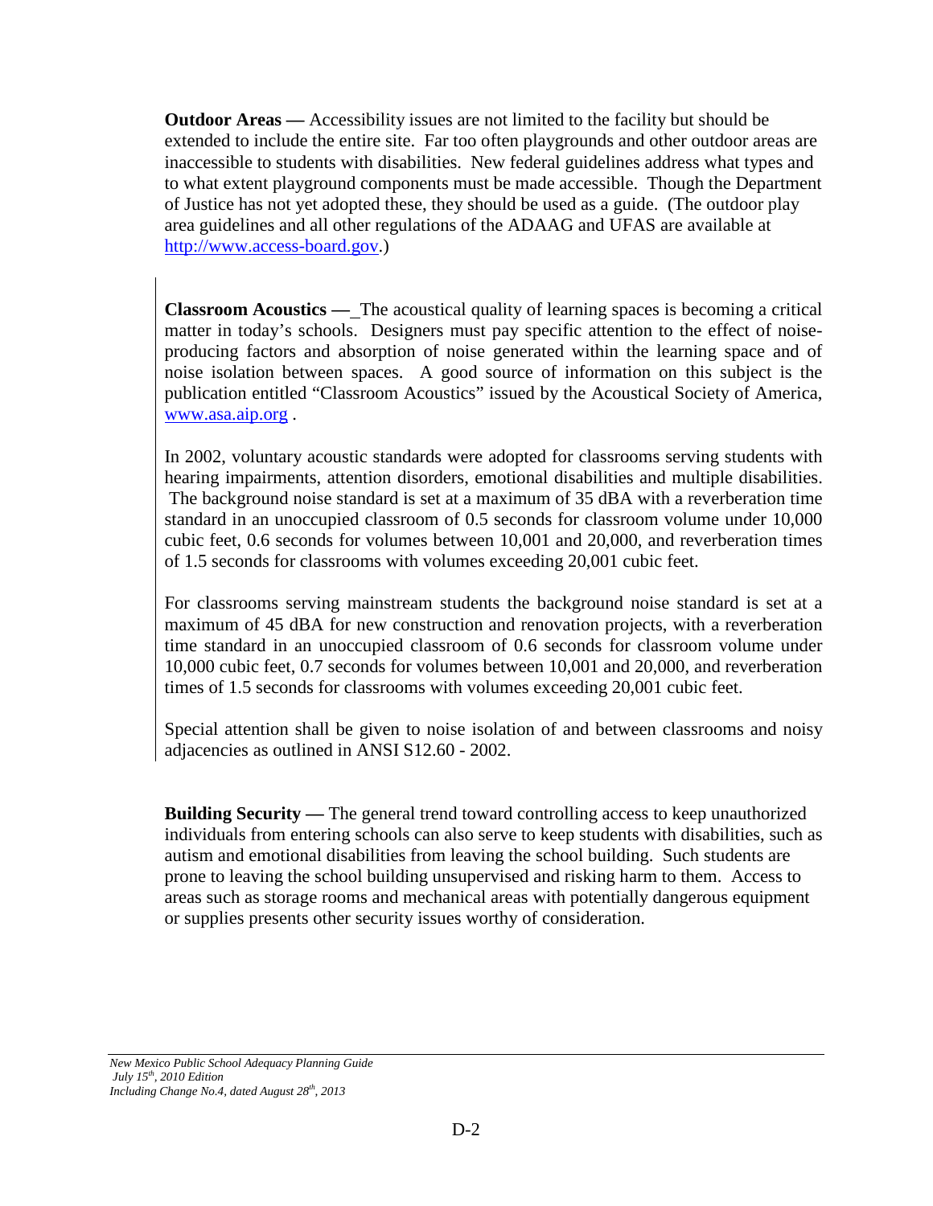**Outdoor Areas —** Accessibility issues are not limited to the facility but should be extended to include the entire site. Far too often playgrounds and other outdoor areas are inaccessible to students with disabilities. New federal guidelines address what types and to what extent playground components must be made accessible. Though the Department of Justice has not yet adopted these, they should be used as a guide. (The outdoor play area guidelines and all other regulations of the ADAAG and UFAS are available at [http://www.access-board.gov](http://www.access-board.gov).)

**Classroom Acoustics —** The acoustical quality of learning spaces is becoming a critical matter in today's schools. Designers must pay specific attention to the effect of noise-producing factors and absorption of noise generated within the learning space and of noise isolation between spaces. A good source of information on this subject is the publication entitled "Classroom Acoustics" issued by the Acoustical Society of America, [www.asa.aip.org](http://www.asa.aip.org) .

In 2002, voluntary acoustic standards were adopted for classrooms serving students with hearing impairments, attention disorders, emotional disabilities and multiple disabilities. The background noise standard is set at a maximum of 35 dBA with a reverberation time standard in an unoccupied classroom of 0.5 seconds for classroom volume under 10,000 cubic feet, 0.6 seconds for volumes between 10,001 and 20,000, and reverberation times of 1.5 seconds for classrooms with volumes exceeding 20,001 cubic feet.

For classrooms serving mainstream students the background noise standard is set at a maximum of 45 dBA for new construction and renovation projects, with a reverberation time standard in an unoccupied classroom of 0.6 seconds for classroom volume under 10,000 cubic feet, 0.7 seconds for volumes between 10,001 and 20,000, and reverberation times of 1.5 seconds for classrooms with volumes exceeding 20,001 cubic feet.

Special attention shall be given to noise isolation of and between classrooms and noisy adjacencies as outlined in ANSI S12.60 - 2002.

**Building Security —** The general trend toward controlling access to keep unauthorized individuals from entering schools can also serve to keep students with disabilities, such as autism and emotional disabilities from leaving the school building. Such students are prone to leaving the school building unsupervised and risking harm to them. Access to areas such as storage rooms and mechanical areas with potentially dangerous equipment or supplies presents other security issues worthy of consideration.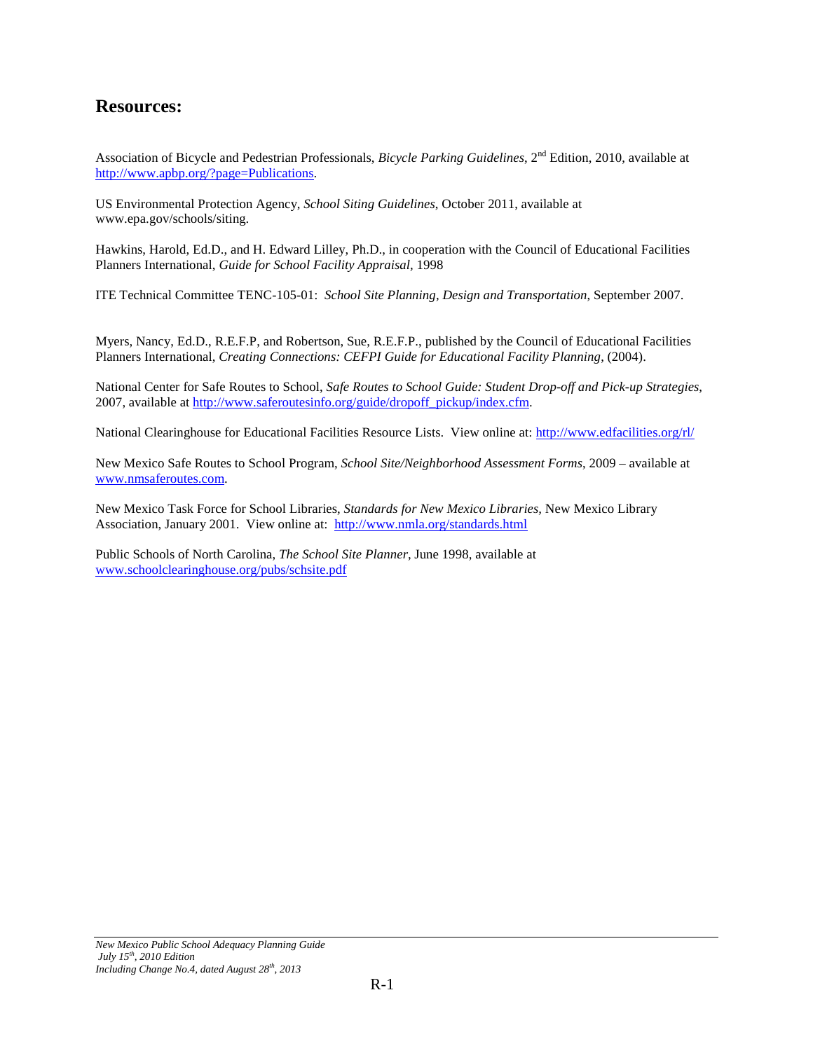## Resources:

Association of Bicycle and Pedestrian Professionals, *Bicycle Parking Guidelines*, 2nd Edition, 2010, available at http://www.apbp.org/?page=Publications.

US Environmental Protection Agency, *School Siting Guidelines*, October 2011, available at www.epa.gov/schools/siting.

Hawkins, Harold, Ed.D., and H. Edward Lilley, Ph.D., in cooperation with the Council of Educational Facilities Planners International, *Guide for School Facility Appraisal,* 1998

ITE Technical Committee TENC-105-01: *School Site Planning, Design and Transportation*, September 2007.

Myers, Nancy, Ed.D., R.E.F.P, and Robertson, Sue, R.E.F.P., published by the Council of Educational Facilities Planners International, *Creating Connections: CEFPI Guide for Educational Facility Planning*, (2004).

National Center for Safe Routes to School, *Safe Routes to School Guide: Student Drop-off and Pick-up Strategies*, 2007, available at http://www.saferoutesinfo.org/guide/dropoff_pickup/index.cfm.

National Clearinghouse for Educational Facilities Resource Lists. View online at: http://www.edfacilities.org/rl/

New Mexico Safe Routes to School Program, *School Site/Neighborhood Assessment Forms*, 2009 – available at www.nmsaferoutes.com.

New Mexico Task Force for School Libraries, *Standards for New Mexico Libraries,* New Mexico Library Association, January 2001. View online at: http://www.nmla.org/standards.html

Public Schools of North Carolina, *The School Site Planner*, June 1998, available at www.schoolclearinghouse.org/pubs/schsite.pdf